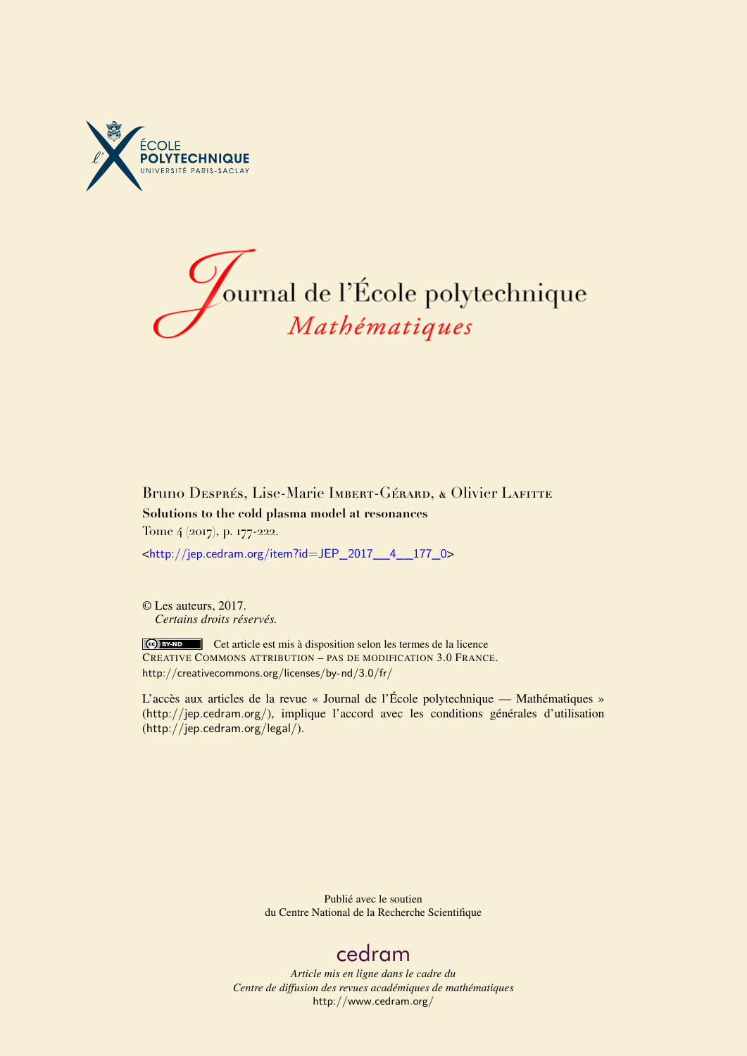ÉCOLE POLYTECHNIQUE
UNIVERSITÉ PARIS-SACLAY

# Journal de l'École polytechnique
## *Mathématiques*

Bruno Després, Lise-Marie Imbert-Gérard, & Olivier Lafitte

**Solutions to the cold plasma model at resonances**

Tome 4 (2017), p. 177-222.

<http://jep.cedram.org/item?id=JEP_2017__4__177_0>

© Les auteurs, 2017.
*Certains droits réservés.*

Cet article est mis à disposition selon les termes de la licence
Creative Commons attribution – pas de modification 3.0 France.
http://creativecommons.org/licenses/by-nd/3.0/fr/

L'accès aux articles de la revue « Journal de l'École polytechnique — Mathématiques » (http://jep.cedram.org/), implique l'accord avec les conditions générales d'utilisation (http://jep.cedram.org/legal/).

Publié avec le soutien
du Centre National de la Recherche Scientifique

cedram

*Article mis en ligne dans le cadre du*
*Centre de diffusion des revues académiques de mathématiques*
http://www.cedram.org/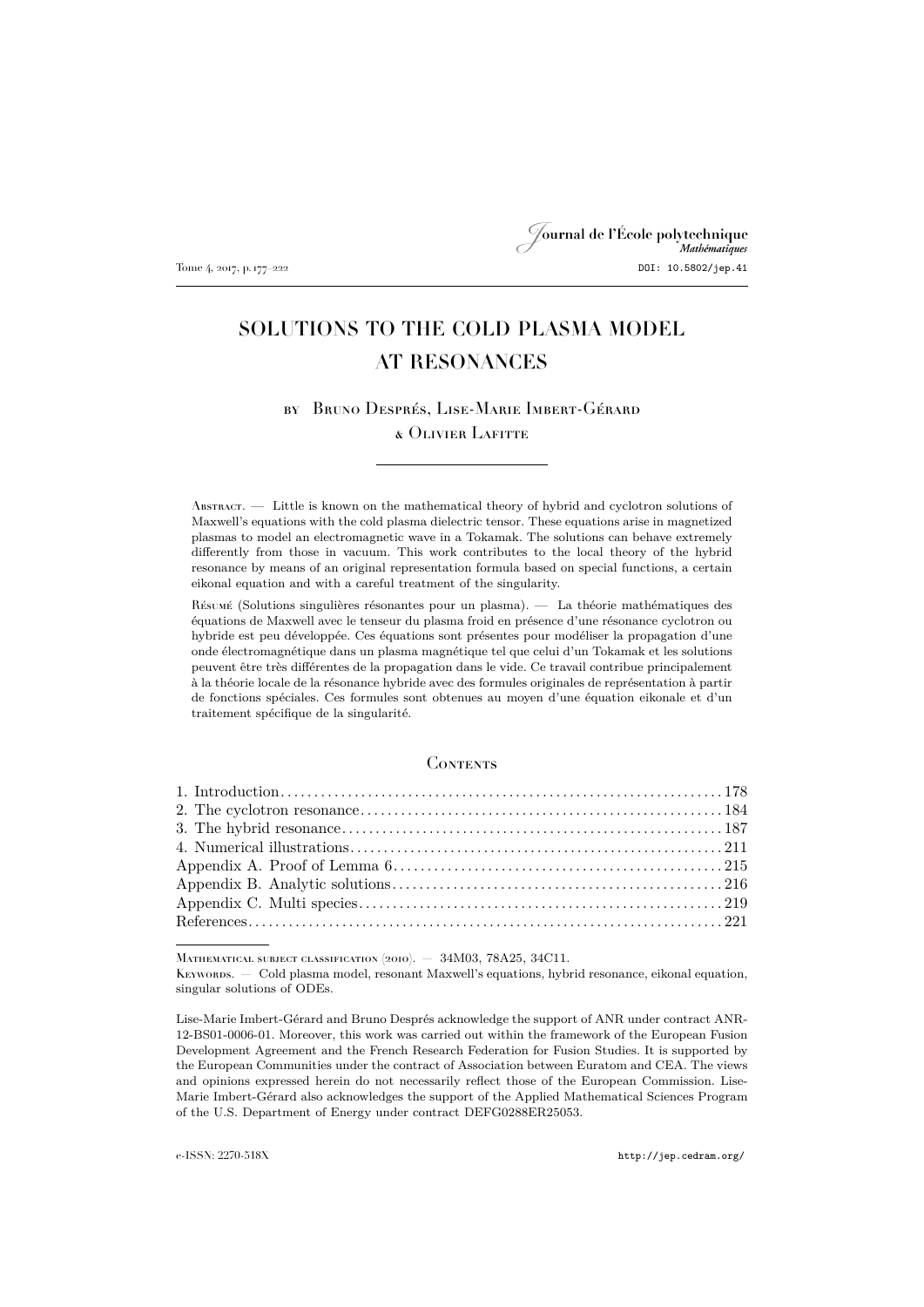# SOLUTIONS TO THE COLD PLASMA MODEL AT RESONANCES

by Bruno Després, Lise-Marie Imbert-Gérard & Olivier Lafitte

Abstract. — Little is known on the mathematical theory of hybrid and cyclotron solutions of Maxwell's equations with the cold plasma dielectric tensor. These equations arise in magnetized plasmas to model an electromagnetic wave in a Tokamak. The solutions can behave extremely differently from those in vacuum. This work contributes to the local theory of the hybrid resonance by means of an original representation formula based on special functions, a certain eikonal equation and with a careful treatment of the singularity.

Résumé (Solutions singulières résonantes pour un plasma). — La théorie mathématiques des équations de Maxwell avec le tenseur du plasma froid en présence d'une résonance cyclotron ou hybride est peu développée. Ces équations sont présentes pour modéliser la propagation d'une onde électromagnétique dans un plasma magnétique tel que celui d'un Tokamak et les solutions peuvent être très différentes de la propagation dans le vide. Ce travail contribue principalement à la théorie locale de la résonance hybride avec des formules originales de représentation à partir de fonctions spéciales. Ces formules sont obtenues au moyen d'une équation eikonale et d'un traitement spécifique de la singularité.

## Contents

1. Introduction . . . 178
2. The cyclotron resonance . . . 184
3. The hybrid resonance . . . 187
4. Numerical illustrations . . . 211

Appendix A. Proof of Lemma 6 . . . 215
Appendix B. Analytic solutions . . . 216
Appendix C. Multi species . . . 219
References . . . 221

Mathematical subject classification (2010). — 34M03, 78A25, 34C11.

Keywords. — Cold plasma model, resonant Maxwell's equations, hybrid resonance, eikonal equation, singular solutions of ODEs.

Lise-Marie Imbert-Gérard and Bruno Després acknowledge the support of ANR under contract ANR-12-BS01-0006-01. Moreover, this work was carried out within the framework of the European Fusion Development Agreement and the French Research Federation for Fusion Studies. It is supported by the European Communities under the contract of Association between Euratom and CEA. The views and opinions expressed herein do not necessarily reflect those of the European Commission. Lise-Marie Imbert-Gérard also acknowledges the support of the Applied Mathematical Sciences Program of the U.S. Department of Energy under contract DEFG0288ER25053.

e-ISSN: 2270-518X http://jep.cedram.org/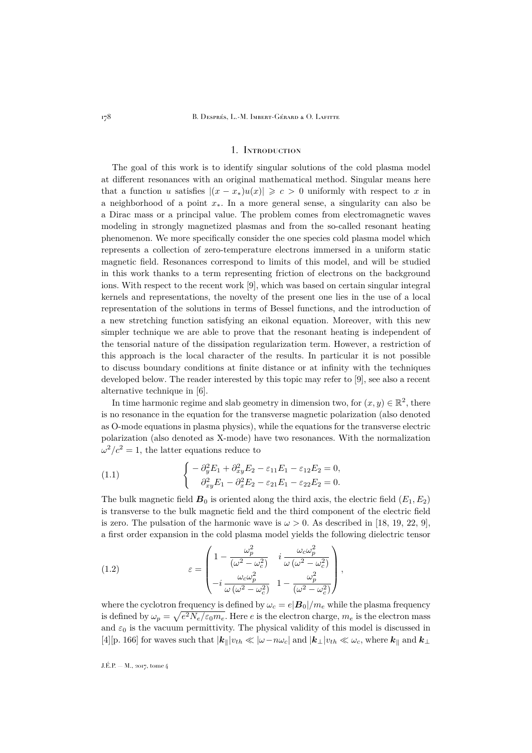## 1. Introduction

The goal of this work is to identify singular solutions of the cold plasma model at different resonances with an original mathematical method. Singular means here that a function $u$ satisfies $|(x - x_*)u(x)| \geqslant c > 0$ uniformly with respect to $x$ in a neighborhood of a point $x_*$. In a more general sense, a singularity can also be a Dirac mass or a principal value. The problem comes from electromagnetic waves modeling in strongly magnetized plasmas and from the so-called resonant heating phenomenon. We more specifically consider the one species cold plasma model which represents a collection of zero-temperature electrons immersed in a uniform static magnetic field. Resonances correspond to limits of this model, and will be studied in this work thanks to a term representing friction of electrons on the background ions. With respect to the recent work [9], which was based on certain singular integral kernels and representations, the novelty of the present one lies in the use of a local representation of the solutions in terms of Bessel functions, and the introduction of a new stretching function satisfying an eikonal equation. Moreover, with this new simpler technique we are able to prove that the resonant heating is independent of the tensorial nature of the dissipation regularization term. However, a restriction of this approach is the local character of the results. In particular it is not possible to discuss boundary conditions at finite distance or at infinity with the techniques developed below. The reader interested by this topic may refer to [9], see also a recent alternative technique in [6].

In time harmonic regime and slab geometry in dimension two, for $(x, y) \in \mathbb{R}^2$, there is no resonance in the equation for the transverse magnetic polarization (also denoted as O-mode equations in plasma physics), while the equations for the transverse electric polarization (also denoted as X-mode) have two resonances. With the normalization $\omega^2/c^2 = 1$, the latter equations reduce to

$$
\left\{
\begin{aligned}
&-\partial_y^2 E_1 + \partial_{xy}^2 E_2 - \varepsilon_{11} E_1 - \varepsilon_{12} E_2 = 0, \\
&\partial_{xy}^2 E_1 - \partial_x^2 E_2 - \varepsilon_{21} E_1 - \varepsilon_{22} E_2 = 0.
\end{aligned}
\right.
\tag{1.1}
$$

The bulk magnetic field $\boldsymbol{B}_0$ is oriented along the third axis, the electric field $(E_1, E_2)$ is transverse to the bulk magnetic field and the third component of the electric field is zero. The pulsation of the harmonic wave is $\omega > 0$. As described in [18, 19, 22, 9], a first order expansion in the cold plasma model yields the following dielectric tensor

$$
\varepsilon = \begin{pmatrix}
1 - \dfrac{\omega_p^2}{(\omega^2 - \omega_c^2)} & i\,\dfrac{\omega_c \omega_p^2}{\omega\,(\omega^2 - \omega_c^2)} \\[2ex]
-i\,\dfrac{\omega_c \omega_p^2}{\omega\,(\omega^2 - \omega_c^2)} & 1 - \dfrac{\omega_p^2}{(\omega^2 - \omega_c^2)}
\end{pmatrix},
\tag{1.2}
$$

where the cyclotron frequency is defined by $\omega_c = e|\boldsymbol{B}_0|/m_e$ while the plasma frequency is defined by $\omega_p = \sqrt{e^2 N_e/\varepsilon_0 m_e}$. Here $e$ is the electron charge, $m_e$ is the electron mass and $\varepsilon_0$ is the vacuum permittivity. The physical validity of this model is discussed in [4][p. 166] for waves such that $|\boldsymbol{k}_\parallel| v_{th} \ll |\omega - n\omega_c|$ and $|\boldsymbol{k}_\perp| v_{th} \ll \omega_c$, where $\boldsymbol{k}_\parallel$ and $\boldsymbol{k}_\perp$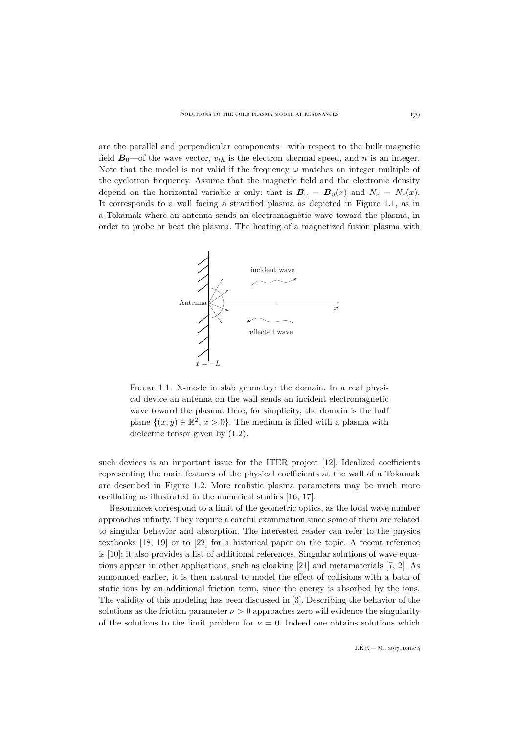are the parallel and perpendicular components—with respect to the bulk magnetic field $\boldsymbol{B}_0$—of the wave vector, $v_{th}$ is the electron thermal speed, and $n$ is an integer. Note that the model is not valid if the frequency $\omega$ matches an integer multiple of the cyclotron frequency. Assume that the magnetic field and the electronic density depend on the horizontal variable $x$ only: that is $\boldsymbol{B}_0 = \boldsymbol{B}_0(x)$ and $N_e = N_e(x)$. It corresponds to a wall facing a stratified plasma as depicted in Figure 1.1, as in a Tokamak where an antenna sends an electromagnetic wave toward the plasma, in order to probe or heat the plasma. The heating of a magnetized fusion plasma with

Figure 1.1. X-mode in slab geometry: the domain. In a real physical device an antenna on the wall sends an incident electromagnetic wave toward the plasma. Here, for simplicity, the domain is the half plane $\{(x, y) \in \mathbb{R}^2,\ x > 0\}$. The medium is filled with a plasma with dielectric tensor given by (1.2).

such devices is an important issue for the ITER project [12]. Idealized coefficients representing the main features of the physical coefficients at the wall of a Tokamak are described in Figure 1.2. More realistic plasma parameters may be much more oscillating as illustrated in the numerical studies [16, 17].

Resonances correspond to a limit of the geometric optics, as the local wave number approaches infinity. They require a careful examination since some of them are related to singular behavior and absorption. The interested reader can refer to the physics textbooks [18, 19] or to [22] for a historical paper on the topic. A recent reference is [10]; it also provides a list of additional references. Singular solutions of wave equations appear in other applications, such as cloaking [21] and metamaterials [7, 2]. As announced earlier, it is then natural to model the effect of collisions with a bath of static ions by an additional friction term, since the energy is absorbed by the ions. The validity of this modeling has been discussed in [3]. Describing the behavior of the solutions as the friction parameter $\nu > 0$ approaches zero will evidence the singularity of the solutions to the limit problem for $\nu = 0$. Indeed one obtains solutions which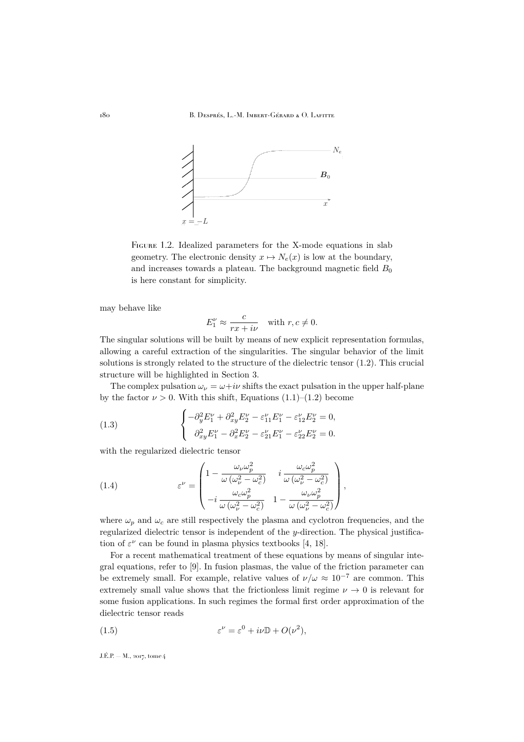Figure 1.2. Idealized parameters for the X-mode equations in slab geometry. The electronic density $x \mapsto N_e(x)$ is low at the boundary, and increases towards a plateau. The background magnetic field $B_0$ is here constant for simplicity.

may behave like

$$E_1^\nu \approx \frac{c}{rx + i\nu} \quad \text{with } r, c \neq 0.$$

The singular solutions will be built by means of new explicit representation formulas, allowing a careful extraction of the singularities. The singular behavior of the limit solutions is strongly related to the structure of the dielectric tensor (1.2). This crucial structure will be highlighted in Section 3.

The complex pulsation $\omega_\nu = \omega + i\nu$ shifts the exact pulsation in the upper half-plane by the factor $\nu > 0$. With this shift, Equations (1.1)–(1.2) become

$$\begin{cases} -\partial_y^2 E_1^\nu + \partial_{xy}^2 E_2^\nu - \varepsilon_{11}^\nu E_1^\nu - \varepsilon_{12}^\nu E_2^\nu = 0, \\ \partial_{xy}^2 E_1^\nu - \partial_x^2 E_2^\nu - \varepsilon_{21}^\nu E_1^\nu - \varepsilon_{22}^\nu E_2^\nu = 0. \end{cases} \tag{1.3}$$

with the regularized dielectric tensor

$$\varepsilon^\nu = \begin{pmatrix} 1 - \dfrac{\omega_\nu \omega_p^2}{\omega\left(\omega_\nu^2 - \omega_c^2\right)} & i \dfrac{\omega_c \omega_p^2}{\omega\left(\omega_\nu^2 - \omega_c^2\right)} \\ -i \dfrac{\omega_c \omega_p^2}{\omega\left(\omega_\nu^2 - \omega_c^2\right)} & 1 - \dfrac{\omega_\nu \omega_p^2}{\omega\left(\omega_\nu^2 - \omega_c^2\right)} \end{pmatrix}, \tag{1.4}$$

where $\omega_p$ and $\omega_c$ are still respectively the plasma and cyclotron frequencies, and the regularized dielectric tensor is independent of the $y$-direction. The physical justification of $\varepsilon^\nu$ can be found in plasma physics textbooks [4, 18].

For a recent mathematical treatment of these equations by means of singular integral equations, refer to [9]. In fusion plasmas, the value of the friction parameter can be extremely small. For example, relative values of $\nu/\omega \approx 10^{-7}$ are common. This extremely small value shows that the frictionless limit regime $\nu \to 0$ is relevant for some fusion applications. In such regimes the formal first order approximation of the dielectric tensor reads

$$\varepsilon^\nu = \varepsilon^0 + i\nu \mathbb{D} + O(\nu^2), \tag{1.5}$$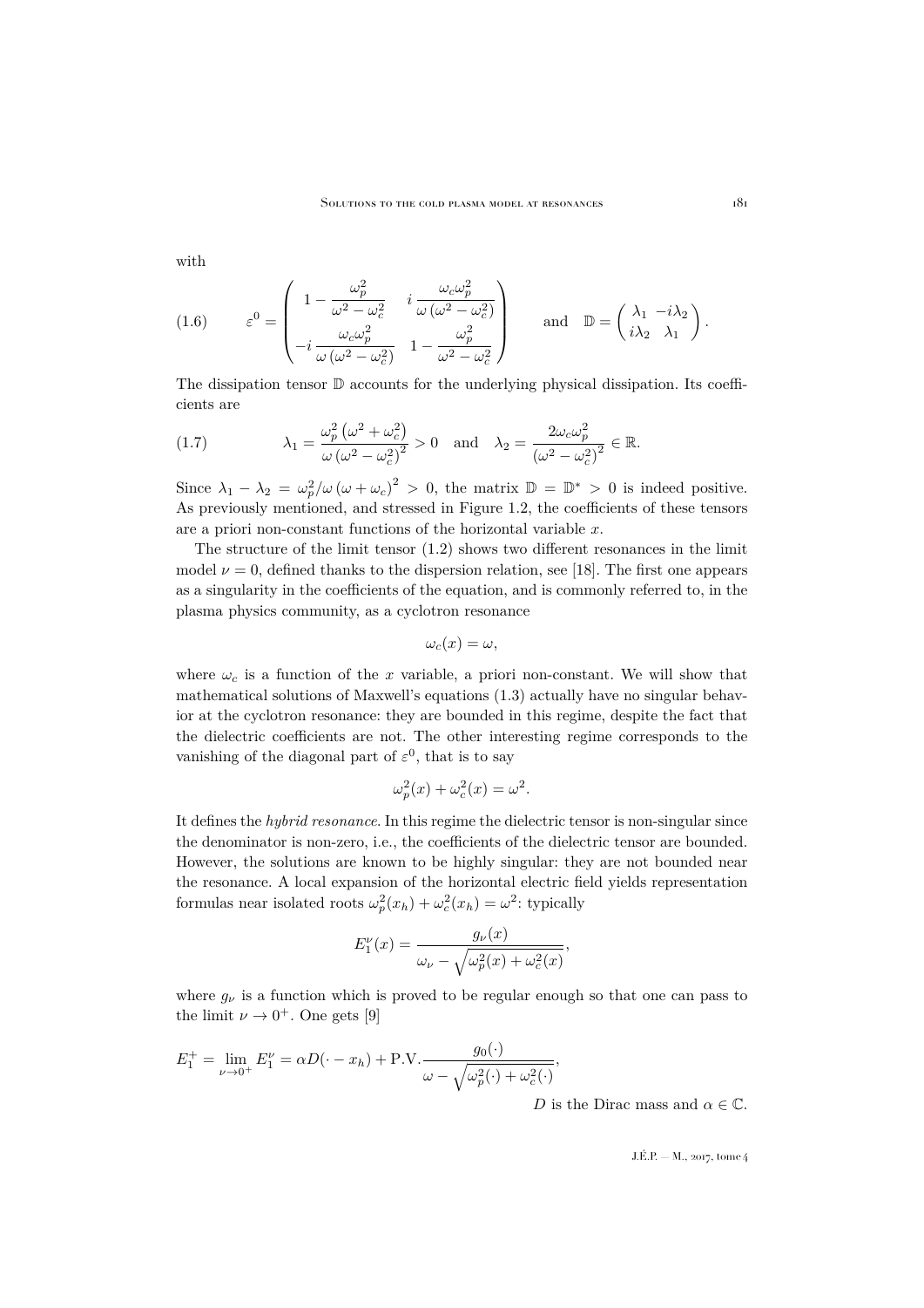with

$$
(1.6) \qquad \varepsilon^0 = \begin{pmatrix} 1 - \dfrac{\omega_p^2}{\omega^2 - \omega_c^2} & i\,\dfrac{\omega_c \omega_p^2}{\omega\left(\omega^2 - \omega_c^2\right)} \\ -i\,\dfrac{\omega_c \omega_p^2}{\omega\left(\omega^2 - \omega_c^2\right)} & 1 - \dfrac{\omega_p^2}{\omega^2 - \omega_c^2} \end{pmatrix} \qquad \text{and} \quad \mathbb{D} = \begin{pmatrix} \lambda_1 & -i\lambda_2 \\ i\lambda_2 & \lambda_1 \end{pmatrix}.
$$

The dissipation tensor $\mathbb{D}$ accounts for the underlying physical dissipation. Its coefficients are

$$
(1.7) \qquad \lambda_1 = \frac{\omega_p^2\left(\omega^2 + \omega_c^2\right)}{\omega\left(\omega^2 - \omega_c^2\right)^2} > 0 \quad \text{and} \quad \lambda_2 = \frac{2\omega_c \omega_p^2}{\left(\omega^2 - \omega_c^2\right)^2} \in \mathbb{R}.
$$

Since $\lambda_1 - \lambda_2 = \omega_p^2/\omega\left(\omega + \omega_c\right)^2 > 0$, the matrix $\mathbb{D} = \mathbb{D}^* > 0$ is indeed positive. As previously mentioned, and stressed in Figure 1.2, the coefficients of these tensors are a priori non-constant functions of the horizontal variable $x$.

The structure of the limit tensor (1.2) shows two different resonances in the limit model $\nu = 0$, defined thanks to the dispersion relation, see [18]. The first one appears as a singularity in the coefficients of the equation, and is commonly referred to, in the plasma physics community, as a cyclotron resonance

$$
\omega_c(x) = \omega,
$$

where $\omega_c$ is a function of the $x$ variable, a priori non-constant. We will show that mathematical solutions of Maxwell's equations (1.3) actually have no singular behavior at the cyclotron resonance: they are bounded in this regime, despite the fact that the dielectric coefficients are not. The other interesting regime corresponds to the vanishing of the diagonal part of $\varepsilon^0$, that is to say

$$
\omega_p^2(x) + \omega_c^2(x) = \omega^2.
$$

It defines the *hybrid resonance*. In this regime the dielectric tensor is non-singular since the denominator is non-zero, i.e., the coefficients of the dielectric tensor are bounded. However, the solutions are known to be highly singular: they are not bounded near the resonance. A local expansion of the horizontal electric field yields representation formulas near isolated roots $\omega_p^2(x_h) + \omega_c^2(x_h) = \omega^2$: typically

$$
E_1^\nu(x) = \frac{g_\nu(x)}{\omega_\nu - \sqrt{\omega_p^2(x) + \omega_c^2(x)}},
$$

where $g_\nu$ is a function which is proved to be regular enough so that one can pass to the limit $\nu \to 0^+$. One gets [9]

$$
E_1^+ = \lim_{\nu \to 0^+} E_1^\nu = \alpha D(\cdot - x_h) + \text{P.V.}\frac{g_0(\cdot)}{\omega - \sqrt{\omega_p^2(\cdot) + \omega_c^2(\cdot)}},
$$

$D$ is the Dirac mass and $\alpha \in \mathbb{C}$.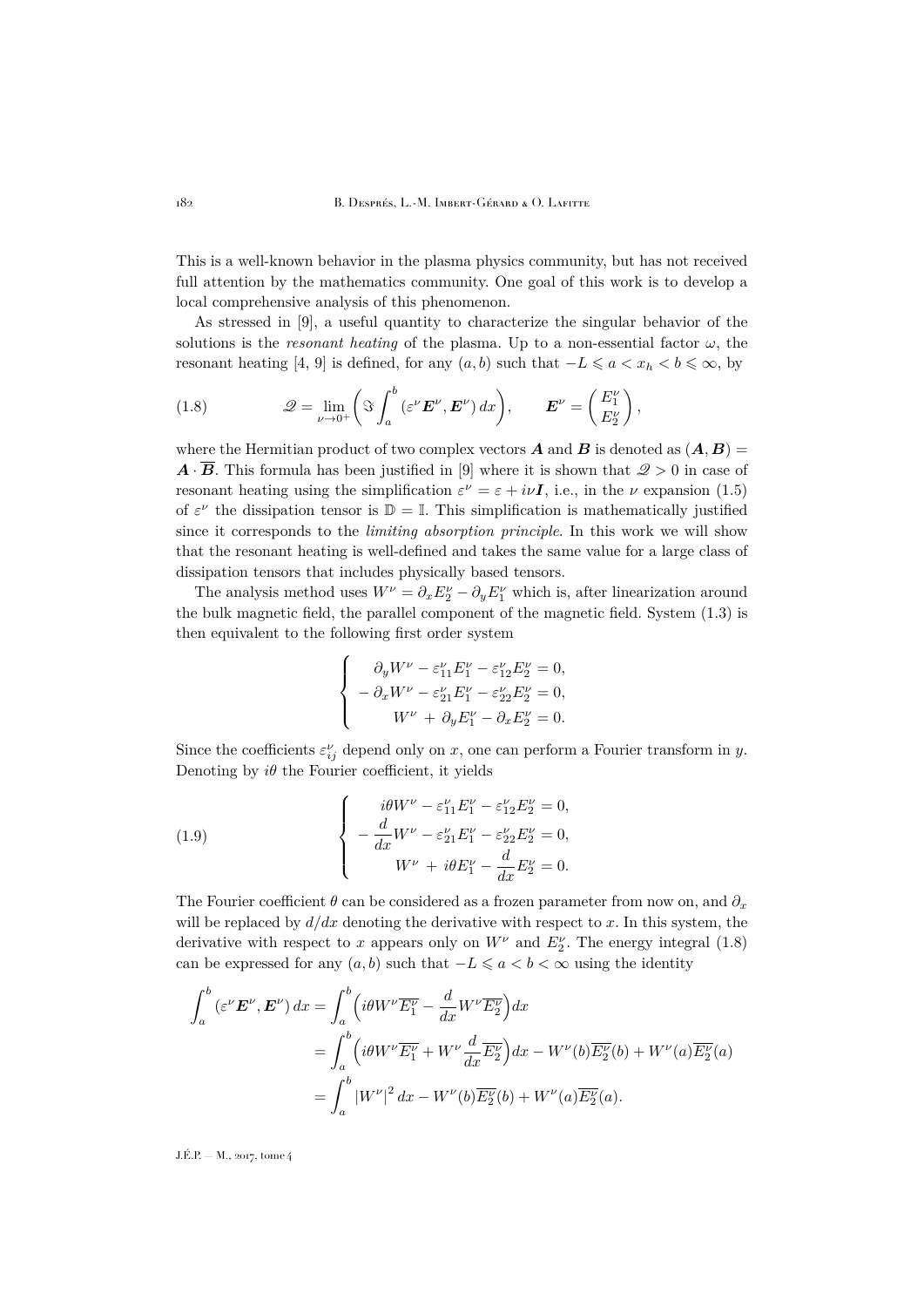This is a well-known behavior in the plasma physics community, but has not received full attention by the mathematics community. One goal of this work is to develop a local comprehensive analysis of this phenomenon.

As stressed in [9], a useful quantity to characterize the singular behavior of the solutions is the *resonant heating* of the plasma. Up to a non-essential factor $\omega$, the resonant heating [4, 9] is defined, for any $(a,b)$ such that $-L \leqslant a < x_h < b \leqslant \infty$, by

$$\mathscr{Q} = \lim_{\nu\to 0^+}\Big(\Im\int_a^b (\varepsilon^\nu \boldsymbol{E}^\nu, \boldsymbol{E}^\nu)\,dx\Big), \qquad \boldsymbol{E}^\nu = \begin{pmatrix} E_1^\nu \\ E_2^\nu \end{pmatrix}, \tag{1.8}$$

where the Hermitian product of two complex vectors $\boldsymbol{A}$ and $\boldsymbol{B}$ is denoted as $(\boldsymbol{A},\boldsymbol{B}) = \boldsymbol{A}\cdot\overline{\boldsymbol{B}}$. This formula has been justified in [9] where it is shown that $\mathscr{Q} > 0$ in case of resonant heating using the simplification $\varepsilon^\nu = \varepsilon + i\nu\boldsymbol{I}$, i.e., in the $\nu$ expansion (1.5) of $\varepsilon^\nu$ the dissipation tensor is $\mathbb{D} = \mathbb{I}$. This simplification is mathematically justified since it corresponds to the *limiting absorption principle*. In this work we will show that the resonant heating is well-defined and takes the same value for a large class of dissipation tensors that includes physically based tensors.

The analysis method uses $W^\nu = \partial_x E_2^\nu - \partial_y E_1^\nu$ which is, after linearization around the bulk magnetic field, the parallel component of the magnetic field. System (1.3) is then equivalent to the following first order system

$$\begin{cases} \partial_y W^\nu - \varepsilon_{11}^\nu E_1^\nu - \varepsilon_{12}^\nu E_2^\nu = 0, \\ -\partial_x W^\nu - \varepsilon_{21}^\nu E_1^\nu - \varepsilon_{22}^\nu E_2^\nu = 0, \\ W^\nu + \partial_y E_1^\nu - \partial_x E_2^\nu = 0. \end{cases}$$

Since the coefficients $\varepsilon_{ij}^\nu$ depend only on $x$, one can perform a Fourier transform in $y$. Denoting by $i\theta$ the Fourier coefficient, it yields

$$\begin{cases} i\theta W^\nu - \varepsilon_{11}^\nu E_1^\nu - \varepsilon_{12}^\nu E_2^\nu = 0, \\ -\dfrac{d}{dx} W^\nu - \varepsilon_{21}^\nu E_1^\nu - \varepsilon_{22}^\nu E_2^\nu = 0, \\ W^\nu + i\theta E_1^\nu - \dfrac{d}{dx} E_2^\nu = 0. \end{cases} \tag{1.9}$$

The Fourier coefficient $\theta$ can be considered as a frozen parameter from now on, and $\partial_x$ will be replaced by $d/dx$ denoting the derivative with respect to $x$. In this system, the derivative with respect to $x$ appears only on $W^\nu$ and $E_2^\nu$. The energy integral (1.8) can be expressed for any $(a,b)$ such that $-L \leqslant a < b < \infty$ using the identity

$$\begin{aligned} \int_a^b (\varepsilon^\nu \boldsymbol{E}^\nu, \boldsymbol{E}^\nu)\,dx &= \int_a^b \Big( i\theta W^\nu \overline{E_1^\nu} - \frac{d}{dx} W^\nu \overline{E_2^\nu}\Big) dx \\ &= \int_a^b \Big( i\theta W^\nu \overline{E_1^\nu} + W^\nu \frac{d}{dx}\overline{E_2^\nu}\Big) dx - W^\nu(b)\overline{E_2^\nu}(b) + W^\nu(a)\overline{E_2^\nu}(a) \\ &= \int_a^b |W^\nu|^2\,dx - W^\nu(b)\overline{E_2^\nu}(b) + W^\nu(a)\overline{E_2^\nu}(a). \end{aligned}$$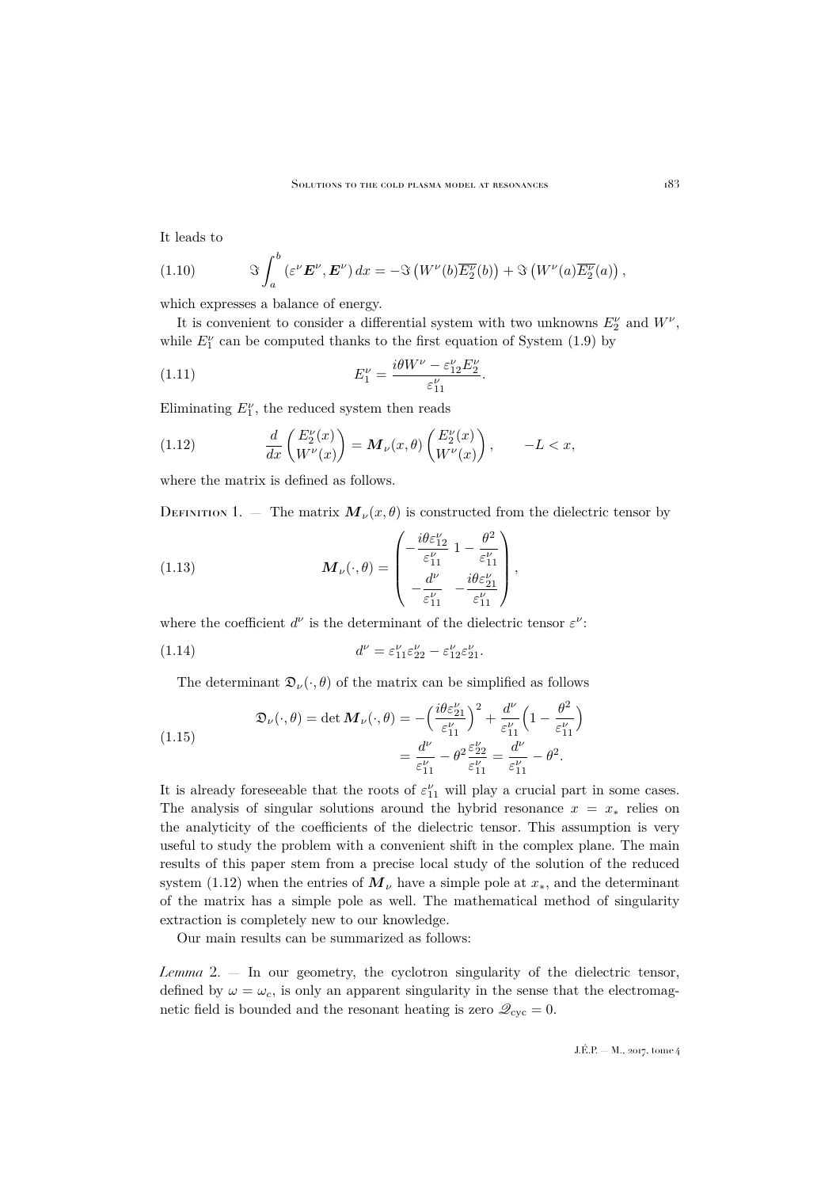It leads to

$$\Im \int_a^b (\varepsilon^\nu \boldsymbol{E}^\nu, \boldsymbol{E}^\nu)\, dx = -\Im\left(W^\nu(b)\overline{E_2^\nu}(b)\right) + \Im\left(W^\nu(a)\overline{E_2^\nu}(a)\right), \tag{1.10}$$

which expresses a balance of energy.

It is convenient to consider a differential system with two unknowns $E_2^\nu$ and $W^\nu$, while $E_1^\nu$ can be computed thanks to the first equation of System (1.9) by

$$E_1^\nu = \frac{i\theta W^\nu - \varepsilon_{12}^\nu E_2^\nu}{\varepsilon_{11}^\nu}. \tag{1.11}$$

Eliminating $E_1^\nu$, the reduced system then reads

$$\frac{d}{dx}\begin{pmatrix} E_2^\nu(x) \\ W^\nu(x) \end{pmatrix} = \boldsymbol{M}_\nu(x,\theta)\begin{pmatrix} E_2^\nu(x) \\ W^\nu(x) \end{pmatrix}, \qquad -L < x, \tag{1.12}$$

where the matrix is defined as follows.

Definition 1. — The matrix $\boldsymbol{M}_\nu(x,\theta)$ is constructed from the dielectric tensor by

$$\boldsymbol{M}_\nu(\cdot,\theta) = \begin{pmatrix} -\dfrac{i\theta\varepsilon_{12}^\nu}{\varepsilon_{11}^\nu} & 1 - \dfrac{\theta^2}{\varepsilon_{11}^\nu} \\ -\dfrac{d^\nu}{\varepsilon_{11}^\nu} & -\dfrac{i\theta\varepsilon_{21}^\nu}{\varepsilon_{11}^\nu} \end{pmatrix}, \tag{1.13}$$

where the coefficient $d^\nu$ is the determinant of the dielectric tensor $\varepsilon^\nu$:

$$d^\nu = \varepsilon_{11}^\nu \varepsilon_{22}^\nu - \varepsilon_{12}^\nu \varepsilon_{21}^\nu. \tag{1.14}$$

The determinant $\mathfrak{D}_\nu(\cdot,\theta)$ of the matrix can be simplified as follows

$$\begin{aligned} \mathfrak{D}_\nu(\cdot,\theta) = \det \boldsymbol{M}_\nu(\cdot,\theta) &= -\Big(\frac{i\theta\varepsilon_{21}^\nu}{\varepsilon_{11}^\nu}\Big)^2 + \frac{d^\nu}{\varepsilon_{11}^\nu}\Big(1 - \frac{\theta^2}{\varepsilon_{11}^\nu}\Big) \\ &= \frac{d^\nu}{\varepsilon_{11}^\nu} - \theta^2\frac{\varepsilon_{22}^\nu}{\varepsilon_{11}^\nu} = \frac{d^\nu}{\varepsilon_{11}^\nu} - \theta^2. \end{aligned} \tag{1.15}$$

It is already foreseeable that the roots of $\varepsilon_{11}^\nu$ will play a crucial part in some cases. The analysis of singular solutions around the hybrid resonance $x = x_*$ relies on the analyticity of the coefficients of the dielectric tensor. This assumption is very useful to study the problem with a convenient shift in the complex plane. The main results of this paper stem from a precise local study of the solution of the reduced system (1.12) when the entries of $\boldsymbol{M}_\nu$ have a simple pole at $x_*$, and the determinant of the matrix has a simple pole as well. The mathematical method of singularity extraction is completely new to our knowledge.

Our main results can be summarized as follows:

*Lemma* 2. — In our geometry, the cyclotron singularity of the dielectric tensor, defined by $\omega = \omega_c$, is only an apparent singularity in the sense that the electromagnetic field is bounded and the resonant heating is zero $\mathscr{Q}_{\rm cyc} = 0$.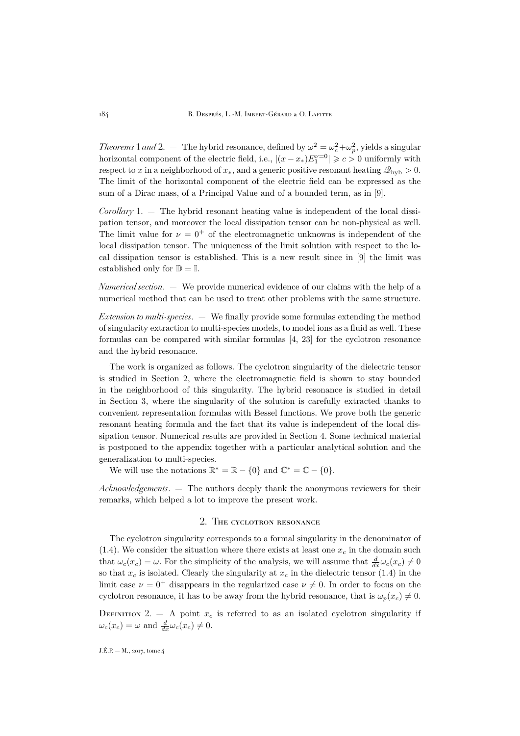*Theorems* 1 *and* 2. — The hybrid resonance, defined by $\omega^2 = \omega_c^2 + \omega_p^2$, yields a singular horizontal component of the electric field, i.e., $|(x - x_*)E_1^{\nu=0}| \geqslant c > 0$ uniformly with respect to $x$ in a neighborhood of $x_*$, and a generic positive resonant heating $\mathscr{Q}_{\rm hyb} > 0$. The limit of the horizontal component of the electric field can be expressed as the sum of a Dirac mass, of a Principal Value and of a bounded term, as in [9].

*Corollary* 1. — The hybrid resonant heating value is independent of the local dissipation tensor, and moreover the local dissipation tensor can be non-physical as well. The limit value for $\nu = 0^+$ of the electromagnetic unknowns is independent of the local dissipation tensor. The uniqueness of the limit solution with respect to the local dissipation tensor is established. This is a new result since in [9] the limit was established only for $\mathbb{D} = \mathbb{I}$.

*Numerical section*. — We provide numerical evidence of our claims with the help of a numerical method that can be used to treat other problems with the same structure.

*Extension to multi-species*. — We finally provide some formulas extending the method of singularity extraction to multi-species models, to model ions as a fluid as well. These formulas can be compared with similar formulas [4, 23] for the cyclotron resonance and the hybrid resonance.

The work is organized as follows. The cyclotron singularity of the dielectric tensor is studied in Section 2, where the electromagnetic field is shown to stay bounded in the neighborhood of this singularity. The hybrid resonance is studied in detail in Section 3, where the singularity of the solution is carefully extracted thanks to convenient representation formulas with Bessel functions. We prove both the generic resonant heating formula and the fact that its value is independent of the local dissipation tensor. Numerical results are provided in Section 4. Some technical material is postponed to the appendix together with a particular analytical solution and the generalization to multi-species.

We will use the notations $\mathbb{R}^* = \mathbb{R} - \{0\}$ and $\mathbb{C}^* = \mathbb{C} - \{0\}$.

*Acknowledgements*. — The authors deeply thank the anonymous reviewers for their remarks, which helped a lot to improve the present work.

## 2. The cyclotron resonance

The cyclotron singularity corresponds to a formal singularity in the denominator of (1.4). We consider the situation where there exists at least one $x_c$ in the domain such that $\omega_c(x_c) = \omega$. For the simplicity of the analysis, we will assume that $\frac{d}{dx}\omega_c(x_c) \neq 0$ so that $x_c$ is isolated. Clearly the singularity at $x_c$ in the dielectric tensor (1.4) in the limit case $\nu = 0^+$ disappears in the regularized case $\nu \neq 0$. In order to focus on the cyclotron resonance, it has to be away from the hybrid resonance, that is $\omega_p(x_c) \neq 0$.

Definition 2. — A point $x_c$ is referred to as an isolated cyclotron singularity if $\omega_c(x_c) = \omega$ and $\frac{d}{dx}\omega_c(x_c) \neq 0$.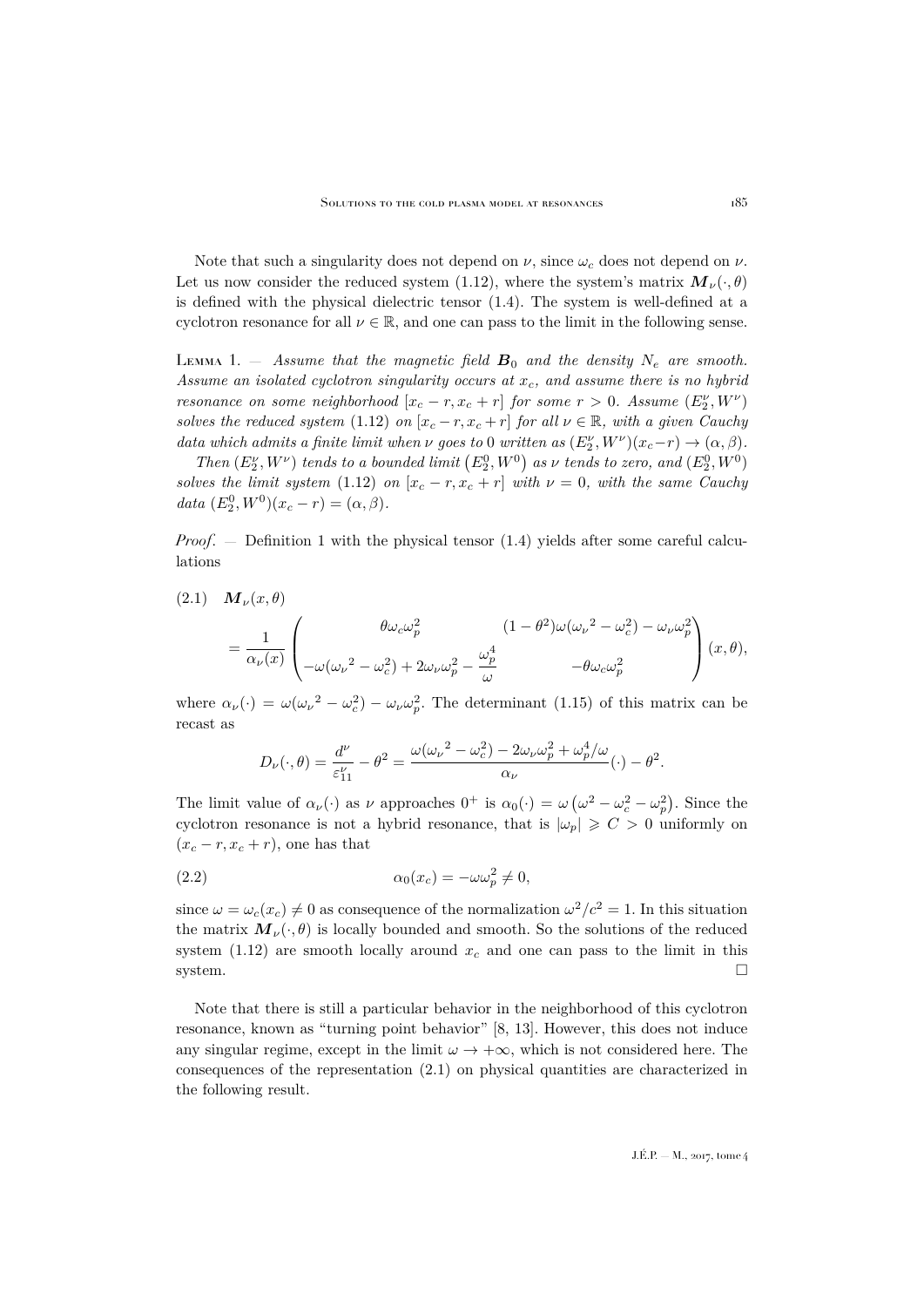Note that such a singularity does not depend on $\nu$, since $\omega_c$ does not depend on $\nu$. Let us now consider the reduced system (1.12), where the system's matrix $\boldsymbol{M}_\nu(\cdot,\theta)$ is defined with the physical dielectric tensor (1.4). The system is well-defined at a cyclotron resonance for all $\nu \in \mathbb{R}$, and one can pass to the limit in the following sense.

Lemma 1. — *Assume that the magnetic field $\boldsymbol{B}_0$ and the density $N_e$ are smooth. Assume an isolated cyclotron singularity occurs at $x_c$, and assume there is no hybrid resonance on some neighborhood $[x_c - r, x_c + r]$ for some $r > 0$. Assume $(E_2^\nu, W^\nu)$ solves the reduced system* (1.12) *on $[x_c - r, x_c + r]$ for all $\nu \in \mathbb{R}$, with a given Cauchy data which admits a finite limit when $\nu$ goes to 0 written as $(E_2^\nu, W^\nu)(x_c - r) \to (\alpha, \beta)$.*

*Then $(E_2^\nu, W^\nu)$ tends to a bounded limit $\left(E_2^0, W^0\right)$ as $\nu$ tends to zero, and $(E_2^0, W^0)$ solves the limit system* (1.12) *on $[x_c - r, x_c + r]$ with $\nu = 0$, with the same Cauchy data $(E_2^0, W^0)(x_c - r) = (\alpha, \beta)$.*

*Proof*. — Definition 1 with the physical tensor (1.4) yields after some careful calculations

$$
\begin{aligned}
(2.1)\quad & \boldsymbol{M}_\nu(x,\theta) \\
&= \frac{1}{\alpha_\nu(x)} \begin{pmatrix} \theta\omega_c\omega_p^2 & (1-\theta^2)\omega({\omega_\nu}^2 - \omega_c^2) - \omega_\nu\omega_p^2 \\ -\omega({\omega_\nu}^2 - \omega_c^2) + 2\omega_\nu\omega_p^2 - \dfrac{\omega_p^4}{\omega} & -\theta\omega_c\omega_p^2 \end{pmatrix}(x,\theta),
\end{aligned}
$$

where $\alpha_\nu(\cdot) = \omega({\omega_\nu}^2 - \omega_c^2) - \omega_\nu\omega_p^2$. The determinant (1.15) of this matrix can be recast as

$$
D_\nu(\cdot,\theta) = \frac{d^\nu}{\varepsilon_{11}^\nu} - \theta^2 = \frac{\omega({\omega_\nu}^2 - \omega_c^2) - 2\omega_\nu\omega_p^2 + \omega_p^4/\omega}{\alpha_\nu}(\cdot) - \theta^2.
$$

The limit value of $\alpha_\nu(\cdot)$ as $\nu$ approaches $0^+$ is $\alpha_0(\cdot) = \omega\left(\omega^2 - \omega_c^2 - \omega_p^2\right)$. Since the cyclotron resonance is not a hybrid resonance, that is $|\omega_p| \geqslant C > 0$ uniformly on $(x_c - r, x_c + r)$, one has that

$$
\alpha_0(x_c) = -\omega\omega_p^2 \neq 0, \tag{2.2}
$$

since $\omega = \omega_c(x_c) \neq 0$ as consequence of the normalization $\omega^2/c^2 = 1$. In this situation the matrix $\boldsymbol{M}_\nu(\cdot,\theta)$ is locally bounded and smooth. So the solutions of the reduced system (1.12) are smooth locally around $x_c$ and one can pass to the limit in this system. □

Note that there is still a particular behavior in the neighborhood of this cyclotron resonance, known as "turning point behavior" [8, 13]. However, this does not induce any singular regime, except in the limit $\omega \to +\infty$, which is not considered here. The consequences of the representation (2.1) on physical quantities are characterized in the following result.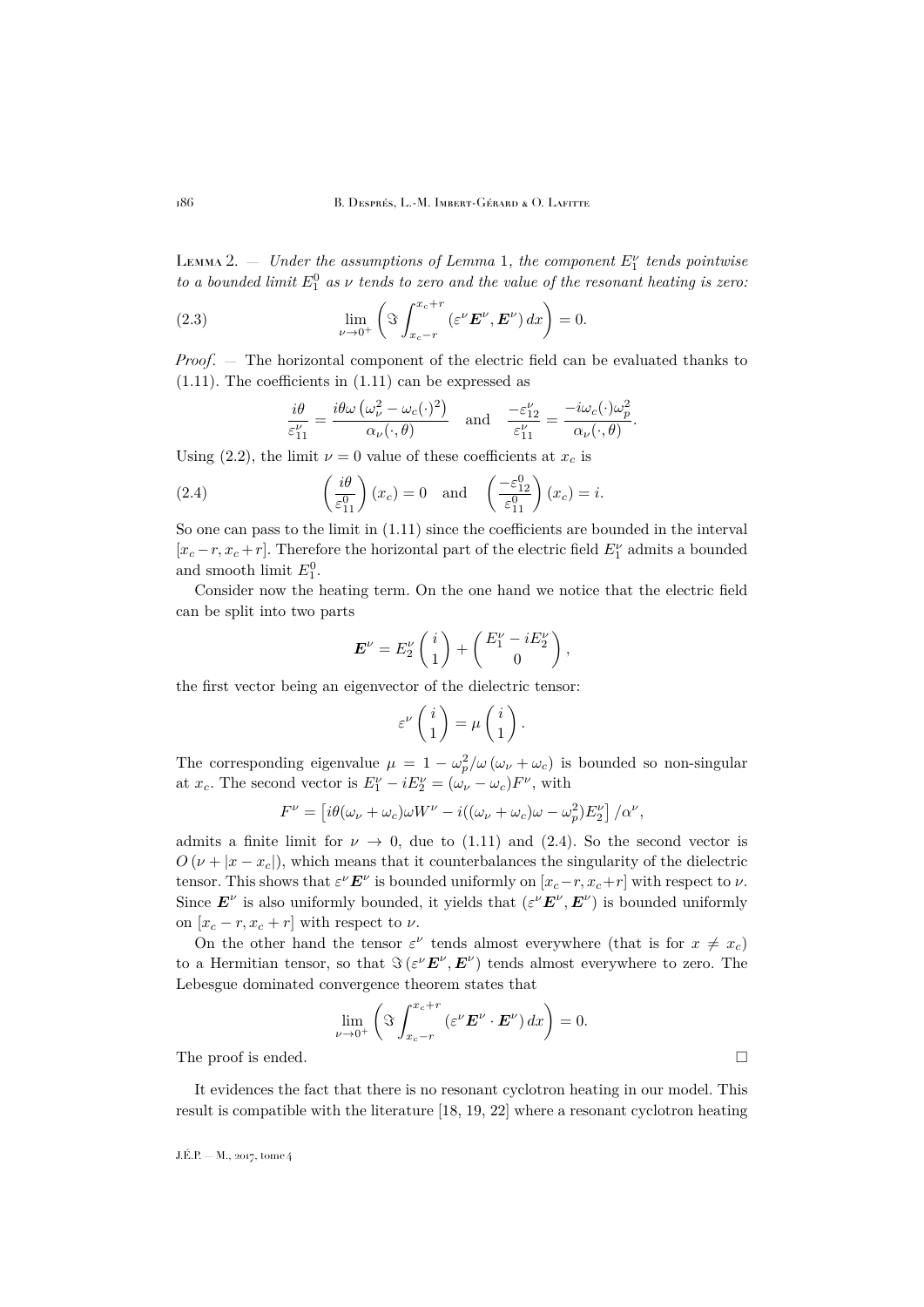Lemma 2. — *Under the assumptions of Lemma 1, the component $E_1^\nu$ tends pointwise to a bounded limit $E_1^0$ as $\nu$ tends to zero and the value of the resonant heating is zero:*

$$\lim_{\nu\to 0^+}\left(\Im\int_{x_c-r}^{x_c+r}(\varepsilon^\nu \boldsymbol{E}^\nu,\boldsymbol{E}^\nu)\,dx\right)=0. \tag{2.3}$$

*Proof*. — The horizontal component of the electric field can be evaluated thanks to (1.11). The coefficients in (1.11) can be expressed as

$$\frac{i\theta}{\varepsilon_{11}^\nu}=\frac{i\theta\omega\left(\omega_\nu^2-\omega_c(\cdot)^2\right)}{\alpha_\nu(\cdot,\theta)}\quad\text{and}\quad\frac{-\varepsilon_{12}^\nu}{\varepsilon_{11}^\nu}=\frac{-i\omega_c(\cdot)\omega_p^2}{\alpha_\nu(\cdot,\theta)}.$$

Using (2.2), the limit $\nu=0$ value of these coefficients at $x_c$ is

$$\left(\frac{i\theta}{\varepsilon_{11}^0}\right)(x_c)=0\quad\text{and}\quad\left(\frac{-\varepsilon_{12}^0}{\varepsilon_{11}^0}\right)(x_c)=i. \tag{2.4}$$

So one can pass to the limit in (1.11) since the coefficients are bounded in the interval $[x_c-r,x_c+r]$. Therefore the horizontal part of the electric field $E_1^\nu$ admits a bounded and smooth limit $E_1^0$.

Consider now the heating term. On the one hand we notice that the electric field can be split into two parts

$$\boldsymbol{E}^\nu=E_2^\nu\begin{pmatrix}i\\1\end{pmatrix}+\begin{pmatrix}E_1^\nu-iE_2^\nu\\0\end{pmatrix},$$

the first vector being an eigenvector of the dielectric tensor:

$$\varepsilon^\nu\begin{pmatrix}i\\1\end{pmatrix}=\mu\begin{pmatrix}i\\1\end{pmatrix}.$$

The corresponding eigenvalue $\mu=1-\omega_p^2/\omega\,(\omega_\nu+\omega_c)$ is bounded so non-singular at $x_c$. The second vector is $E_1^\nu-iE_2^\nu=(\omega_\nu-\omega_c)F^\nu$, with

$$F^\nu=\left[i\theta(\omega_\nu+\omega_c)\omega W^\nu-i((\omega_\nu+\omega_c)\omega-\omega_p^2)E_2^\nu\right]/\alpha^\nu,$$

admits a finite limit for $\nu\to 0$, due to (1.11) and (2.4). So the second vector is $O\left(\nu+|x-x_c|\right)$, which means that it counterbalances the singularity of the dielectric tensor. This shows that $\varepsilon^\nu\boldsymbol{E}^\nu$ is bounded uniformly on $[x_c-r,x_c+r]$ with respect to $\nu$. Since $\boldsymbol{E}^\nu$ is also uniformly bounded, it yields that $(\varepsilon^\nu\boldsymbol{E}^\nu,\boldsymbol{E}^\nu)$ is bounded uniformly on $[x_c-r,x_c+r]$ with respect to $\nu$.

On the other hand the tensor $\varepsilon^\nu$ tends almost everywhere (that is for $x\neq x_c$) to a Hermitian tensor, so that $\Im\left(\varepsilon^\nu\boldsymbol{E}^\nu,\boldsymbol{E}^\nu\right)$ tends almost everywhere to zero. The Lebesgue dominated convergence theorem states that

$$\lim_{\nu\to 0^+}\left(\Im\int_{x_c-r}^{x_c+r}(\varepsilon^\nu\boldsymbol{E}^\nu\cdot\boldsymbol{E}^\nu)\,dx\right)=0.$$

The proof is ended. □

It evidences the fact that there is no resonant cyclotron heating in our model. This result is compatible with the literature [18, 19, 22] where a resonant cyclotron heating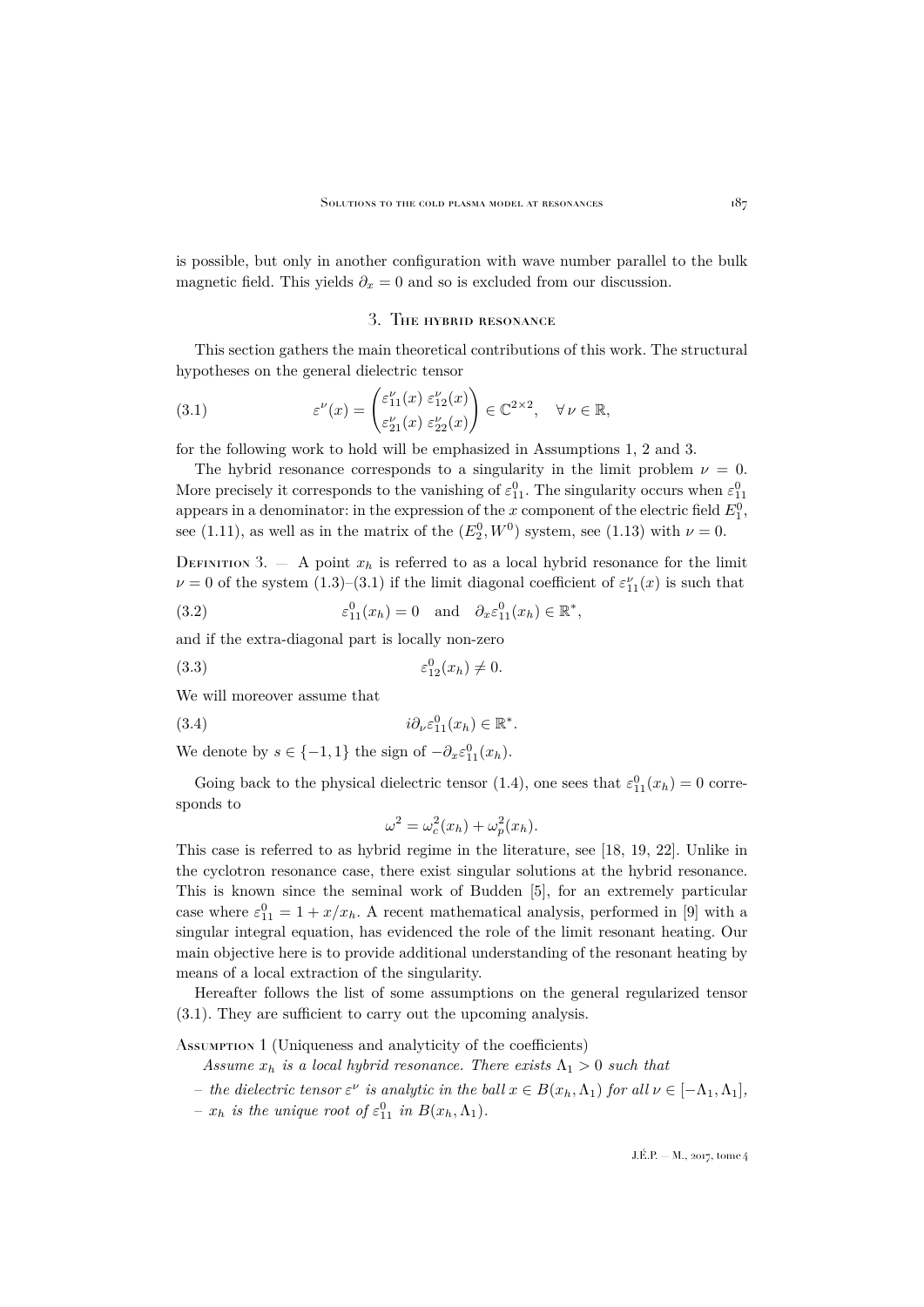is possible, but only in another configuration with wave number parallel to the bulk magnetic field. This yields $\partial_x = 0$ and so is excluded from our discussion.

## 3. The hybrid resonance

This section gathers the main theoretical contributions of this work. The structural hypotheses on the general dielectric tensor

$$\varepsilon^\nu(x) = \begin{pmatrix} \varepsilon_{11}^\nu(x) & \varepsilon_{12}^\nu(x) \\ \varepsilon_{21}^\nu(x) & \varepsilon_{22}^\nu(x) \end{pmatrix} \in \mathbb{C}^{2\times 2}, \quad \forall\, \nu \in \mathbb{R}, \tag{3.1}$$

for the following work to hold will be emphasized in Assumptions 1, 2 and 3.

The hybrid resonance corresponds to a singularity in the limit problem $\nu = 0$. More precisely it corresponds to the vanishing of $\varepsilon_{11}^0$. The singularity occurs when $\varepsilon_{11}^0$ appears in a denominator: in the expression of the $x$ component of the electric field $E_1^0$, see (1.11), as well as in the matrix of the $(E_2^0, W^0)$ system, see (1.13) with $\nu = 0$.

Definition 3. — A point $x_h$ is referred to as a local hybrid resonance for the limit $\nu = 0$ of the system (1.3)–(3.1) if the limit diagonal coefficient of $\varepsilon_{11}^\nu(x)$ is such that

$$\varepsilon_{11}^0(x_h) = 0 \quad \text{and} \quad \partial_x \varepsilon_{11}^0(x_h) \in \mathbb{R}^*, \tag{3.2}$$

and if the extra-diagonal part is locally non-zero

$$\varepsilon_{12}^0(x_h) \neq 0. \tag{3.3}$$

We will moreover assume that

$$i\partial_\nu \varepsilon_{11}^0(x_h) \in \mathbb{R}^*. \tag{3.4}$$

We denote by $s \in \{-1, 1\}$ the sign of $-\partial_x \varepsilon_{11}^0(x_h)$.

Going back to the physical dielectric tensor (1.4), one sees that $\varepsilon_{11}^0(x_h) = 0$ corresponds to

$$\omega^2 = \omega_c^2(x_h) + \omega_p^2(x_h).$$

This case is referred to as hybrid regime in the literature, see [18, 19, 22]. Unlike in the cyclotron resonance case, there exist singular solutions at the hybrid resonance. This is known since the seminal work of Budden [5], for an extremely particular case where $\varepsilon_{11}^0 = 1 + x/x_h$. A recent mathematical analysis, performed in [9] with a singular integral equation, has evidenced the role of the limit resonant heating. Our main objective here is to provide additional understanding of the resonant heating by means of a local extraction of the singularity.

Hereafter follows the list of some assumptions on the general regularized tensor (3.1). They are sufficient to carry out the upcoming analysis.

Assumption 1 (Uniqueness and analyticity of the coefficients)

*Assume $x_h$ is a local hybrid resonance. There exists $\Lambda_1 > 0$ such that*

- *the dielectric tensor $\varepsilon^\nu$ is analytic in the ball $x \in B(x_h, \Lambda_1)$ for all $\nu \in [-\Lambda_1, \Lambda_1]$,*
- *$x_h$ is the unique root of $\varepsilon_{11}^0$ in $B(x_h, \Lambda_1)$.*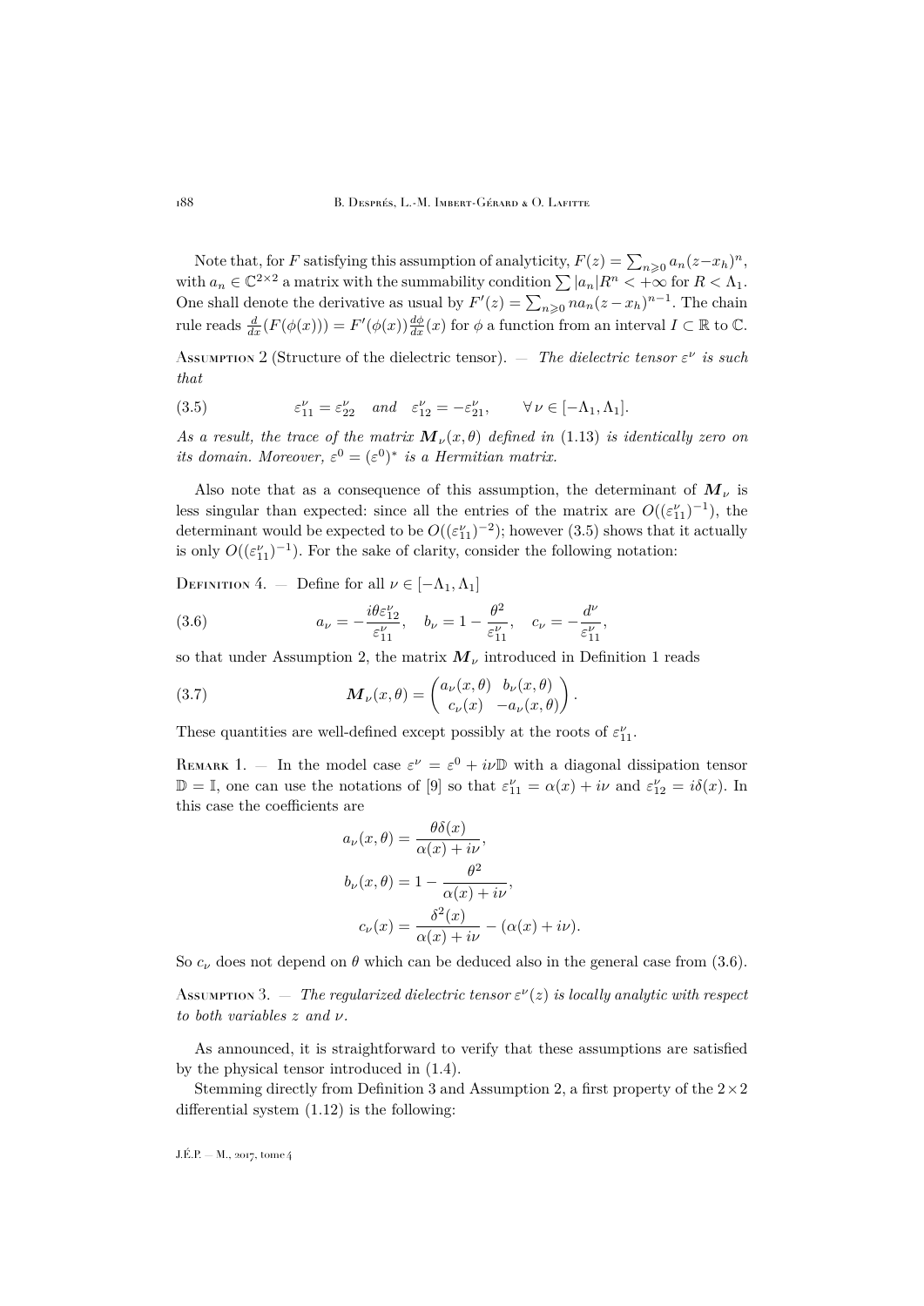Note that, for $F$ satisfying this assumption of analyticity, $F(z) = \sum_{n\geqslant 0} a_n(z-x_h)^n$, with $a_n \in \mathbb{C}^{2\times 2}$ a matrix with the summability condition $\sum |a_n| R^n < +\infty$ for $R < \Lambda_1$. One shall denote the derivative as usual by $F'(z) = \sum_{n\geqslant 0} n a_n (z-x_h)^{n-1}$. The chain rule reads $\frac{d}{dx}(F(\phi(x))) = F'(\phi(x))\frac{d\phi}{dx}(x)$ for $\phi$ a function from an interval $I \subset \mathbb{R}$ to $\mathbb{C}$.

Assumption 2 (Structure of the dielectric tensor). — *The dielectric tensor $\varepsilon^\nu$ is such that*

$$
\varepsilon_{11}^\nu = \varepsilon_{22}^\nu \quad \textit{and} \quad \varepsilon_{12}^\nu = -\varepsilon_{21}^\nu, \qquad \forall\, \nu \in [-\Lambda_1, \Lambda_1]. \tag{3.5}
$$

*As a result, the trace of the matrix $\boldsymbol{M}_\nu(x,\theta)$ defined in* (1.13) *is identically zero on its domain. Moreover, $\varepsilon^0 = (\varepsilon^0)^*$ is a Hermitian matrix.*

Also note that as a consequence of this assumption, the determinant of $\boldsymbol{M}_\nu$ is less singular than expected: since all the entries of the matrix are $O((\varepsilon_{11}^\nu)^{-1})$, the determinant would be expected to be $O((\varepsilon_{11}^\nu)^{-2})$; however (3.5) shows that it actually is only $O((\varepsilon_{11}^\nu)^{-1})$. For the sake of clarity, consider the following notation:

Definition 4. — Define for all $\nu \in [-\Lambda_1, \Lambda_1]$

$$
a_\nu = -\frac{i\theta\varepsilon_{12}^\nu}{\varepsilon_{11}^\nu}, \quad b_\nu = 1 - \frac{\theta^2}{\varepsilon_{11}^\nu}, \quad c_\nu = -\frac{d^\nu}{\varepsilon_{11}^\nu}, \tag{3.6}
$$

so that under Assumption 2, the matrix $\boldsymbol{M}_\nu$ introduced in Definition 1 reads

$$
\boldsymbol{M}_\nu(x,\theta) = \begin{pmatrix} a_\nu(x,\theta) & b_\nu(x,\theta) \\ c_\nu(x) & -a_\nu(x,\theta) \end{pmatrix}. \tag{3.7}
$$

These quantities are well-defined except possibly at the roots of $\varepsilon_{11}^\nu$.

Remark 1. — In the model case $\varepsilon^\nu = \varepsilon^0 + i\nu\mathbb{D}$ with a diagonal dissipation tensor $\mathbb{D} = \mathbb{I}$, one can use the notations of [9] so that $\varepsilon_{11}^\nu = \alpha(x) + i\nu$ and $\varepsilon_{12}^\nu = i\delta(x)$. In this case the coefficients are

$$
\begin{aligned}
a_\nu(x,\theta) &= \frac{\theta\delta(x)}{\alpha(x) + i\nu}, \\
b_\nu(x,\theta) &= 1 - \frac{\theta^2}{\alpha(x) + i\nu}, \\
c_\nu(x) &= \frac{\delta^2(x)}{\alpha(x) + i\nu} - (\alpha(x) + i\nu).
\end{aligned}
$$

So $c_\nu$ does not depend on $\theta$ which can be deduced also in the general case from (3.6).

Assumption 3. — *The regularized dielectric tensor $\varepsilon^\nu(z)$ is locally analytic with respect to both variables $z$ and $\nu$.*

As announced, it is straightforward to verify that these assumptions are satisfied by the physical tensor introduced in (1.4).

Stemming directly from Definition 3 and Assumption 2, a first property of the $2\times 2$ differential system (1.12) is the following: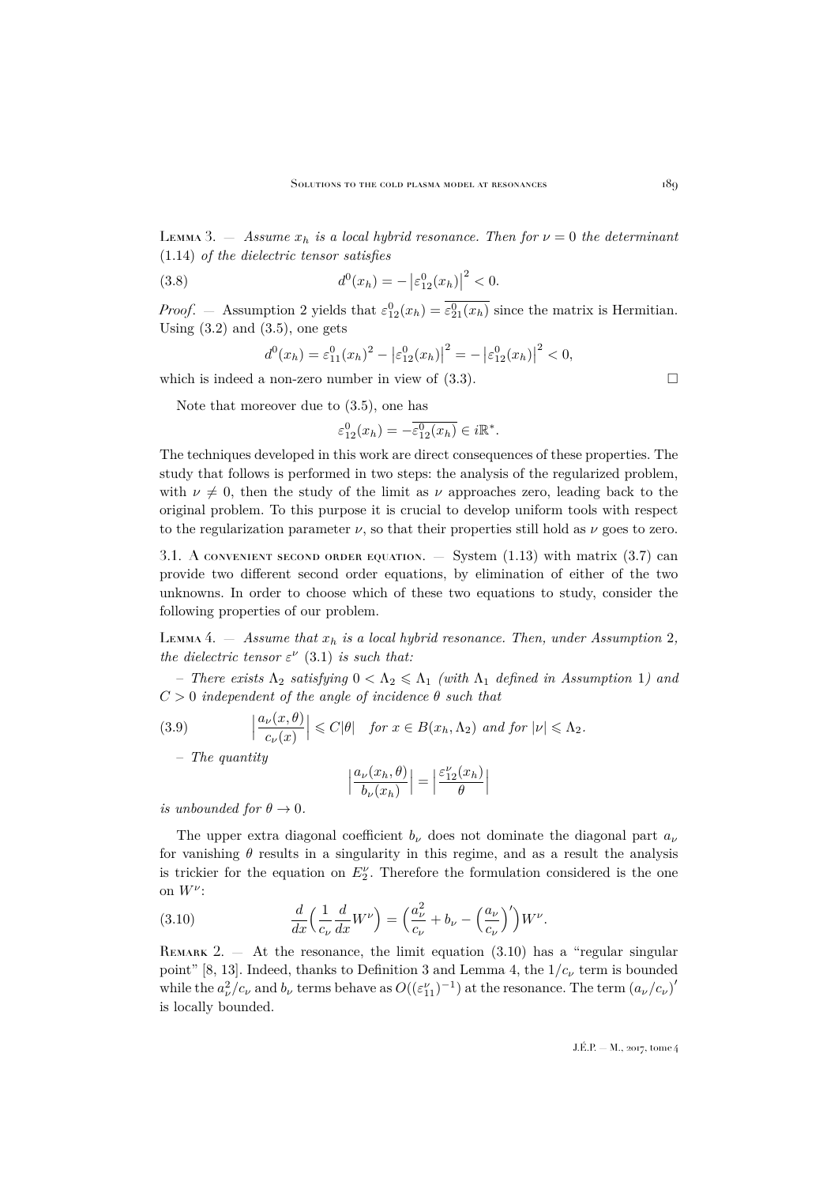Lemma 3. — *Assume $x_h$ is a local hybrid resonance. Then for $\nu = 0$ the determinant* (1.14) *of the dielectric tensor satisfies*

$$d^0(x_h) = -\left|\varepsilon_{12}^0(x_h)\right|^2 < 0. \tag{3.8}$$

*Proof*. — Assumption 2 yields that $\varepsilon_{12}^0(x_h) = \overline{\varepsilon_{21}^0(x_h)}$ since the matrix is Hermitian. Using (3.2) and (3.5), one gets

$$d^0(x_h) = \varepsilon_{11}^0(x_h)^2 - \left|\varepsilon_{12}^0(x_h)\right|^2 = -\left|\varepsilon_{12}^0(x_h)\right|^2 < 0,$$

which is indeed a non-zero number in view of (3.3). □

Note that moreover due to (3.5), one has

$$\varepsilon_{12}^0(x_h) = -\overline{\varepsilon_{12}^0(x_h)} \in i\mathbb{R}^*.$$

The techniques developed in this work are direct consequences of these properties. The study that follows is performed in two steps: the analysis of the regularized problem, with $\nu \neq 0$, then the study of the limit as $\nu$ approaches zero, leading back to the original problem. To this purpose it is crucial to develop uniform tools with respect to the regularization parameter $\nu$, so that their properties still hold as $\nu$ goes to zero.

3.1. A convenient second order equation. — System (1.13) with matrix (3.7) can provide two different second order equations, by elimination of either of the two unknowns. In order to choose which of these two equations to study, consider the following properties of our problem.

Lemma 4. — *Assume that $x_h$ is a local hybrid resonance. Then, under Assumption* 2*, the dielectric tensor $\varepsilon^\nu$* (3.1) *is such that:*

– *There exists $\Lambda_2$ satisfying $0 < \Lambda_2 \leqslant \Lambda_1$ (with $\Lambda_1$ defined in Assumption* 1*) and $C > 0$ independent of the angle of incidence $\theta$ such that*

$$\left|\frac{a_\nu(x,\theta)}{c_\nu(x)}\right| \leqslant C|\theta| \quad \text{for } x \in B(x_h, \Lambda_2) \text{ and for } |\nu| \leqslant \Lambda_2. \tag{3.9}$$

– *The quantity*

$$\left|\frac{a_\nu(x_h,\theta)}{b_\nu(x_h)}\right| = \left|\frac{\varepsilon_{12}^\nu(x_h)}{\theta}\right|$$

*is unbounded for $\theta \to 0$.*

The upper extra diagonal coefficient $b_\nu$ does not dominate the diagonal part $a_\nu$ for vanishing $\theta$ results in a singularity in this regime, and as a result the analysis is trickier for the equation on $E_2^\nu$. Therefore the formulation considered is the one on $W^\nu$:

$$\frac{d}{dx}\Big(\frac{1}{c_\nu}\frac{d}{dx}W^\nu\Big) = \Big(\frac{a_\nu^2}{c_\nu} + b_\nu - \Big(\frac{a_\nu}{c_\nu}\Big)'\Big)W^\nu. \tag{3.10}$$

Remark 2. — At the resonance, the limit equation (3.10) has a "regular singular point" [8, 13]. Indeed, thanks to Definition 3 and Lemma 4, the $1/c_\nu$ term is bounded while the $a_\nu^2/c_\nu$ and $b_\nu$ terms behave as $O((\varepsilon_{11}^\nu)^{-1})$ at the resonance. The term $(a_\nu/c_\nu)'$ is locally bounded.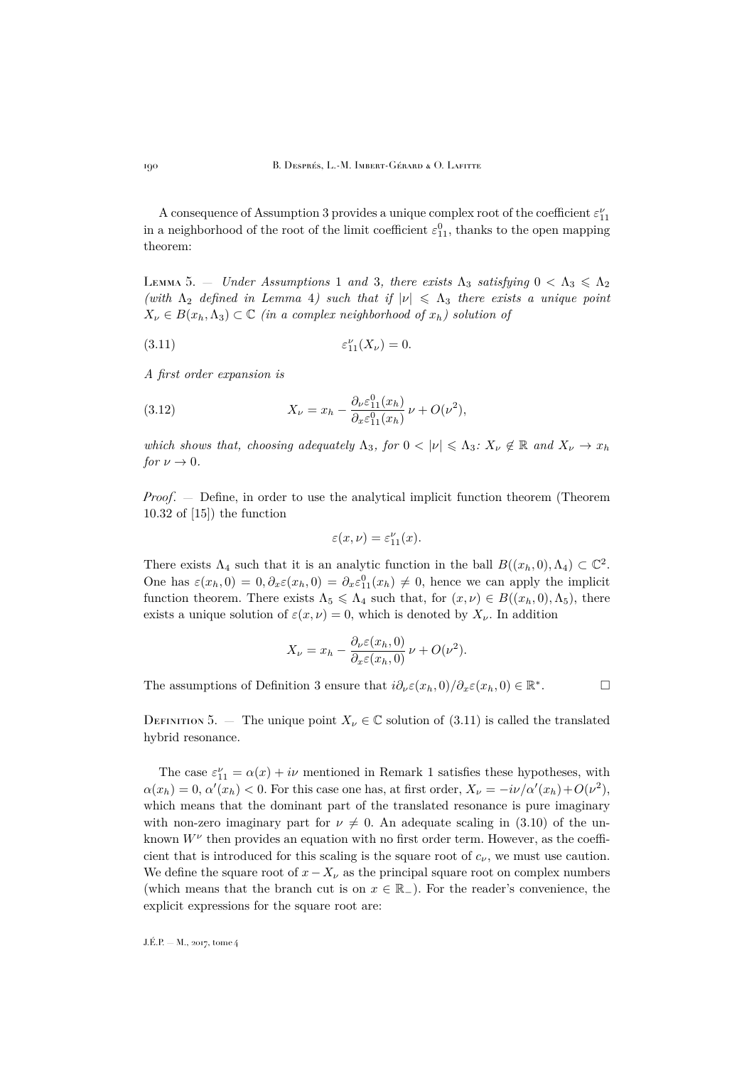A consequence of Assumption 3 provides a unique complex root of the coefficient $\varepsilon_{11}^{\nu}$ in a neighborhood of the root of the limit coefficient $\varepsilon_{11}^{0}$, thanks to the open mapping theorem:

Lemma 5. — *Under Assumptions* 1 *and* 3*, there exists* $\Lambda_3$ *satisfying* $0 < \Lambda_3 \leqslant \Lambda_2$ *(with* $\Lambda_2$ *defined in Lemma* 4*) such that if* $|\nu| \leqslant \Lambda_3$ *there exists a unique point* $X_\nu \in B(x_h, \Lambda_3) \subset \mathbb{C}$ *(in a complex neighborhood of* $x_h$*) solution of*

$$\varepsilon_{11}^{\nu}(X_\nu) = 0. \tag{3.11}$$

*A first order expansion is*

$$X_\nu = x_h - \frac{\partial_\nu \varepsilon_{11}^{0}(x_h)}{\partial_x \varepsilon_{11}^{0}(x_h)}\,\nu + O(\nu^2), \tag{3.12}$$

*which shows that, choosing adequately* $\Lambda_3$*, for* $0 < |\nu| \leqslant \Lambda_3$*:* $X_\nu \notin \mathbb{R}$ *and* $X_\nu \to x_h$ *for* $\nu \to 0$.

*Proof*. — Define, in order to use the analytical implicit function theorem (Theorem 10.32 of [15]) the function

$$\varepsilon(x,\nu) = \varepsilon_{11}^{\nu}(x).$$

There exists $\Lambda_4$ such that it is an analytic function in the ball $B((x_h,0),\Lambda_4) \subset \mathbb{C}^2$. One has $\varepsilon(x_h,0) = 0, \partial_x\varepsilon(x_h,0) = \partial_x\varepsilon_{11}^{0}(x_h) \neq 0$, hence we can apply the implicit function theorem. There exists $\Lambda_5 \leqslant \Lambda_4$ such that, for $(x,\nu) \in B((x_h,0),\Lambda_5)$, there exists a unique solution of $\varepsilon(x,\nu) = 0$, which is denoted by $X_\nu$. In addition

$$X_\nu = x_h - \frac{\partial_\nu \varepsilon(x_h,0)}{\partial_x \varepsilon(x_h,0)}\,\nu + O(\nu^2).$$

The assumptions of Definition 3 ensure that $i\partial_\nu\varepsilon(x_h,0)/\partial_x\varepsilon(x_h,0) \in \mathbb{R}^*$. $\square$

Definition 5. — The unique point $X_\nu \in \mathbb{C}$ solution of (3.11) is called the translated hybrid resonance.

The case $\varepsilon_{11}^{\nu} = \alpha(x) + i\nu$ mentioned in Remark 1 satisfies these hypotheses, with $\alpha(x_h) = 0$, $\alpha'(x_h) < 0$. For this case one has, at first order, $X_\nu = -i\nu/\alpha'(x_h) + O(\nu^2)$, which means that the dominant part of the translated resonance is pure imaginary with non-zero imaginary part for $\nu \neq 0$. An adequate scaling in (3.10) of the unknown $W^\nu$ then provides an equation with no first order term. However, as the coefficient that is introduced for this scaling is the square root of $c_\nu$, we must use caution. We define the square root of $x - X_\nu$ as the principal square root on complex numbers (which means that the branch cut is on $x \in \mathbb{R}_-$). For the reader's convenience, the explicit expressions for the square root are: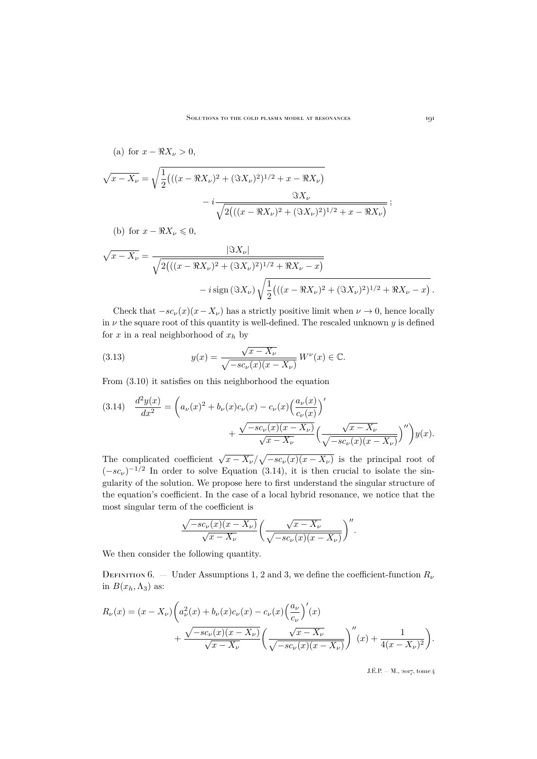(a) for $x - \Re X_\nu > 0$,

$$\sqrt{x - X_\nu} = \sqrt{\frac{1}{2}\big(((x-\Re X_\nu)^2 + (\Im X_\nu)^2)^{1/2} + x - \Re X_\nu\big)} - i\frac{\Im X_\nu}{\sqrt{2\big(((x-\Re X_\nu)^2 + (\Im X_\nu)^2)^{1/2} + x - \Re X_\nu\big)}};$$

(b) for $x - \Re X_\nu \leqslant 0$,

$$\sqrt{x - X_\nu} = \frac{|\Im X_\nu|}{\sqrt{2\big(((x-\Re X_\nu)^2 + (\Im X_\nu)^2)^{1/2} + \Re X_\nu - x\big)}} - i\operatorname{sign}(\Im X_\nu)\sqrt{\frac{1}{2}\big(((x-\Re X_\nu)^2 + (\Im X_\nu)^2)^{1/2} + \Re X_\nu - x\big)}.$$

Check that $-sc_\nu(x)(x - X_\nu)$ has a strictly positive limit when $\nu \to 0$, hence locally in $\nu$ the square root of this quantity is well-defined. The rescaled unknown $y$ is defined for $x$ in a real neighborhood of $x_h$ by

$$y(x) = \frac{\sqrt{x - X_\nu}}{\sqrt{-sc_\nu(x)(x - X_\nu)}}\, W^\nu(x) \in \mathbb{C}. \tag{3.13}$$

From (3.10) it satisfies on this neighborhood the equation

$$\frac{d^2y(x)}{dx^2} = \bigg(a_\nu(x)^2 + b_\nu(x)c_\nu(x) - c_\nu(x)\Big(\frac{a_\nu(x)}{c_\nu(x)}\Big)' + \frac{\sqrt{-sc_\nu(x)(x - X_\nu)}}{\sqrt{x - X_\nu}}\Big(\frac{\sqrt{x - X_\nu}}{\sqrt{-sc_\nu(x)(x - X_\nu)}}\Big)''\bigg)y(x). \tag{3.14}$$

The complicated coefficient $\sqrt{x - X_\nu}/\sqrt{-sc_\nu(x)(x - X_\nu)}$ is the principal root of $(-sc_\nu)^{-1/2}$ In order to solve Equation (3.14), it is then crucial to isolate the singularity of the solution. We propose here to first understand the singular structure of the equation's coefficient. In the case of a local hybrid resonance, we notice that the most singular term of the coefficient is

$$\frac{\sqrt{-sc_\nu(x)(x - X_\nu)}}{\sqrt{x - X_\nu}}\Big(\frac{\sqrt{x - X_\nu}}{\sqrt{-sc_\nu(x)(x - X_\nu)}}\Big)''.$$

We then consider the following quantity.

Definition 6. — Under Assumptions 1, 2 and 3, we define the coefficient-function $R_\nu$ in $B(x_h, \Lambda_3)$ as:

$$R_\nu(x) = (x - X_\nu)\bigg(a_\nu^2(x) + b_\nu(x)c_\nu(x) - c_\nu(x)\Big(\frac{a_\nu}{c_\nu}\Big)'(x) + \frac{\sqrt{-sc_\nu(x)(x - X_\nu)}}{\sqrt{x - X_\nu}}\Big(\frac{\sqrt{x - X_\nu}}{\sqrt{-sc_\nu(x)(x - X_\nu)}}\Big)''(x) + \frac{1}{4(x - X_\nu)^2}\bigg).$$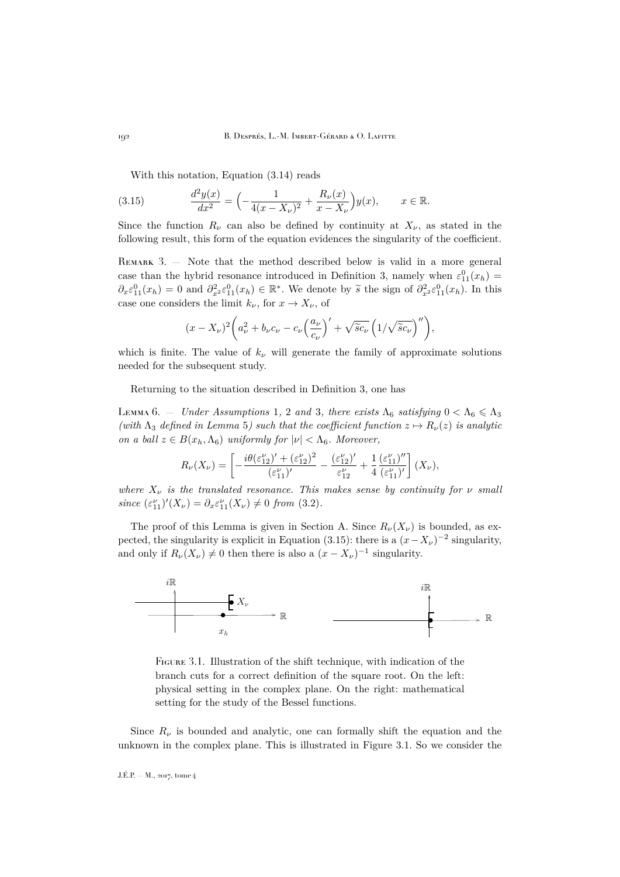With this notation, Equation (3.14) reads

$$\frac{d^2y(x)}{dx^2} = \Big(-\frac{1}{4(x-X_\nu)^2} + \frac{R_\nu(x)}{x-X_\nu}\Big)y(x), \qquad x \in \mathbb{R}. \tag{3.15}$$

Since the function $R_\nu$ can also be defined by continuity at $X_\nu$, as stated in the following result, this form of the equation evidences the singularity of the coefficient.

Remark 3. — Note that the method described below is valid in a more general case than the hybrid resonance introduced in Definition 3, namely when $\varepsilon_{11}^0(x_h) = \partial_x \varepsilon_{11}^0(x_h) = 0$ and $\partial_{x^2}^2 \varepsilon_{11}^0(x_h) \in \mathbb{R}^*$. We denote by $\widetilde{s}$ the sign of $\partial_{x^2}^2 \varepsilon_{11}^0(x_h)$. In this case one considers the limit $k_\nu$, for $x \to X_\nu$, of

$$(x-X_\nu)^2\bigg(a_\nu^2 + b_\nu c_\nu - c_\nu\Big(\frac{a_\nu}{c_\nu}\Big)' + \sqrt{\widetilde{s}c_\nu}\,\Big(1/\sqrt{\widetilde{s}c_\nu}\Big)''\bigg),$$

which is finite. The value of $k_\nu$ will generate the family of approximate solutions needed for the subsequent study.

Returning to the situation described in Definition 3, one has

Lemma 6. — *Under Assumptions 1, 2 and 3, there exists $\Lambda_6$ satisfying $0 < \Lambda_6 \leqslant \Lambda_3$ (with $\Lambda_3$ defined in Lemma 5) such that the coefficient function $z \mapsto R_\nu(z)$ is analytic on a ball $z \in B(x_h, \Lambda_6)$ uniformly for $|\nu| < \Lambda_6$. Moreover,*

$$R_\nu(X_\nu) = \left[-\frac{i\theta(\varepsilon_{12}^\nu)' + (\varepsilon_{12}^\nu)^2}{(\varepsilon_{11}^\nu)'} - \frac{(\varepsilon_{12}^\nu)'}{\varepsilon_{12}^\nu} + \frac{1}{4}\frac{(\varepsilon_{11}^\nu)''}{(\varepsilon_{11}^\nu)'}\right](X_\nu),$$

*where $X_\nu$ is the translated resonance. This makes sense by continuity for $\nu$ small since $(\varepsilon_{11}^\nu)'(X_\nu) = \partial_x \varepsilon_{11}^\nu(X_\nu) \neq 0$ from (3.2).*

The proof of this Lemma is given in Section A. Since $R_\nu(X_\nu)$ is bounded, as expected, the singularity is explicit in Equation (3.15): there is a $(x-X_\nu)^{-2}$ singularity, and only if $R_\nu(X_\nu) \neq 0$ then there is also a $(x-X_\nu)^{-1}$ singularity.

Figure 3.1. Illustration of the shift technique, with indication of the branch cuts for a correct definition of the square root. On the left: physical setting in the complex plane. On the right: mathematical setting for the study of the Bessel functions.

Since $R_\nu$ is bounded and analytic, one can formally shift the equation and the unknown in the complex plane. This is illustrated in Figure 3.1. So we consider the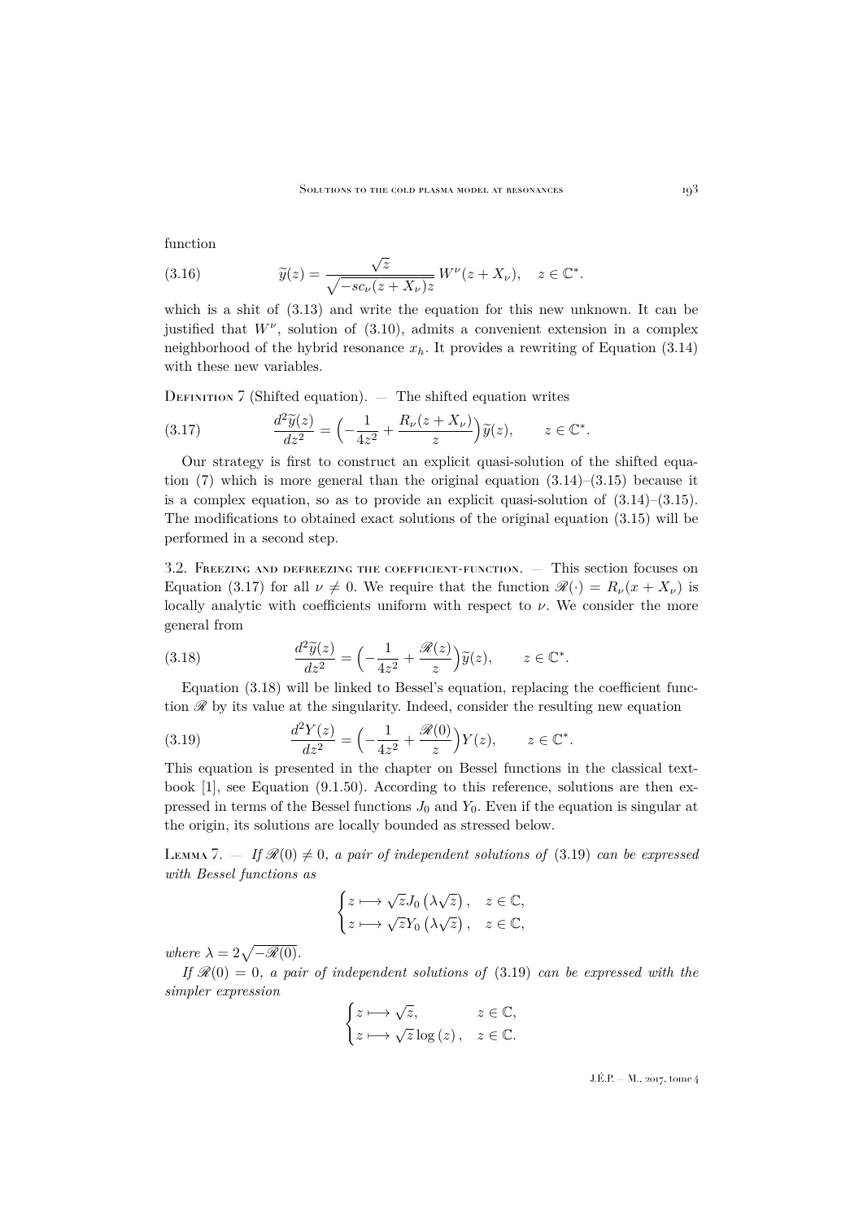function

$$\widetilde{y}(z)=\frac{\sqrt{z}}{\sqrt{-sc_\nu(z+X_\nu)z}}\,W^\nu(z+X_\nu),\quad z\in\mathbb{C}^*. \tag{3.16}$$

which is a shit of (3.13) and write the equation for this new unknown. It can be justified that $W^\nu$, solution of (3.10), admits a convenient extension in a complex neighborhood of the hybrid resonance $x_h$. It provides a rewriting of Equation (3.14) with these new variables.

Definition 7 (Shifted equation). — The shifted equation writes

$$\frac{d^2\widetilde{y}(z)}{dz^2}=\Big(-\frac{1}{4z^2}+\frac{R_\nu(z+X_\nu)}{z}\Big)\widetilde{y}(z),\qquad z\in\mathbb{C}^*. \tag{3.17}$$

Our strategy is first to construct an explicit quasi-solution of the shifted equation (7) which is more general than the original equation (3.14)–(3.15) because it is a complex equation, so as to provide an explicit quasi-solution of (3.14)–(3.15). The modifications to obtained exact solutions of the original equation (3.15) will be performed in a second step.

## 3.2. Freezing and defreezing the coefficient-function.

— This section focuses on Equation (3.17) for all $\nu\neq 0$. We require that the function $\mathscr{R}(\cdot)=R_\nu(x+X_\nu)$ is locally analytic with coefficients uniform with respect to $\nu$. We consider the more general from

$$\frac{d^2\widetilde{y}(z)}{dz^2}=\Big(-\frac{1}{4z^2}+\frac{\mathscr{R}(z)}{z}\Big)\widetilde{y}(z),\qquad z\in\mathbb{C}^*. \tag{3.18}$$

Equation (3.18) will be linked to Bessel's equation, replacing the coefficient function $\mathscr{R}$ by its value at the singularity. Indeed, consider the resulting new equation

$$\frac{d^2Y(z)}{dz^2}=\Big(-\frac{1}{4z^2}+\frac{\mathscr{R}(0)}{z}\Big)Y(z),\qquad z\in\mathbb{C}^*. \tag{3.19}$$

This equation is presented in the chapter on Bessel functions in the classical textbook [1], see Equation (9.1.50). According to this reference, solutions are then expressed in terms of the Bessel functions $J_0$ and $Y_0$. Even if the equation is singular at the origin, its solutions are locally bounded as stressed below.

Lemma 7. — *If $\mathscr{R}(0)\neq 0$, a pair of independent solutions of (3.19) can be expressed with Bessel functions as*

$$\begin{cases} z\longmapsto\sqrt{z}J_0\left(\lambda\sqrt{z}\right), & z\in\mathbb{C},\\ z\longmapsto\sqrt{z}Y_0\left(\lambda\sqrt{z}\right), & z\in\mathbb{C},\end{cases}$$

*where $\lambda=2\sqrt{-\mathscr{R}(0)}$.*

*If $\mathscr{R}(0)=0$, a pair of independent solutions of (3.19) can be expressed with the simpler expression*

$$\begin{cases} z\longmapsto\sqrt{z}, & z\in\mathbb{C},\\ z\longmapsto\sqrt{z}\log\left(z\right), & z\in\mathbb{C}.\end{cases}$$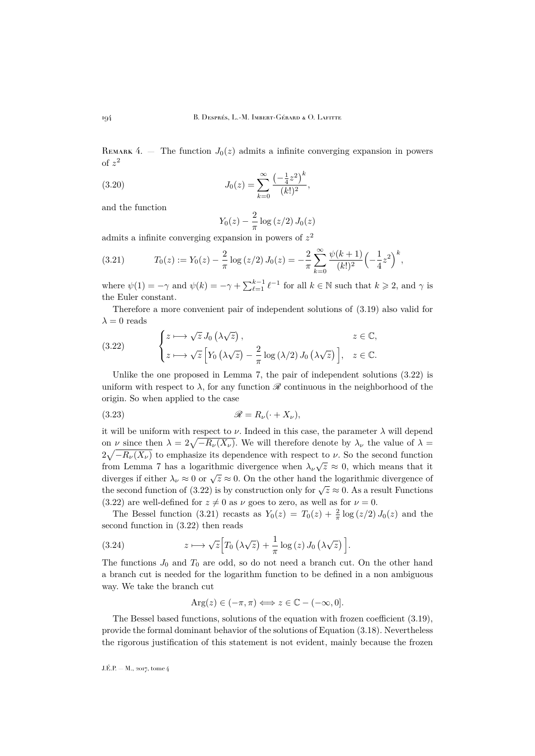Remark 4. — The function $J_0(z)$ admits a infinite converging expansion in powers of $z^2$

$$J_0(z) = \sum_{k=0}^{\infty} \frac{\left(-\frac{1}{4}z^2\right)^k}{(k!)^2}, \tag{3.20}$$

and the function

$$Y_0(z) - \frac{2}{\pi}\log(z/2)\, J_0(z)$$

admits a infinite converging expansion in powers of $z^2$

$$T_0(z) := Y_0(z) - \frac{2}{\pi}\log(z/2)\, J_0(z) = -\frac{2}{\pi}\sum_{k=0}^{\infty} \frac{\psi(k+1)}{(k!)^2}\Big(-\frac{1}{4}z^2\Big)^k, \tag{3.21}$$

where $\psi(1) = -\gamma$ and $\psi(k) = -\gamma + \sum_{\ell=1}^{k-1} \ell^{-1}$ for all $k \in \mathbb{N}$ such that $k \geqslant 2$, and $\gamma$ is the Euler constant.

Therefore a more convenient pair of independent solutions of (3.19) also valid for $\lambda = 0$ reads

$$\begin{cases} z \longmapsto \sqrt{z}\, J_0\left(\lambda\sqrt{z}\right), & z \in \mathbb{C}, \\ z \longmapsto \sqrt{z}\left[Y_0\left(\lambda\sqrt{z}\right) - \dfrac{2}{\pi}\log(\lambda/2)\, J_0\left(\lambda\sqrt{z}\right)\right], & z \in \mathbb{C}. \end{cases} \tag{3.22}$$

Unlike the one proposed in Lemma 7, the pair of independent solutions (3.22) is uniform with respect to $\lambda$, for any function $\mathscr{R}$ continuous in the neighborhood of the origin. So when applied to the case

$$\mathscr{R} = R_\nu(\cdot + X_\nu), \tag{3.23}$$

it will be uniform with respect to $\nu$. Indeed in this case, the parameter $\lambda$ will depend on $\nu$ since then $\lambda = 2\sqrt{-R_\nu(X_\nu)}$. We will therefore denote by $\lambda_\nu$ the value of $\lambda = 2\sqrt{-R_\nu(X_\nu)}$ to emphasize its dependence with respect to $\nu$. So the second function from Lemma 7 has a logarithmic divergence when $\lambda_\nu\sqrt{z} \approx 0$, which means that it diverges if either $\lambda_\nu \approx 0$ or $\sqrt{z} \approx 0$. On the other hand the logarithmic divergence of the second function of (3.22) is by construction only for $\sqrt{z} \approx 0$. As a result Functions (3.22) are well-defined for $z \neq 0$ as $\nu$ goes to zero, as well as for $\nu = 0$.

The Bessel function (3.21) recasts as $Y_0(z) = T_0(z) + \frac{2}{\pi}\log(z/2)\, J_0(z)$ and the second function in (3.22) then reads

$$z \longmapsto \sqrt{z}\Big[T_0\left(\lambda\sqrt{z}\right) + \frac{1}{\pi}\log(z)\, J_0\left(\lambda\sqrt{z}\right)\Big]. \tag{3.24}$$

The functions $J_0$ and $T_0$ are odd, so do not need a branch cut. On the other hand a branch cut is needed for the logarithm function to be defined in a non ambiguous way. We take the branch cut

$$\operatorname{Arg}(z) \in (-\pi, \pi) \Longleftrightarrow z \in \mathbb{C} - (-\infty, 0].$$

The Bessel based functions, solutions of the equation with frozen coefficient (3.19), provide the formal dominant behavior of the solutions of Equation (3.18). Nevertheless the rigorous justification of this statement is not evident, mainly because the frozen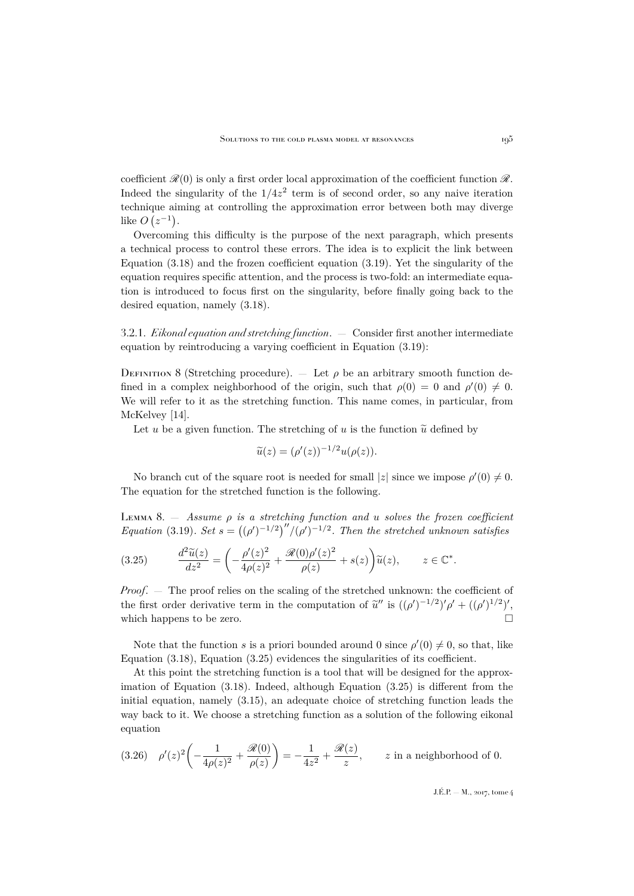coefficient $\mathscr{R}(0)$ is only a first order local approximation of the coefficient function $\mathscr{R}$. Indeed the singularity of the $1/4z^2$ term is of second order, so any naive iteration technique aiming at controlling the approximation error between both may diverge like $O\left(z^{-1}\right)$.

Overcoming this difficulty is the purpose of the next paragraph, which presents a technical process to control these errors. The idea is to explicit the link between Equation (3.18) and the frozen coefficient equation (3.19). Yet the singularity of the equation requires specific attention, and the process is two-fold: an intermediate equation is introduced to focus first on the singularity, before finally going back to the desired equation, namely (3.18).

3.2.1. *Eikonal equation and stretching function*. — Consider first another intermediate equation by reintroducing a varying coefficient in Equation (3.19):

Definition 8 (Stretching procedure). — Let $\rho$ be an arbitrary smooth function defined in a complex neighborhood of the origin, such that $\rho(0) = 0$ and $\rho'(0) \neq 0$. We will refer to it as the stretching function. This name comes, in particular, from McKelvey [14].

Let $u$ be a given function. The stretching of $u$ is the function $\widetilde{u}$ defined by

$$\widetilde{u}(z) = (\rho'(z))^{-1/2} u(\rho(z)).$$

No branch cut of the square root is needed for small $|z|$ since we impose $\rho'(0) \neq 0$. The equation for the stretched function is the following.

Lemma 8. — *Assume $\rho$ is a stretching function and $u$ solves the frozen coefficient Equation* (3.19). *Set $s = \left((\rho')^{-1/2}\right)''/(\rho')^{-1/2}$. Then the stretched unknown satisfies*

$$\frac{d^2\widetilde{u}(z)}{dz^2} = \left(-\frac{\rho'(z)^2}{4\rho(z)^2} + \frac{\mathscr{R}(0)\rho'(z)^2}{\rho(z)} + s(z)\right)\widetilde{u}(z), \qquad z \in \mathbb{C}^*. \tag{3.25}$$

*Proof*. — The proof relies on the scaling of the stretched unknown: the coefficient of the first order derivative term in the computation of $\widetilde{u}''$ is $((\rho')^{-1/2})'\rho' + ((\rho')^{1/2})'$, which happens to be zero. □

Note that the function $s$ is a priori bounded around 0 since $\rho'(0) \neq 0$, so that, like Equation (3.18), Equation (3.25) evidences the singularities of its coefficient.

At this point the stretching function is a tool that will be designed for the approximation of Equation (3.18). Indeed, although Equation (3.25) is different from the initial equation, namely (3.15), an adequate choice of stretching function leads the way back to it. We choose a stretching function as a solution of the following eikonal equation

$$\rho'(z)^2\left(-\frac{1}{4\rho(z)^2} + \frac{\mathscr{R}(0)}{\rho(z)}\right) = -\frac{1}{4z^2} + \frac{\mathscr{R}(z)}{z}, \qquad z \text{ in a neighborhood of 0.} \tag{3.26}$$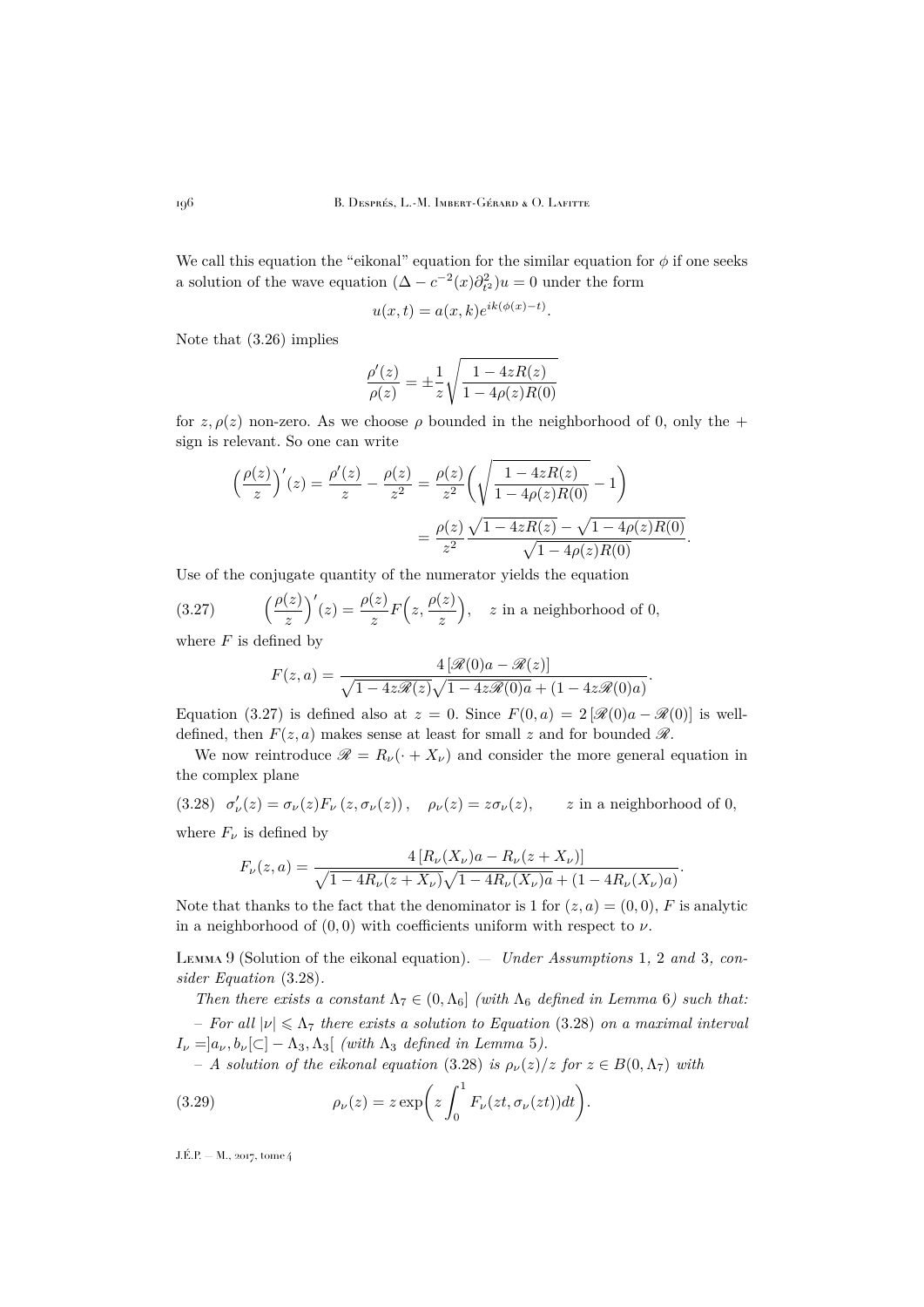We call this equation the "eikonal" equation for the similar equation for $\phi$ if one seeks a solution of the wave equation $(\Delta - c^{-2}(x)\partial_{t^2}^2)u = 0$ under the form

$$u(x,t) = a(x,k)e^{ik(\phi(x)-t)}.$$

Note that (3.26) implies

$$\frac{\rho'(z)}{\rho(z)} = \pm\frac{1}{z}\sqrt{\frac{1-4zR(z)}{1-4\rho(z)R(0)}}$$

for $z, \rho(z)$ non-zero. As we choose $\rho$ bounded in the neighborhood of 0, only the + sign is relevant. So one can write

$$\Big(\frac{\rho(z)}{z}\Big)'(z) = \frac{\rho'(z)}{z} - \frac{\rho(z)}{z^2} = \frac{\rho(z)}{z^2}\bigg(\sqrt{\frac{1-4zR(z)}{1-4\rho(z)R(0)}} - 1\bigg)$$

$$= \frac{\rho(z)}{z^2}\,\frac{\sqrt{1-4zR(z)} - \sqrt{1-4\rho(z)R(0)}}{\sqrt{1-4\rho(z)R(0)}}.$$

Use of the conjugate quantity of the numerator yields the equation

$$\Big(\frac{\rho(z)}{z}\Big)'(z) = \frac{\rho(z)}{z}F\Big(z, \frac{\rho(z)}{z}\Big), \quad z \text{ in a neighborhood of } 0, \tag{3.27}$$

where $F$ is defined by

$$F(z,a) = \frac{4\,[\mathscr{R}(0)a - \mathscr{R}(z)]}{\sqrt{1-4z\mathscr{R}(z)}\sqrt{1-4z\mathscr{R}(0)a} + (1-4z\mathscr{R}(0)a)}.$$

Equation (3.27) is defined also at $z=0$. Since $F(0,a) = 2\,[\mathscr{R}(0)a - \mathscr{R}(0)]$ is well-defined, then $F(z,a)$ makes sense at least for small $z$ and for bounded $\mathscr{R}$.

We now reintroduce $\mathscr{R} = R_\nu(\cdot + X_\nu)$ and consider the more general equation in the complex plane

$$\sigma_\nu'(z) = \sigma_\nu(z)F_\nu\left(z, \sigma_\nu(z)\right), \quad \rho_\nu(z) = z\sigma_\nu(z), \qquad z \text{ in a neighborhood of } 0, \tag{3.28}$$

where $F_\nu$ is defined by

$$F_\nu(z,a) = \frac{4\,[R_\nu(X_\nu)a - R_\nu(z+X_\nu)]}{\sqrt{1-4R_\nu(z+X_\nu)}\sqrt{1-4R_\nu(X_\nu)a} + (1-4R_\nu(X_\nu)a)}.$$

Note that thanks to the fact that the denominator is 1 for $(z,a) = (0,0)$, $F$ is analytic in a neighborhood of $(0,0)$ with coefficients uniform with respect to $\nu$.

Lemma 9 (Solution of the eikonal equation). — *Under Assumptions* 1, 2 *and* 3, *consider Equation* (3.28).

*Then there exists a constant $\Lambda_7 \in (0, \Lambda_6]$ (with $\Lambda_6$ defined in Lemma* 6*) such that:*

– *For all $|\nu| \leqslant \Lambda_7$ there exists a solution to Equation* (3.28) *on a maximal interval $I_\nu = ]a_\nu, b_\nu[ \subset ] - \Lambda_3, \Lambda_3[$ (with $\Lambda_3$ defined in Lemma* 5*).*

– *A solution of the eikonal equation* (3.28) *is $\rho_\nu(z)/z$ for $z \in B(0, \Lambda_7)$ with*

$$\rho_\nu(z) = z\exp\bigg(z\int_0^1 F_\nu(zt, \sigma_\nu(zt))dt\bigg). \tag{3.29}$$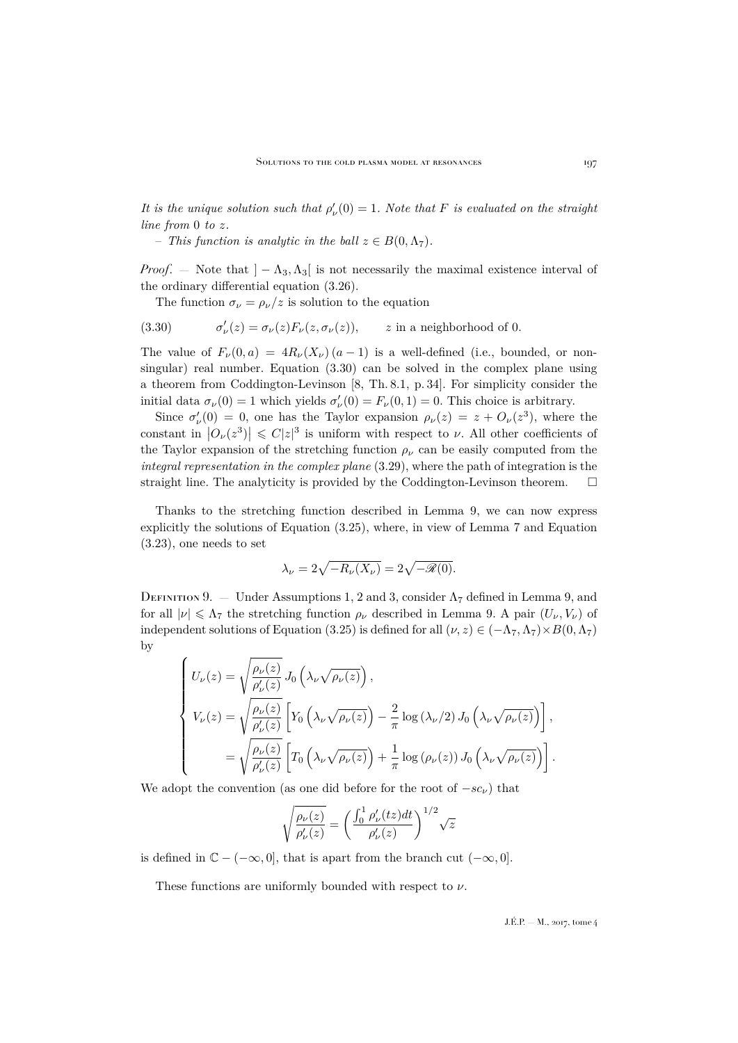*It is the unique solution such that $\rho_\nu'(0)=1$. Note that $F$ is evaluated on the straight line from $0$ to $z$.*

– *This function is analytic in the ball $z\in B(0,\Lambda_7)$.*

*Proof*. — Note that $]-\Lambda_3,\Lambda_3[$ is not necessarily the maximal existence interval of the ordinary differential equation (3.26).

The function $\sigma_\nu=\rho_\nu/z$ is solution to the equation

$$\sigma_\nu'(z)=\sigma_\nu(z)F_\nu(z,\sigma_\nu(z)),\qquad z \text{ in a neighborhood of } 0. \tag{3.30}$$

The value of $F_\nu(0,a)=4R_\nu(X_\nu)\,(a-1)$ is a well-defined (i.e., bounded, or non-singular) real number. Equation (3.30) can be solved in the complex plane using a theorem from Coddington-Levinson [8, Th. 8.1, p. 34]. For simplicity consider the initial data $\sigma_\nu(0)=1$ which yields $\sigma_\nu'(0)=F_\nu(0,1)=0$. This choice is arbitrary.

Since $\sigma_\nu'(0)=0$, one has the Taylor expansion $\rho_\nu(z)=z+O_\nu(z^3)$, where the constant in $|O_\nu(z^3)|\leqslant C|z|^3$ is uniform with respect to $\nu$. All other coefficients of the Taylor expansion of the stretching function $\rho_\nu$ can be easily computed from the *integral representation in the complex plane* (3.29), where the path of integration is the straight line. The analyticity is provided by the Coddington-Levinson theorem. $\square$

Thanks to the stretching function described in Lemma 9, we can now express explicitly the solutions of Equation (3.25), where, in view of Lemma 7 and Equation (3.23), one needs to set

$$\lambda_\nu=2\sqrt{-R_\nu(X_\nu)}=2\sqrt{-\mathscr{R}(0)}.$$

Definition 9. — Under Assumptions 1, 2 and 3, consider $\Lambda_7$ defined in Lemma 9, and for all $|\nu|\leqslant\Lambda_7$ the stretching function $\rho_\nu$ described in Lemma 9. A pair $(U_\nu,V_\nu)$ of independent solutions of Equation (3.25) is defined for all $(\nu,z)\in(-\Lambda_7,\Lambda_7)\times B(0,\Lambda_7)$ by

$$\begin{cases} U_\nu(z)=\sqrt{\dfrac{\rho_\nu(z)}{\rho_\nu'(z)}}\,J_0\left(\lambda_\nu\sqrt{\rho_\nu(z)}\right),\\[2ex] V_\nu(z)=\sqrt{\dfrac{\rho_\nu(z)}{\rho_\nu'(z)}}\left[Y_0\left(\lambda_\nu\sqrt{\rho_\nu(z)}\right)-\dfrac{2}{\pi}\log\left(\lambda_\nu/2\right)J_0\left(\lambda_\nu\sqrt{\rho_\nu(z)}\right)\right],\\[2ex] \qquad\;\;=\sqrt{\dfrac{\rho_\nu(z)}{\rho_\nu'(z)}}\left[T_0\left(\lambda_\nu\sqrt{\rho_\nu(z)}\right)+\dfrac{1}{\pi}\log\left(\rho_\nu(z)\right)J_0\left(\lambda_\nu\sqrt{\rho_\nu(z)}\right)\right]. \end{cases}$$

We adopt the convention (as one did before for the root of $-sc_\nu$) that

$$\sqrt{\frac{\rho_\nu(z)}{\rho_\nu'(z)}}=\left(\frac{\int_0^1\rho_\nu'(tz)dt}{\rho_\nu'(z)}\right)^{1/2}\sqrt{z}$$

is defined in $\mathbb{C}-(-\infty,0]$, that is apart from the branch cut $(-\infty,0]$.

These functions are uniformly bounded with respect to $\nu$.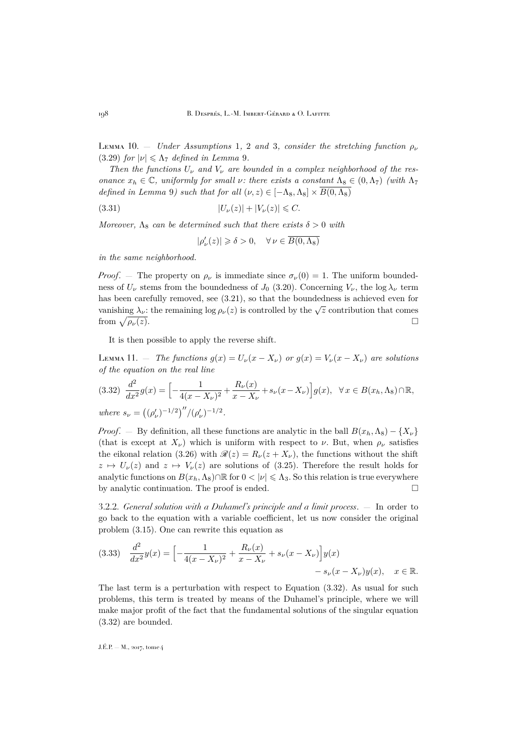Lemma 10. — *Under Assumptions* 1, 2 *and* 3, *consider the stretching function* $\rho_\nu$ (3.29) *for* $|\nu| \leqslant \Lambda_7$ *defined in Lemma* 9.

*Then the functions* $U_\nu$ *and* $V_\nu$ *are bounded in a complex neighborhood of the resonance* $x_h \in \mathbb{C}$, *uniformly for small* $\nu$*: there exists a constant* $\Lambda_8 \in (0, \Lambda_7)$ *(with* $\Lambda_7$ *defined in Lemma* 9*) such that for all* $(\nu, z) \in [-\Lambda_8, \Lambda_8] \times \overline{B(0, \Lambda_8)}$

$$|U_\nu(z)| + |V_\nu(z)| \leqslant C. \tag{3.31}$$

*Moreover,* $\Lambda_8$ *can be determined such that there exists* $\delta > 0$ *with*

$$|\rho_\nu'(z)| \geqslant \delta > 0, \quad \forall\, \nu \in \overline{B(0, \Lambda_8)}$$

*in the same neighborhood.*

*Proof*. — The property on $\rho_\nu$ is immediate since $\sigma_\nu(0) = 1$. The uniform boundedness of $U_\nu$ stems from the boundedness of $J_0$ (3.20). Concerning $V_\nu$, the $\log \lambda_\nu$ term has been carefully removed, see (3.21), so that the boundedness is achieved even for vanishing $\lambda_\nu$: the remaining $\log \rho_\nu(z)$ is controlled by the $\sqrt{z}$ contribution that comes from $\sqrt{\rho_\nu(z)}$. □

It is then possible to apply the reverse shift.

Lemma 11. — *The functions* $g(x) = U_\nu(x - X_\nu)$ *or* $g(x) = V_\nu(x - X_\nu)$ *are solutions of the equation on the real line*

$$\frac{d^2}{dx^2} g(x) = \Big[ -\frac{1}{4(x - X_\nu)^2} + \frac{R_\nu(x)}{x - X_\nu} + s_\nu(x - X_\nu) \Big] g(x), \quad \forall\, x \in B(x_h, \Lambda_8) \cap \mathbb{R}, \tag{3.32}$$

*where* $s_\nu = \big((\rho_\nu')^{-1/2}\big)''/(\rho_\nu')^{-1/2}$.

*Proof*. — By definition, all these functions are analytic in the ball $B(x_h, \Lambda_8) - \{X_\nu\}$ (that is except at $X_\nu$) which is uniform with respect to $\nu$. But, when $\rho_\nu$ satisfies the eikonal relation (3.26) with $\mathscr{R}(z) = R_\nu(z + X_\nu)$, the functions without the shift $z \mapsto U_\nu(z)$ and $z \mapsto V_\nu(z)$ are solutions of (3.25). Therefore the result holds for analytic functions on $B(x_h, \Lambda_8) \cap \mathbb{R}$ for $0 < |\nu| \leqslant \Lambda_3$. So this relation is true everywhere by analytic continuation. The proof is ended. □

3.2.2. *General solution with a Duhamel's principle and a limit process*. — In order to go back to the equation with a variable coefficient, let us now consider the original problem (3.15). One can rewrite this equation as

$$\frac{d^2}{dx^2} y(x) = \Big[ -\frac{1}{4(x - X_\nu)^2} + \frac{R_\nu(x)}{x - X_\nu} + s_\nu(x - X_\nu) \Big] y(x) - s_\nu(x - X_\nu) y(x), \quad x \in \mathbb{R}. \tag{3.33}$$

The last term is a perturbation with respect to Equation (3.32). As usual for such problems, this term is treated by means of the Duhamel's principle, where we will make major profit of the fact that the fundamental solutions of the singular equation (3.32) are bounded.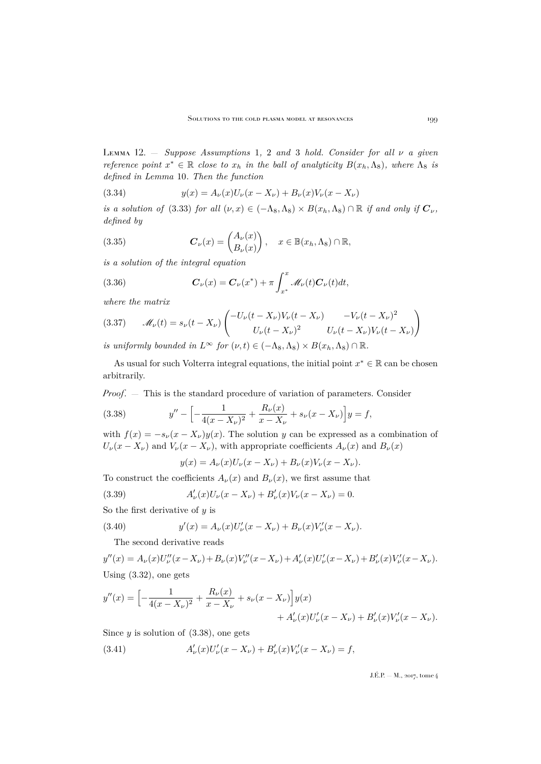Lemma 12. — *Suppose Assumptions* 1, 2 *and* 3 *hold. Consider for all* $\nu$ *a given reference point* $x^* \in \mathbb{R}$ *close to* $x_h$ *in the ball of analyticity* $B(x_h, \Lambda_8)$*, where* $\Lambda_8$ *is defined in Lemma* 10*. Then the function*

$$y(x) = A_\nu(x) U_\nu(x - X_\nu) + B_\nu(x) V_\nu(x - X_\nu) \tag{3.34}$$

*is a solution of* (3.33) *for all* $(\nu, x) \in (-\Lambda_8, \Lambda_8) \times B(x_h, \Lambda_8) \cap \mathbb{R}$ *if and only if* $\boldsymbol{C}_\nu$*, defined by*

$$\boldsymbol{C}_\nu(x) = \begin{pmatrix} A_\nu(x) \\ B_\nu(x) \end{pmatrix}, \quad x \in \mathbb{B}(x_h, \Lambda_8) \cap \mathbb{R}, \tag{3.35}$$

*is a solution of the integral equation*

$$\boldsymbol{C}_\nu(x) = \boldsymbol{C}_\nu(x^*) + \pi \int_{x^*}^{x} \mathscr{M}_\nu(t) \boldsymbol{C}_\nu(t) dt, \tag{3.36}$$

*where the matrix*

$$\mathscr{M}_\nu(t) = s_\nu(t - X_\nu) \begin{pmatrix} -U_\nu(t - X_\nu) V_\nu(t - X_\nu) & -V_\nu(t - X_\nu)^2 \\ U_\nu(t - X_\nu)^2 & U_\nu(t - X_\nu) V_\nu(t - X_\nu) \end{pmatrix} \tag{3.37}$$

*is uniformly bounded in* $L^\infty$ *for* $(\nu, t) \in (-\Lambda_8, \Lambda_8) \times B(x_h, \Lambda_8) \cap \mathbb{R}$.

As usual for such Volterra integral equations, the initial point $x^* \in \mathbb{R}$ can be chosen arbitrarily.

*Proof*. — This is the standard procedure of variation of parameters. Consider

$$y'' - \Big[ -\frac{1}{4(x - X_\nu)^2} + \frac{R_\nu(x)}{x - X_\nu} + s_\nu(x - X_\nu) \Big] y = f, \tag{3.38}$$

with $f(x) = -s_\nu(x - X_\nu) y(x)$. The solution $y$ can be expressed as a combination of $U_\nu(x - X_\nu)$ and $V_\nu(x - X_\nu)$, with appropriate coefficients $A_\nu(x)$ and $B_\nu(x)$

$$y(x) = A_\nu(x) U_\nu(x - X_\nu) + B_\nu(x) V_\nu(x - X_\nu).$$

To construct the coefficients $A_\nu(x)$ and $B_\nu(x)$, we first assume that

$$A'_\nu(x) U_\nu(x - X_\nu) + B'_\nu(x) V_\nu(x - X_\nu) = 0. \tag{3.39}$$

So the first derivative of $y$ is

$$y'(x) = A_\nu(x) U'_\nu(x - X_\nu) + B_\nu(x) V'_\nu(x - X_\nu). \tag{3.40}$$

The second derivative reads

$$y''(x) = A_\nu(x) U''_\nu(x - X_\nu) + B_\nu(x) V''_\nu(x - X_\nu) + A'_\nu(x) U'_\nu(x - X_\nu) + B'_\nu(x) V'_\nu(x - X_\nu).$$

Using (3.32), one gets

$$y''(x) = \Big[ -\frac{1}{4(x - X_\nu)^2} + \frac{R_\nu(x)}{x - X_\nu} + s_\nu(x - X_\nu) \Big] y(x) + A'_\nu(x) U'_\nu(x - X_\nu) + B'_\nu(x) V'_\nu(x - X_\nu).$$

Since $y$ is solution of (3.38), one gets

$$A'_\nu(x) U'_\nu(x - X_\nu) + B'_\nu(x) V'_\nu(x - X_\nu) = f, \tag{3.41}$$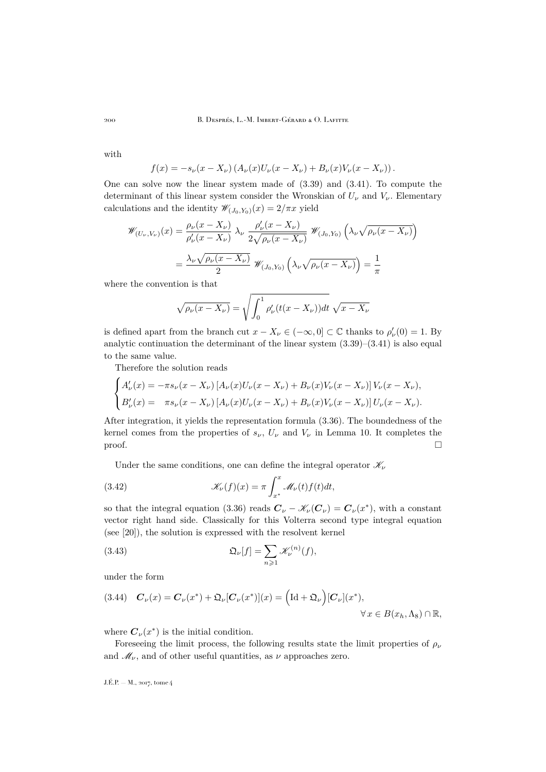with

$$f(x) = -s_\nu(x - X_\nu)\left(A_\nu(x)U_\nu(x - X_\nu) + B_\nu(x)V_\nu(x - X_\nu)\right).$$

One can solve now the linear system made of (3.39) and (3.41). To compute the determinant of this linear system consider the Wronskian of $U_\nu$ and $V_\nu$. Elementary calculations and the identity $\mathscr{W}_{(J_0,Y_0)}(x) = 2/\pi x$ yield

$$\begin{aligned}\mathscr{W}_{(U_\nu,V_\nu)}(x) &= \frac{\rho_\nu(x - X_\nu)}{\rho_\nu'(x - X_\nu)}\ \lambda_\nu\ \frac{\rho_\nu'(x - X_\nu)}{2\sqrt{\rho_\nu(x - X_\nu)}}\ \mathscr{W}_{(J_0,Y_0)}\left(\lambda_\nu\sqrt{\rho_\nu(x - X_\nu)}\right)\\ &= \frac{\lambda_\nu\sqrt{\rho_\nu(x - X_\nu)}}{2}\ \mathscr{W}_{(J_0,Y_0)}\left(\lambda_\nu\sqrt{\rho_\nu(x - X_\nu)}\right) = \frac{1}{\pi}\end{aligned}$$

where the convention is that

$$\sqrt{\rho_\nu(x - X_\nu)} = \sqrt{\int_0^1 \rho_\nu'(t(x - X_\nu))dt}\ \sqrt{x - X_\nu}$$

is defined apart from the branch cut $x - X_\nu \in (-\infty, 0] \subset \mathbb{C}$ thanks to $\rho_\nu'(0) = 1$. By analytic continuation the determinant of the linear system (3.39)–(3.41) is also equal to the same value.

Therefore the solution reads

$$\begin{cases} A_\nu'(x) = -\pi s_\nu(x - X_\nu)\left[A_\nu(x)U_\nu(x - X_\nu) + B_\nu(x)V_\nu(x - X_\nu)\right]V_\nu(x - X_\nu),\\ B_\nu'(x) = \quad \pi s_\nu(x - X_\nu)\left[A_\nu(x)U_\nu(x - X_\nu) + B_\nu(x)V_\nu(x - X_\nu)\right]U_\nu(x - X_\nu).\end{cases}$$

After integration, it yields the representation formula (3.36). The boundedness of the kernel comes from the properties of $s_\nu$, $U_\nu$ and $V_\nu$ in Lemma 10. It completes the proof. □

Under the same conditions, one can define the integral operator $\mathscr{K}_\nu$

$$\mathscr{K}_\nu(f)(x) = \pi\int_{x^*}^x \mathscr{M}_\nu(t)f(t)dt, \tag{3.42}$$

so that the integral equation (3.36) reads $\boldsymbol{C}_\nu - \mathscr{K}_\nu(\boldsymbol{C}_\nu) = \boldsymbol{C}_\nu(x^*)$, with a constant vector right hand side. Classically for this Volterra second type integral equation (see [20]), the solution is expressed with the resolvent kernel

$$\mathfrak{Q}_\nu[f] = \sum_{n\geqslant 1}\mathscr{K}_\nu^{(n)}(f), \tag{3.43}$$

under the form

$$\boldsymbol{C}_\nu(x) = \boldsymbol{C}_\nu(x^*) + \mathfrak{Q}_\nu[\boldsymbol{C}_\nu(x^*)](x) = \left(\mathrm{Id} + \mathfrak{Q}_\nu\right)[\boldsymbol{C}_\nu](x^*), \quad \forall\, x \in B(x_h, \Lambda_8)\cap\mathbb{R}, \tag{3.44}$$

where $\boldsymbol{C}_\nu(x^*)$ is the initial condition.

Foreseeing the limit process, the following results state the limit properties of $\rho_\nu$ and $\mathscr{M}_\nu$, and of other useful quantities, as $\nu$ approaches zero.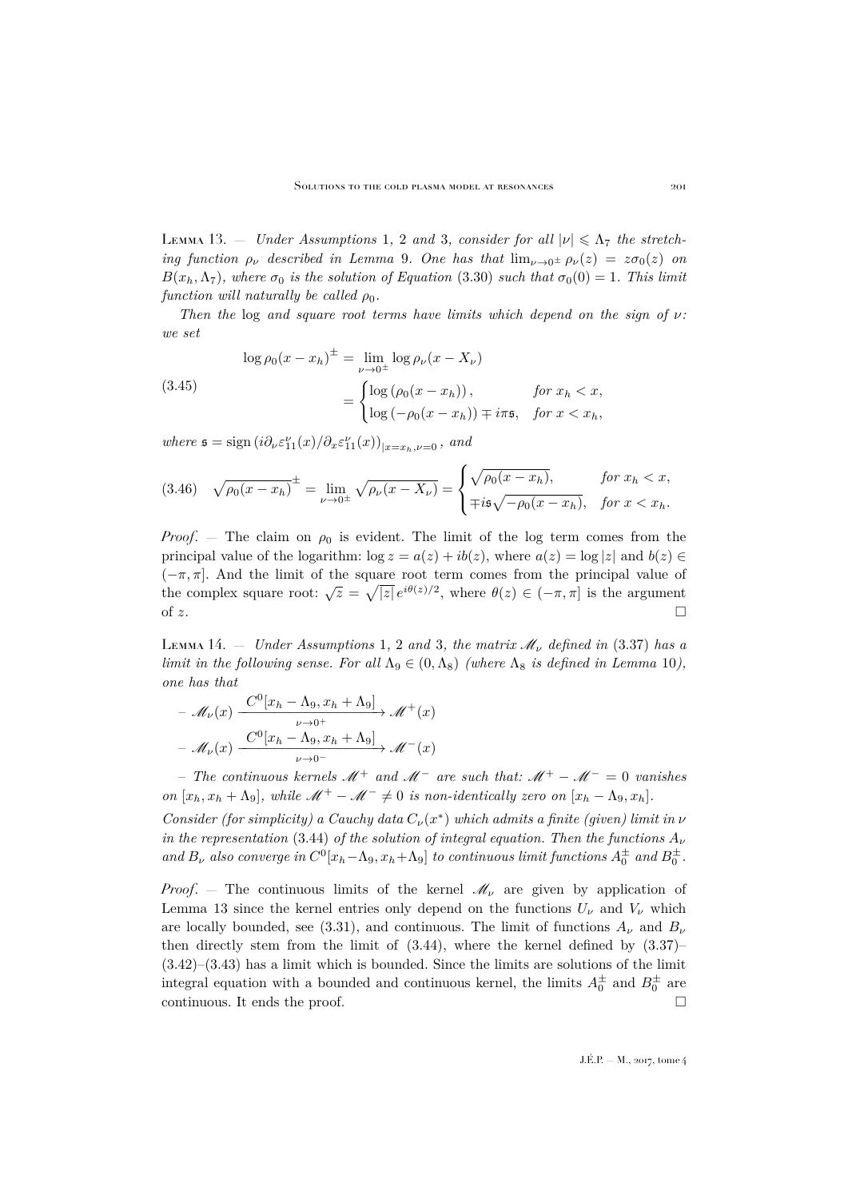Lemma 13. — *Under Assumptions* 1, 2 *and* 3, *consider for all* $|\nu| \leqslant \Lambda_7$ *the stretching function* $\rho_\nu$ *described in Lemma* 9. *One has that* $\lim_{\nu\to 0^\pm} \rho_\nu(z) = z\sigma_0(z)$ *on* $B(x_h, \Lambda_7)$, *where* $\sigma_0$ *is the solution of Equation* (3.30) *such that* $\sigma_0(0) = 1$. *This limit function will naturally be called* $\rho_0$.

*Then the* log *and square root terms have limits which depend on the sign of* $\nu$: *we set*

$$
\begin{aligned}
\log \rho_0(x - x_h)^{\pm} &= \lim_{\nu\to 0^\pm} \log \rho_\nu(x - X_\nu) \\
&= \begin{cases} \log\left(\rho_0(x - x_h)\right), & \text{for } x_h < x, \\ \log\left(-\rho_0(x - x_h)\right) \mp i\pi\mathfrak{s}, & \text{for } x < x_h, \end{cases}
\end{aligned}
\tag{3.45}
$$

*where* $\mathfrak{s} = \operatorname{sign}\left(i\partial_\nu \varepsilon_{11}^\nu(x)/\partial_x \varepsilon_{11}^\nu(x)\right)_{|x=x_h,\nu=0}$, *and*

$$
\sqrt{\rho_0(x - x_h)}^{\pm} = \lim_{\nu\to 0^\pm} \sqrt{\rho_\nu(x - X_\nu)} = \begin{cases} \sqrt{\rho_0(x - x_h)}, & \text{for } x_h < x, \\ \mp i\mathfrak{s}\sqrt{-\rho_0(x - x_h)}, & \text{for } x < x_h. \end{cases}
\tag{3.46}
$$

*Proof*. — The claim on $\rho_0$ is evident. The limit of the log term comes from the principal value of the logarithm: $\log z = a(z) + ib(z)$, where $a(z) = \log|z|$ and $b(z) \in (-\pi, \pi]$. And the limit of the square root term comes from the principal value of the complex square root: $\sqrt{z} = \sqrt{|z|}\, e^{i\theta(z)/2}$, where $\theta(z) \in (-\pi, \pi]$ is the argument of $z$. $\square$

Lemma 14. — *Under Assumptions* 1, 2 *and* 3, *the matrix* $\mathscr{M}_\nu$ *defined in* (3.37) *has a limit in the following sense. For all* $\Lambda_9 \in (0, \Lambda_8)$ *(where* $\Lambda_8$ *is defined in Lemma* 10*), one has that*

– $\mathscr{M}_\nu(x) \xrightarrow[\nu\to 0^+]{C^0[x_h-\Lambda_9,\, x_h+\Lambda_9]} \mathscr{M}^+(x)$

– $\mathscr{M}_\nu(x) \xrightarrow[\nu\to 0^-]{C^0[x_h-\Lambda_9,\, x_h+\Lambda_9]} \mathscr{M}^-(x)$

– *The continuous kernels* $\mathscr{M}^+$ *and* $\mathscr{M}^-$ *are such that:* $\mathscr{M}^+ - \mathscr{M}^- = 0$ *vanishes on* $[x_h, x_h + \Lambda_9]$, *while* $\mathscr{M}^+ - \mathscr{M}^- \neq 0$ *is non-identically zero on* $[x_h - \Lambda_9, x_h]$.

*Consider (for simplicity) a Cauchy data* $C_\nu(x^*)$ *which admits a finite (given) limit in* $\nu$ *in the representation* (3.44) *of the solution of integral equation. Then the functions* $A_\nu$ *and* $B_\nu$ *also converge in* $C^0[x_h-\Lambda_9, x_h+\Lambda_9]$ *to continuous limit functions* $A_0^\pm$ *and* $B_0^\pm$.

*Proof*. — The continuous limits of the kernel $\mathscr{M}_\nu$ are given by application of Lemma 13 since the kernel entries only depend on the functions $U_\nu$ and $V_\nu$ which are locally bounded, see (3.31), and continuous. The limit of functions $A_\nu$ and $B_\nu$ then directly stem from the limit of (3.44), where the kernel defined by (3.37)–(3.42)–(3.43) has a limit which is bounded. Since the limits are solutions of the limit integral equation with a bounded and continuous kernel, the limits $A_0^\pm$ and $B_0^\pm$ are continuous. It ends the proof. $\square$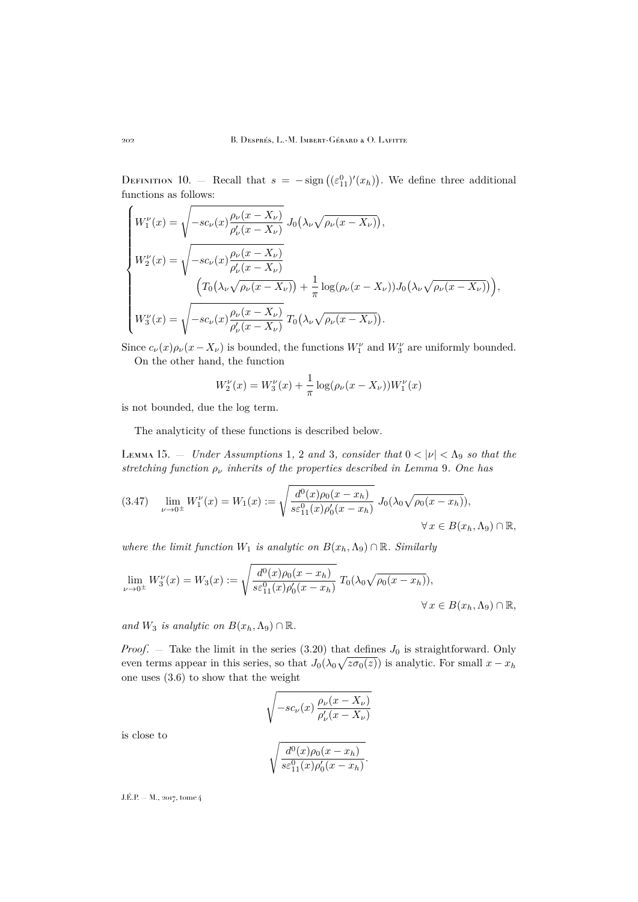Definition 10. — Recall that $s = -\operatorname{sign}\big((\varepsilon_{11}^0)'(x_h)\big)$. We define three additional functions as follows:

$$
\begin{cases}
W_1^\nu(x) = \sqrt{-sc_\nu(x)\dfrac{\rho_\nu(x-X_\nu)}{\rho_\nu'(x-X_\nu)}}\; J_0\big(\lambda_\nu\sqrt{\rho_\nu(x-X_\nu)}\big),\\[2ex]
W_2^\nu(x) = \sqrt{-sc_\nu(x)\dfrac{\rho_\nu(x-X_\nu)}{\rho_\nu'(x-X_\nu)}}\\
\qquad\qquad \Big(T_0\big(\lambda_\nu\sqrt{\rho_\nu(x-X_\nu)}\big) + \dfrac{1}{\pi}\log(\rho_\nu(x-X_\nu))J_0\big(\lambda_\nu\sqrt{\rho_\nu(x-X_\nu)}\big)\Big),\\[2ex]
W_3^\nu(x) = \sqrt{-sc_\nu(x)\dfrac{\rho_\nu(x-X_\nu)}{\rho_\nu'(x-X_\nu)}}\; T_0\big(\lambda_\nu\sqrt{\rho_\nu(x-X_\nu)}\big).
\end{cases}
$$

Since $c_\nu(x)\rho_\nu(x-X_\nu)$ is bounded, the functions $W_1^\nu$ and $W_3^\nu$ are uniformly bounded.

On the other hand, the function

$$
W_2^\nu(x) = W_3^\nu(x) + \frac{1}{\pi}\log(\rho_\nu(x-X_\nu))W_1^\nu(x)
$$

is not bounded, due the log term.

The analyticity of these functions is described below.

Lemma 15. — *Under Assumptions 1, 2 and 3, consider that $0 < |\nu| < \Lambda_9$ so that the stretching function $\rho_\nu$ inherits of the properties described in Lemma 9. One has*

$$
\lim_{\nu\to 0^\pm} W_1^\nu(x) = W_1(x) := \sqrt{\frac{d^0(x)\rho_0(x-x_h)}{s\varepsilon_{11}^0(x)\rho_0'(x-x_h)}}\; J_0(\lambda_0\sqrt{\rho_0(x-x_h)}), \qquad \forall\, x \in B(x_h,\Lambda_9)\cap\mathbb{R}, \tag{3.47}
$$

*where the limit function $W_1$ is analytic on $B(x_h,\Lambda_9)\cap\mathbb{R}$. Similarly*

$$
\lim_{\nu\to 0^\pm} W_3^\nu(x) = W_3(x) := \sqrt{\frac{d^0(x)\rho_0(x-x_h)}{s\varepsilon_{11}^0(x)\rho_0'(x-x_h)}}\; T_0(\lambda_0\sqrt{\rho_0(x-x_h)}), \qquad \forall\, x \in B(x_h,\Lambda_9)\cap\mathbb{R},
$$

*and $W_3$ is analytic on $B(x_h,\Lambda_9)\cap\mathbb{R}$.*

*Proof*. — Take the limit in the series (3.20) that defines $J_0$ is straightforward. Only even terms appear in this series, so that $J_0(\lambda_0\sqrt{z\sigma_0(z)})$ is analytic. For small $x-x_h$ one uses (3.6) to show that the weight

$$
\sqrt{-sc_\nu(x)\,\frac{\rho_\nu(x-X_\nu)}{\rho_\nu'(x-X_\nu)}}
$$

is close to

$$
\sqrt{\frac{d^0(x)\rho_0(x-x_h)}{s\varepsilon_{11}^0(x)\rho_0'(x-x_h)}}.
$$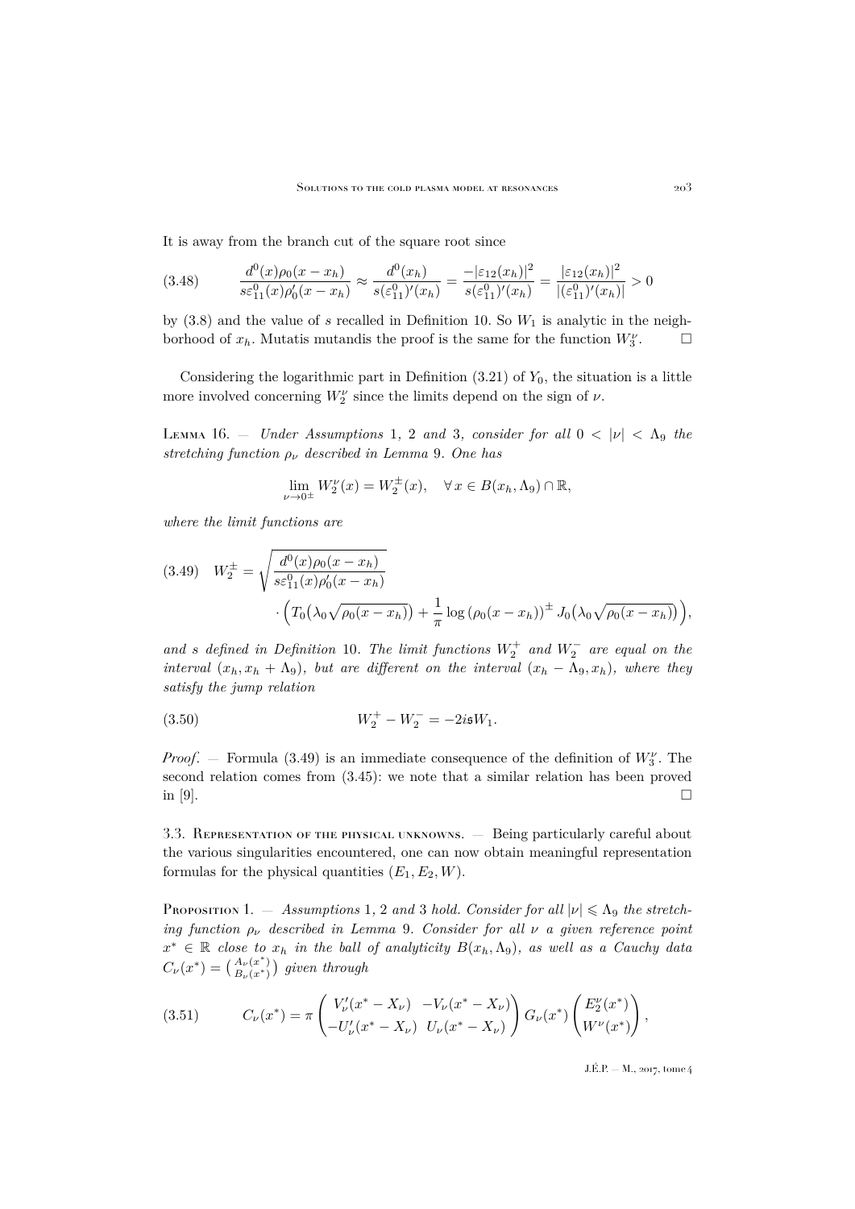It is away from the branch cut of the square root since

$$\frac{d^0(x)\rho_0(x-x_h)}{s\varepsilon_{11}^0(x)\rho_0'(x-x_h)} \approx \frac{d^0(x_h)}{s(\varepsilon_{11}^0)'(x_h)} = \frac{-|\varepsilon_{12}(x_h)|^2}{s(\varepsilon_{11}^0)'(x_h)} = \frac{|\varepsilon_{12}(x_h)|^2}{|(\varepsilon_{11}^0)'(x_h)|} > 0 \tag{3.48}$$

by (3.8) and the value of $s$ recalled in Definition 10. So $W_1$ is analytic in the neighborhood of $x_h$. Mutatis mutandis the proof is the same for the function $W_3^\nu$. □

Considering the logarithmic part in Definition (3.21) of $Y_0$, the situation is a little more involved concerning $W_2^\nu$ since the limits depend on the sign of $\nu$.

Lemma 16. — *Under Assumptions 1, 2 and 3, consider for all $0 < |\nu| < \Lambda_9$ the stretching function $\rho_\nu$ described in Lemma 9. One has*

$$\lim_{\nu\to 0^\pm} W_2^\nu(x) = W_2^\pm(x), \quad \forall\, x \in B(x_h, \Lambda_9)\cap\mathbb{R},$$

*where the limit functions are*

$$W_2^\pm = \sqrt{\frac{d^0(x)\rho_0(x-x_h)}{s\varepsilon_{11}^0(x)\rho_0'(x-x_h)}} \cdot \Big(T_0\big(\lambda_0\sqrt{\rho_0(x-x_h)}\big) + \frac{1}{\pi}\log\left(\rho_0(x-x_h)\right)^\pm J_0\big(\lambda_0\sqrt{\rho_0(x-x_h)}\big)\Big), \tag{3.49}$$

*and $s$ defined in Definition 10. The limit functions $W_2^+$ and $W_2^-$ are equal on the interval $(x_h, x_h+\Lambda_9)$, but are different on the interval $(x_h-\Lambda_9, x_h)$, where they satisfy the jump relation*

$$W_2^+ - W_2^- = -2i\mathfrak{s}W_1. \tag{3.50}$$

*Proof*. — Formula (3.49) is an immediate consequence of the definition of $W_3^\nu$. The second relation comes from (3.45): we note that a similar relation has been proved in [9]. □

## 3.3. Representation of the physical unknowns.

— Being particularly careful about the various singularities encountered, one can now obtain meaningful representation formulas for the physical quantities $(E_1, E_2, W)$.

Proposition 1. — *Assumptions 1, 2 and 3 hold. Consider for all $|\nu| \leqslant \Lambda_9$ the stretching function $\rho_\nu$ described in Lemma 9. Consider for all $\nu$ a given reference point $x^* \in \mathbb{R}$ close to $x_h$ in the ball of analyticity $B(x_h, \Lambda_9)$, as well as a Cauchy data $C_\nu(x^*) = \binom{A_\nu(x^*)}{B_\nu(x^*)}$ given through*

$$C_\nu(x^*) = \pi \begin{pmatrix} V_\nu'(x^*-X_\nu) & -V_\nu(x^*-X_\nu) \\ -U_\nu'(x^*-X_\nu) & U_\nu(x^*-X_\nu) \end{pmatrix} G_\nu(x^*) \begin{pmatrix} E_2^\nu(x^*) \\ W^\nu(x^*) \end{pmatrix}, \tag{3.51}$$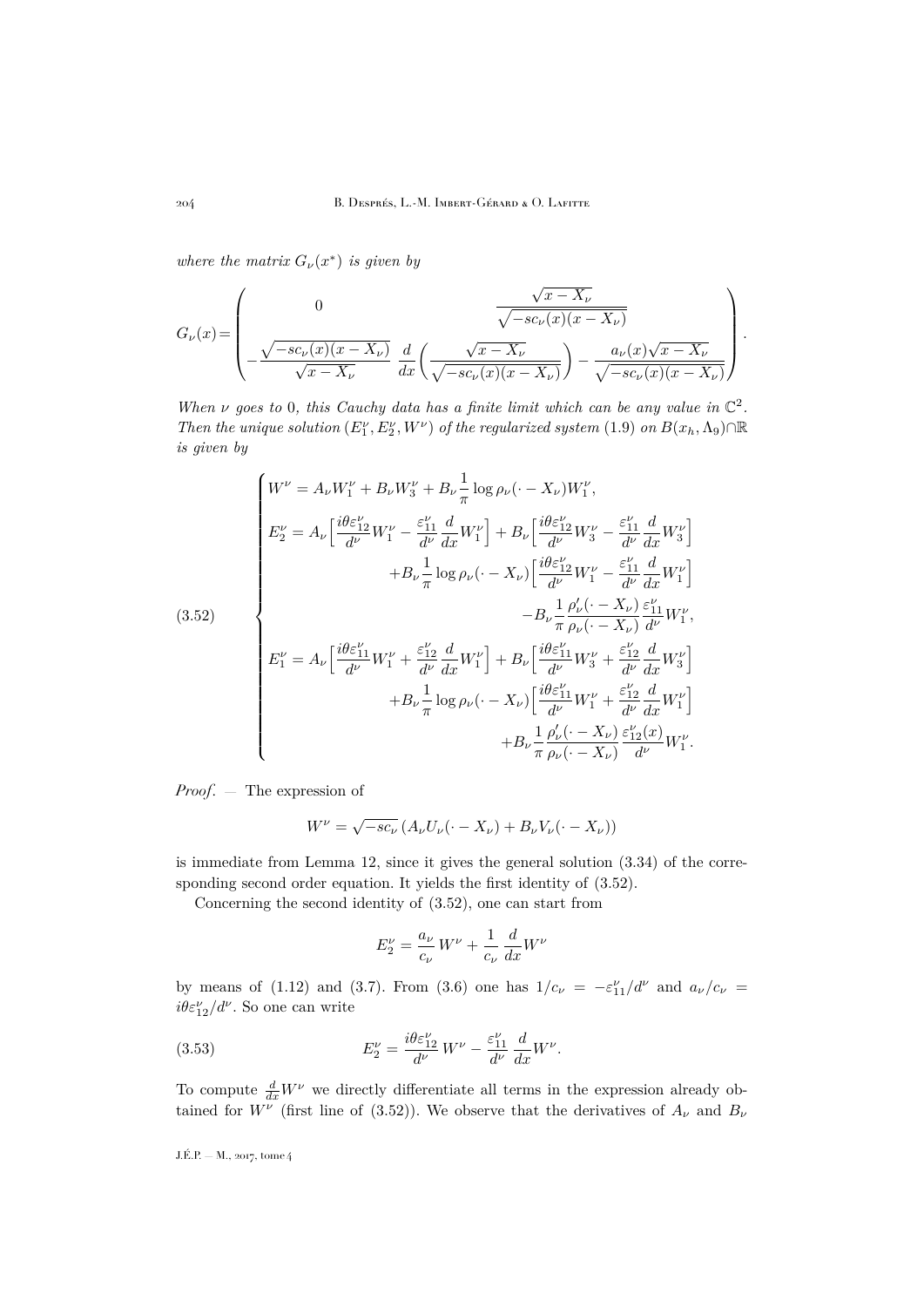*where the matrix $G_\nu(x^*)$ is given by*

$$G_\nu(x) = \begin{pmatrix} 0 & \dfrac{\sqrt{x-X_\nu}}{\sqrt{-sc_\nu(x)(x-X_\nu)}} \\ -\dfrac{\sqrt{-sc_\nu(x)(x-X_\nu)}}{\sqrt{x-X_\nu}} & \dfrac{d}{dx}\Big(\dfrac{\sqrt{x-X_\nu}}{\sqrt{-sc_\nu(x)(x-X_\nu)}}\Big) - \dfrac{a_\nu(x)\sqrt{x-X_\nu}}{\sqrt{-sc_\nu(x)(x-X_\nu)}} \end{pmatrix}.$$

*When $\nu$ goes to $0$, this Cauchy data has a finite limit which can be any value in $\mathbb{C}^2$. Then the unique solution $(E_1^\nu, E_2^\nu, W^\nu)$ of the regularized system (1.9) on $B(x_h, \Lambda_9)\cap\mathbb{R}$ is given by*

$$\text{(3.52)}\qquad \begin{cases} W^\nu = A_\nu W_1^\nu + B_\nu W_3^\nu + B_\nu \dfrac{1}{\pi}\log\rho_\nu(\cdot - X_\nu) W_1^\nu, \\[2mm] E_2^\nu = A_\nu\Big[\dfrac{i\theta\varepsilon_{12}^\nu}{d^\nu}W_1^\nu - \dfrac{\varepsilon_{11}^\nu}{d^\nu}\dfrac{d}{dx}W_1^\nu\Big] + B_\nu\Big[\dfrac{i\theta\varepsilon_{12}^\nu}{d^\nu}W_3^\nu - \dfrac{\varepsilon_{11}^\nu}{d^\nu}\dfrac{d}{dx}W_3^\nu\Big] \\ \qquad\qquad + B_\nu\dfrac{1}{\pi}\log\rho_\nu(\cdot - X_\nu)\Big[\dfrac{i\theta\varepsilon_{12}^\nu}{d^\nu}W_1^\nu - \dfrac{\varepsilon_{11}^\nu}{d^\nu}\dfrac{d}{dx}W_1^\nu\Big] \\ \qquad\qquad - B_\nu\dfrac{1}{\pi}\dfrac{\rho_\nu'(\cdot - X_\nu)}{\rho_\nu(\cdot - X_\nu)}\dfrac{\varepsilon_{11}^\nu}{d^\nu}W_1^\nu, \\[2mm] E_1^\nu = A_\nu\Big[\dfrac{i\theta\varepsilon_{11}^\nu}{d^\nu}W_1^\nu + \dfrac{\varepsilon_{12}^\nu}{d^\nu}\dfrac{d}{dx}W_1^\nu\Big] + B_\nu\Big[\dfrac{i\theta\varepsilon_{11}^\nu}{d^\nu}W_3^\nu + \dfrac{\varepsilon_{12}^\nu}{d^\nu}\dfrac{d}{dx}W_3^\nu\Big] \\ \qquad\qquad + B_\nu\dfrac{1}{\pi}\log\rho_\nu(\cdot - X_\nu)\Big[\dfrac{i\theta\varepsilon_{11}^\nu}{d^\nu}W_1^\nu + \dfrac{\varepsilon_{12}^\nu}{d^\nu}\dfrac{d}{dx}W_1^\nu\Big] \\ \qquad\qquad + B_\nu\dfrac{1}{\pi}\dfrac{\rho_\nu'(\cdot - X_\nu)}{\rho_\nu(\cdot - X_\nu)}\dfrac{\varepsilon_{12}^\nu(x)}{d^\nu}W_1^\nu. \end{cases}$$

*Proof*. — The expression of

$$W^\nu = \sqrt{-sc_\nu}\,(A_\nu U_\nu(\cdot - X_\nu) + B_\nu V_\nu(\cdot - X_\nu))$$

is immediate from Lemma 12, since it gives the general solution (3.34) of the corresponding second order equation. It yields the first identity of (3.52).

Concerning the second identity of (3.52), one can start from

$$E_2^\nu = \frac{a_\nu}{c_\nu}\,W^\nu + \frac{1}{c_\nu}\,\frac{d}{dx}W^\nu$$

by means of (1.12) and (3.7). From (3.6) one has $1/c_\nu = -\varepsilon_{11}^\nu/d^\nu$ and $a_\nu/c_\nu = i\theta\varepsilon_{12}^\nu/d^\nu$. So one can write

$$\text{(3.53)}\qquad E_2^\nu = \frac{i\theta\varepsilon_{12}^\nu}{d^\nu}\,W^\nu - \frac{\varepsilon_{11}^\nu}{d^\nu}\,\frac{d}{dx}W^\nu.$$

To compute $\frac{d}{dx}W^\nu$ we directly differentiate all terms in the expression already obtained for $W^\nu$ (first line of (3.52)). We observe that the derivatives of $A_\nu$ and $B_\nu$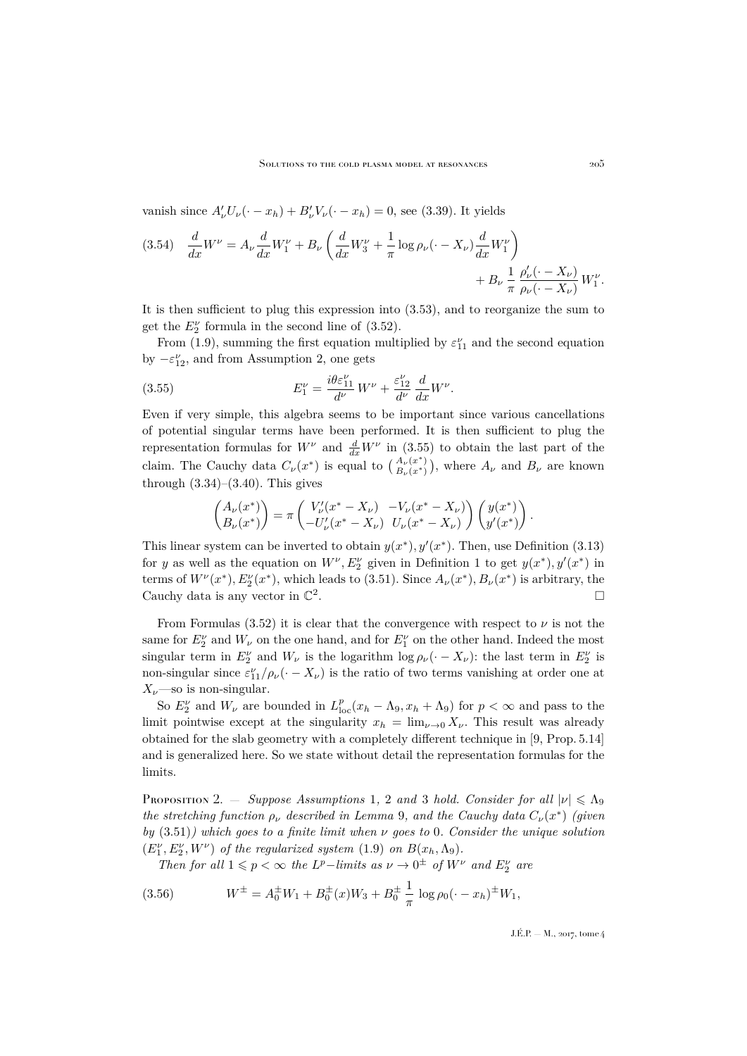vanish since $A'_\nu U_\nu(\cdot - x_h) + B'_\nu V_\nu(\cdot - x_h) = 0$, see (3.39). It yields

$$\frac{d}{dx}W^\nu = A_\nu \frac{d}{dx}W_1^\nu + B_\nu \left( \frac{d}{dx}W_3^\nu + \frac{1}{\pi}\log \rho_\nu(\cdot - X_\nu)\frac{d}{dx}W_1^\nu \right) + B_\nu \frac{1}{\pi}\frac{\rho'_\nu(\cdot - X_\nu)}{\rho_\nu(\cdot - X_\nu)}W_1^\nu. \tag{3.54}$$

It is then sufficient to plug this expression into (3.53), and to reorganize the sum to get the $E_2^\nu$ formula in the second line of (3.52).

From (1.9), summing the first equation multiplied by $\varepsilon_{11}^\nu$ and the second equation by $-\varepsilon_{12}^\nu$, and from Assumption 2, one gets

$$E_1^\nu = \frac{i\theta\varepsilon_{11}^\nu}{d^\nu}W^\nu + \frac{\varepsilon_{12}^\nu}{d^\nu}\frac{d}{dx}W^\nu. \tag{3.55}$$

Even if very simple, this algebra seems to be important since various cancellations of potential singular terms have been performed. It is then sufficient to plug the representation formulas for $W^\nu$ and $\frac{d}{dx}W^\nu$ in (3.55) to obtain the last part of the claim. The Cauchy data $C_\nu(x^*)$ is equal to $\binom{A_\nu(x^*)}{B_\nu(x^*)}$, where $A_\nu$ and $B_\nu$ are known through (3.34)–(3.40). This gives

$$\begin{pmatrix} A_\nu(x^*) \\ B_\nu(x^*) \end{pmatrix} = \pi \begin{pmatrix} V'_\nu(x^* - X_\nu) & -V_\nu(x^* - X_\nu) \\ -U'_\nu(x^* - X_\nu) & U_\nu(x^* - X_\nu) \end{pmatrix} \begin{pmatrix} y(x^*) \\ y'(x^*) \end{pmatrix}.$$

This linear system can be inverted to obtain $y(x^*), y'(x^*)$. Then, use Definition (3.13) for $y$ as well as the equation on $W^\nu, E_2^\nu$ given in Definition 1 to get $y(x^*), y'(x^*)$ in terms of $W^\nu(x^*), E_2^\nu(x^*)$, which leads to (3.51). Since $A_\nu(x^*), B_\nu(x^*)$ is arbitrary, the Cauchy data is any vector in $\mathbb{C}^2$. □

From Formulas (3.52) it is clear that the convergence with respect to $\nu$ is not the same for $E_2^\nu$ and $W_\nu$ on the one hand, and for $E_1^\nu$ on the other hand. Indeed the most singular term in $E_2^\nu$ and $W_\nu$ is the logarithm $\log \rho_\nu(\cdot - X_\nu)$: the last term in $E_2^\nu$ is non-singular since $\varepsilon_{11}^\nu/\rho_\nu(\cdot - X_\nu)$ is the ratio of two terms vanishing at order one at $X_\nu$—so is non-singular.

So $E_2^\nu$ and $W_\nu$ are bounded in $L^p_{\mathrm{loc}}(x_h - \Lambda_9, x_h + \Lambda_9)$ for $p < \infty$ and pass to the limit pointwise except at the singularity $x_h = \lim_{\nu\to 0} X_\nu$. This result was already obtained for the slab geometry with a completely different technique in [9, Prop. 5.14] and is generalized here. So we state without detail the representation formulas for the limits.

Proposition 2. — *Suppose Assumptions 1, 2 and 3 hold. Consider for all $|\nu| \leqslant \Lambda_9$ the stretching function $\rho_\nu$ described in Lemma 9, and the Cauchy data $C_\nu(x^*)$ (given by (3.51)) which goes to a finite limit when $\nu$ goes to 0. Consider the unique solution $(E_1^\nu, E_2^\nu, W^\nu)$ of the regularized system (1.9) on $B(x_h, \Lambda_9)$.*

*Then for all $1 \leqslant p < \infty$ the $L^p$-limits as $\nu \to 0^\pm$ of $W^\nu$ and $E_2^\nu$ are*

$$W^\pm = A_0^\pm W_1 + B_0^\pm(x) W_3 + B_0^\pm \frac{1}{\pi}\log \rho_0(\cdot - x_h)^\pm W_1, \tag{3.56}$$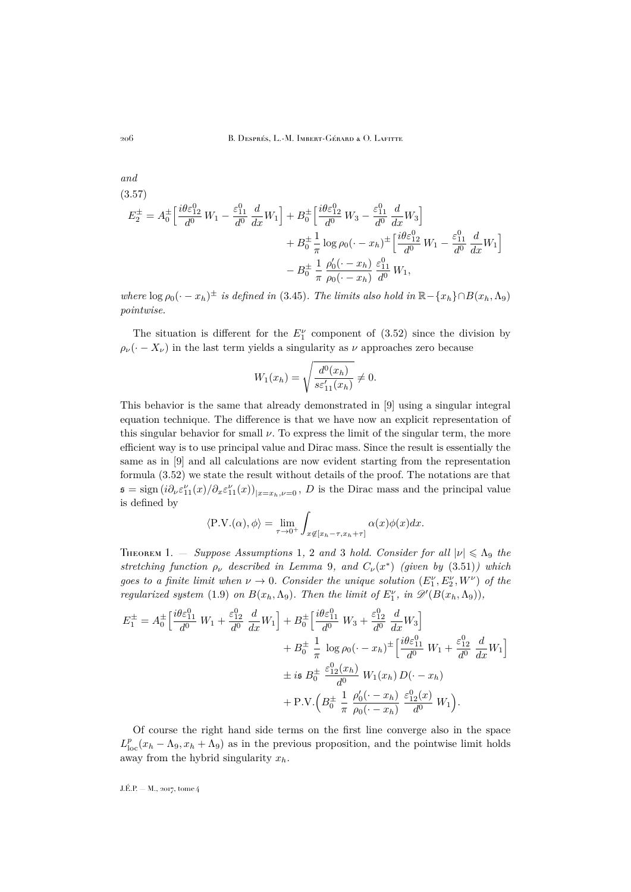*and*

(3.57)

$$
\begin{aligned}
E_2^{\pm} = A_0^{\pm}\Big[\frac{i\theta\varepsilon_{12}^0}{d^0}\,W_1 - \frac{\varepsilon_{11}^0}{d^0}\,\frac{d}{dx}W_1\Big] + B_0^{\pm}\Big[\frac{i\theta\varepsilon_{12}^0}{d^0}\,W_3 - \frac{\varepsilon_{11}^0}{d^0}\,\frac{d}{dx}W_3\Big]\\
+ B_0^{\pm}\frac{1}{\pi}\log\rho_0(\cdot - x_h)^{\pm}\Big[\frac{i\theta\varepsilon_{12}^0}{d^0}\,W_1 - \frac{\varepsilon_{11}^0}{d^0}\,\frac{d}{dx}W_1\Big]\\
- B_0^{\pm}\,\frac{1}{\pi}\,\frac{\rho_0'(\cdot - x_h)}{\rho_0(\cdot - x_h)}\,\frac{\varepsilon_{11}^0}{d^0}\,W_1,
\end{aligned}
$$

*where* $\log\rho_0(\cdot - x_h)^{\pm}$ *is defined in* (3.45). *The limits also hold in* $\mathbb{R} - \{x_h\}\cap B(x_h,\Lambda_9)$ *pointwise.*

The situation is different for the $E_1^\nu$ component of (3.52) since the division by $\rho_\nu(\cdot - X_\nu)$ in the last term yields a singularity as $\nu$ approaches zero because

$$
W_1(x_h) = \sqrt{\frac{d^0(x_h)}{s\varepsilon_{11}'(x_h)}} \neq 0.
$$

This behavior is the same that already demonstrated in [9] using a singular integral equation technique. The difference is that we have now an explicit representation of this singular behavior for small $\nu$. To express the limit of the singular term, the more efficient way is to use principal value and Dirac mass. Since the result is essentially the same as in [9] and all calculations are now evident starting from the representation formula (3.52) we state the result without details of the proof. The notations are that $\mathfrak{s} = \operatorname{sign}\big(i\partial_\nu\varepsilon_{11}^\nu(x)/\partial_x\varepsilon_{11}^\nu(x)\big)_{|x=x_h,\nu=0}$, $D$ is the Dirac mass and the principal value is defined by

$$
\langle \mathrm{P.V.}(\alpha),\phi\rangle = \lim_{\tau\to 0^+}\int_{x\notin[x_h-\tau,x_h+\tau]}\alpha(x)\phi(x)dx.
$$

Theorem 1. — *Suppose Assumptions* 1, 2 *and* 3 *hold. Consider for all* $|\nu|\leqslant\Lambda_9$ *the stretching function* $\rho_\nu$ *described in Lemma* 9, *and* $C_\nu(x^*)$ *(given by* (3.51)*) which goes to a finite limit when* $\nu\to 0$. *Consider the unique solution* $(E_1^\nu, E_2^\nu, W^\nu)$ *of the regularized system* (1.9) *on* $B(x_h,\Lambda_9)$. *Then the limit of* $E_1^\nu$, *in* $\mathscr{D}'(B(x_h,\Lambda_9))$,

$$
\begin{aligned}
E_1^{\pm} = A_0^{\pm}\Big[\frac{i\theta\varepsilon_{11}^0}{d^0}\;W_1 + \frac{\varepsilon_{12}^0}{d^0}\;\frac{d}{dx}W_1\Big] + B_0^{\pm}\Big[\frac{i\theta\varepsilon_{11}^0}{d^0}\;W_3 + \frac{\varepsilon_{12}^0}{d^0}\;\frac{d}{dx}W_3\Big]\\
+ B_0^{\pm}\;\frac{1}{\pi}\;\log\rho_0(\cdot - x_h)^{\pm}\Big[\frac{i\theta\varepsilon_{11}^0}{d^0}\;W_1 + \frac{\varepsilon_{12}^0}{d^0}\;\frac{d}{dx}W_1\Big]\\
\pm i\mathfrak{s}\;B_0^{\pm}\;\frac{\varepsilon_{12}^0(x_h)}{d^0}\;W_1(x_h)\,D(\cdot - x_h)\\
+ \mathrm{P.V.}\Big(B_0^{\pm}\;\frac{1}{\pi}\;\frac{\rho_0'(\cdot - x_h)}{\rho_0(\cdot - x_h)}\;\frac{\varepsilon_{12}^0(x)}{d^0}\;W_1\Big).
\end{aligned}
$$

Of course the right hand side terms on the first line converge also in the space $L^p_{\mathrm{loc}}(x_h-\Lambda_9, x_h+\Lambda_9)$ as in the previous proposition, and the pointwise limit holds away from the hybrid singularity $x_h$.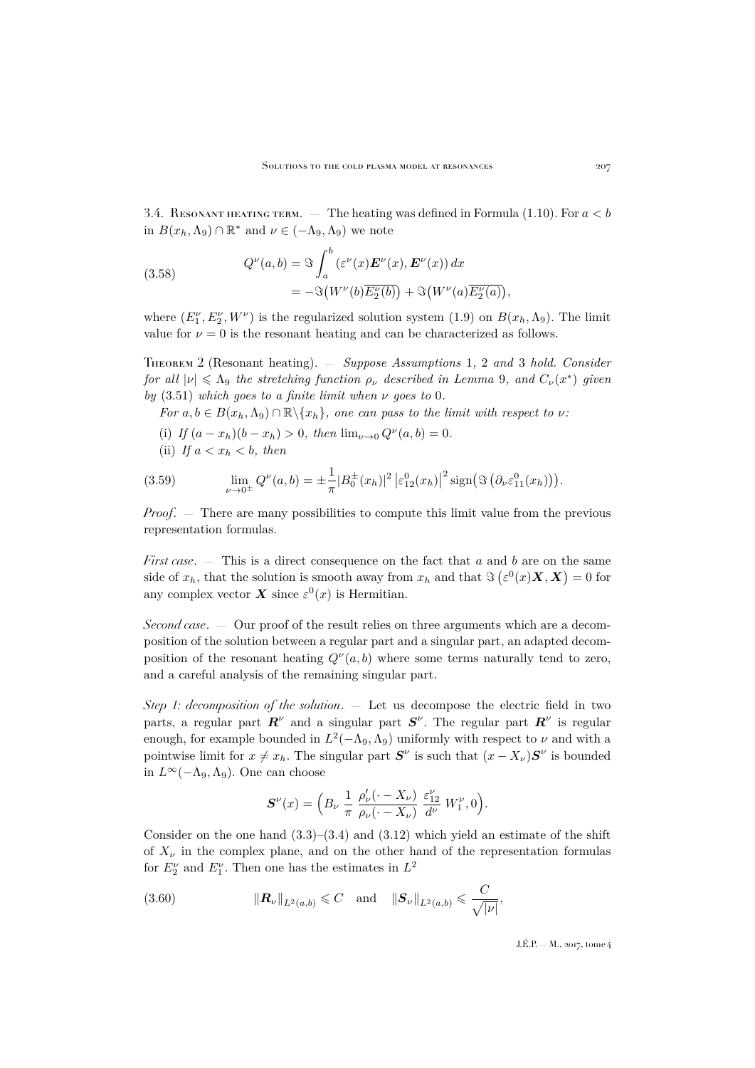3.4. Resonant heating term. — The heating was defined in Formula (1.10). For $a < b$ in $B(x_h, \Lambda_9) \cap \mathbb{R}^*$ and $\nu \in (-\Lambda_9, \Lambda_9)$ we note

$$
\begin{aligned}
Q^\nu(a,b) &= \Im \int_a^b (\varepsilon^\nu(x) \boldsymbol{E}^\nu(x), \boldsymbol{E}^\nu(x))\, dx \\
&= -\Im\big(W^\nu(b)\overline{E_2^\nu(b)}\big) + \Im\big(W^\nu(a)\overline{E_2^\nu(a)}\big),
\end{aligned}
\tag{3.58}
$$

where $(E_1^\nu, E_2^\nu, W^\nu)$ is the regularized solution system (1.9) on $B(x_h, \Lambda_9)$. The limit value for $\nu = 0$ is the resonant heating and can be characterized as follows.

Theorem 2 (Resonant heating). — *Suppose Assumptions* 1, 2 *and* 3 *hold. Consider for all* $|\nu| \leqslant \Lambda_9$ *the stretching function* $\rho_\nu$ *described in Lemma* 9, *and* $C_\nu(x^*)$ *given by* (3.51) *which goes to a finite limit when* $\nu$ *goes to* 0.

*For* $a, b \in B(x_h, \Lambda_9) \cap \mathbb{R}\backslash\{x_h\}$, *one can pass to the limit with respect to* $\nu$*:*

(i) *If* $(a - x_h)(b - x_h) > 0$, *then* $\lim_{\nu \to 0} Q^\nu(a,b) = 0$.

(ii) *If* $a < x_h < b$, *then*

$$
\lim_{\nu \to 0^\pm} Q^\nu(a,b) = \pm \frac{1}{\pi} |B_0^\pm(x_h)|^2 \left|\varepsilon_{12}^0(x_h)\right|^2 \operatorname{sign}\big(\Im\left(\partial_\nu \varepsilon_{11}^0(x_h)\right)\big).
\tag{3.59}
$$

*Proof*. — There are many possibilities to compute this limit value from the previous representation formulas.

*First case*. — This is a direct consequence on the fact that $a$ and $b$ are on the same side of $x_h$, that the solution is smooth away from $x_h$ and that $\Im\left(\varepsilon^0(x)\boldsymbol{X}, \boldsymbol{X}\right) = 0$ for any complex vector $\boldsymbol{X}$ since $\varepsilon^0(x)$ is Hermitian.

*Second case*. — Our proof of the result relies on three arguments which are a decomposition of the solution between a regular part and a singular part, an adapted decomposition of the resonant heating $Q^\nu(a,b)$ where some terms naturally tend to zero, and a careful analysis of the remaining singular part.

*Step 1: decomposition of the solution*. — Let us decompose the electric field in two parts, a regular part $\boldsymbol{R}^\nu$ and a singular part $\boldsymbol{S}^\nu$. The regular part $\boldsymbol{R}^\nu$ is regular enough, for example bounded in $L^2(-\Lambda_9, \Lambda_9)$ uniformly with respect to $\nu$ and with a pointwise limit for $x \neq x_h$. The singular part $\boldsymbol{S}^\nu$ is such that $(x - X_\nu)\boldsymbol{S}^\nu$ is bounded in $L^\infty(-\Lambda_9, \Lambda_9)$. One can choose

$$
\boldsymbol{S}^\nu(x) = \Big(B_\nu \, \frac{1}{\pi} \, \frac{\rho_\nu'(\cdot - X_\nu)}{\rho_\nu(\cdot - X_\nu)} \, \frac{\varepsilon_{12}^\nu}{d^\nu} \, W_1^\nu, 0\Big).
$$

Consider on the one hand (3.3)–(3.4) and (3.12) which yield an estimate of the shift of $X_\nu$ in the complex plane, and on the other hand of the representation formulas for $E_2^\nu$ and $E_1^\nu$. Then one has the estimates in $L^2$

$$
\|\boldsymbol{R}_\nu\|_{L^2(a,b)} \leqslant C \quad \text{and} \quad \|\boldsymbol{S}_\nu\|_{L^2(a,b)} \leqslant \frac{C}{\sqrt{|\nu|}},
\tag{3.60}
$$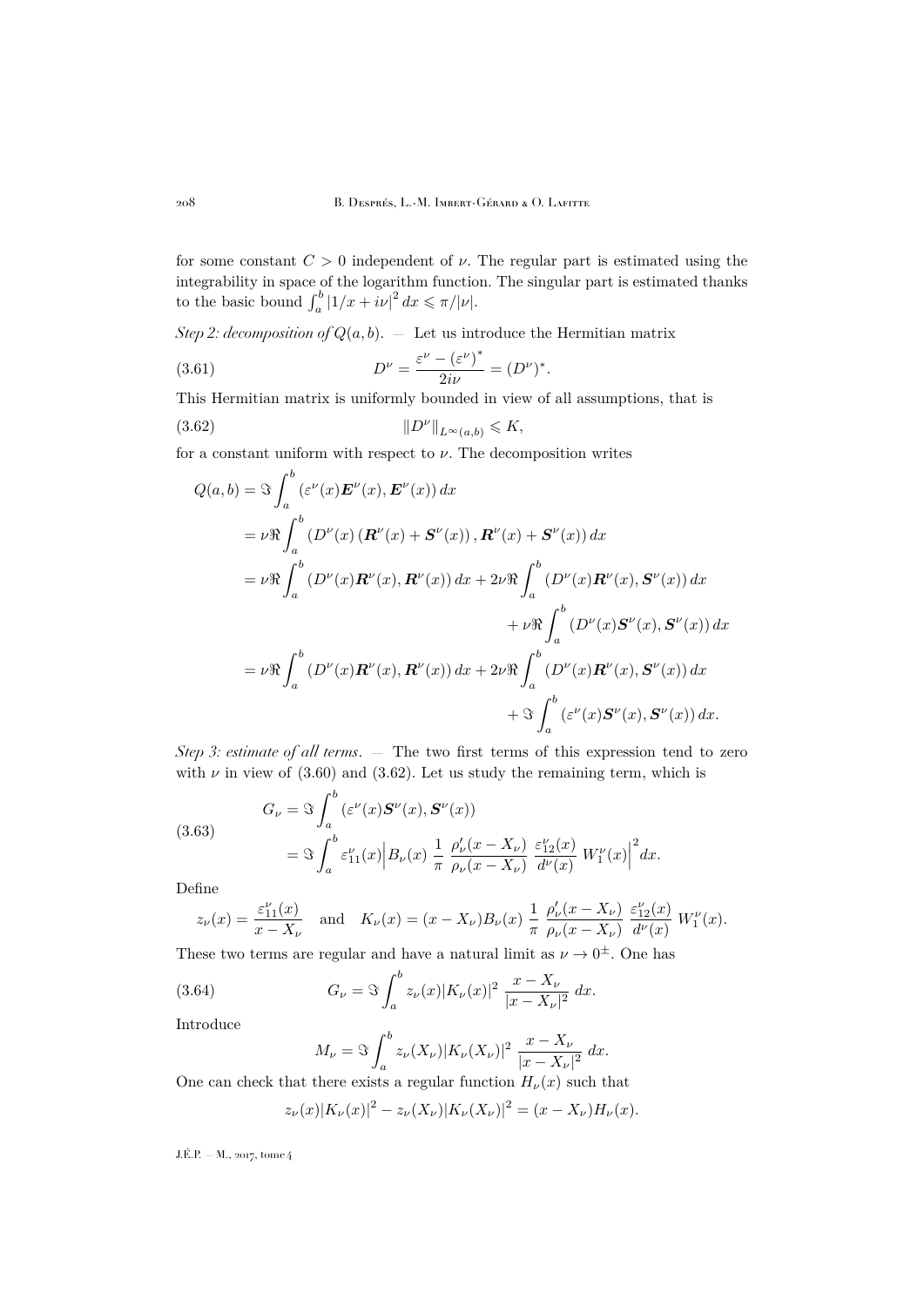for some constant $C > 0$ independent of $\nu$. The regular part is estimated using the integrability in space of the logarithm function. The singular part is estimated thanks to the basic bound $\int_a^b |1/x + i\nu|^2 \, dx \leqslant \pi/|\nu|$.

*Step 2: decomposition of* $Q(a,b)$. — Let us introduce the Hermitian matrix

$$D^\nu = \frac{\varepsilon^\nu - (\varepsilon^\nu)^*}{2i\nu} = (D^\nu)^*. \tag{3.61}$$

This Hermitian matrix is uniformly bounded in view of all assumptions, that is

$$\|D^\nu\|_{L^\infty(a,b)} \leqslant K, \tag{3.62}$$

for a constant uniform with respect to $\nu$. The decomposition writes

$$\begin{aligned}
Q(a,b) &= \Im \int_a^b (\varepsilon^\nu(x)\boldsymbol{E}^\nu(x), \boldsymbol{E}^\nu(x))\, dx \\
&= \nu \Re \int_a^b \left(D^\nu(x)\left(\boldsymbol{R}^\nu(x) + \boldsymbol{S}^\nu(x)\right), \boldsymbol{R}^\nu(x) + \boldsymbol{S}^\nu(x)\right) dx \\
&= \nu \Re \int_a^b (D^\nu(x)\boldsymbol{R}^\nu(x), \boldsymbol{R}^\nu(x))\, dx + 2\nu \Re \int_a^b (D^\nu(x)\boldsymbol{R}^\nu(x), \boldsymbol{S}^\nu(x))\, dx \\
&\qquad + \nu \Re \int_a^b (D^\nu(x)\boldsymbol{S}^\nu(x), \boldsymbol{S}^\nu(x))\, dx \\
&= \nu \Re \int_a^b (D^\nu(x)\boldsymbol{R}^\nu(x), \boldsymbol{R}^\nu(x))\, dx + 2\nu \Re \int_a^b (D^\nu(x)\boldsymbol{R}^\nu(x), \boldsymbol{S}^\nu(x))\, dx \\
&\qquad + \Im \int_a^b (\varepsilon^\nu(x)\boldsymbol{S}^\nu(x), \boldsymbol{S}^\nu(x))\, dx.
\end{aligned}$$

*Step 3: estimate of all terms.* — The two first terms of this expression tend to zero with $\nu$ in view of (3.60) and (3.62). Let us study the remaining term, which is

$$\begin{aligned}
G_\nu &= \Im \int_a^b (\varepsilon^\nu(x)\boldsymbol{S}^\nu(x), \boldsymbol{S}^\nu(x)) \\
&= \Im \int_a^b \varepsilon_{11}^\nu(x) \Big| B_\nu(x) \, \frac{1}{\pi} \, \frac{\rho_\nu'(x - X_\nu)}{\rho_\nu(x - X_\nu)} \, \frac{\varepsilon_{12}^\nu(x)}{d^\nu(x)} \, W_1^\nu(x) \Big|^2 dx.
\end{aligned} \tag{3.63}$$

Define

$$z_\nu(x) = \frac{\varepsilon_{11}^\nu(x)}{x - X_\nu} \quad \text{and} \quad K_\nu(x) = (x - X_\nu) B_\nu(x) \, \frac{1}{\pi} \, \frac{\rho_\nu'(x - X_\nu)}{\rho_\nu(x - X_\nu)} \, \frac{\varepsilon_{12}^\nu(x)}{d^\nu(x)} \, W_1^\nu(x).$$

These two terms are regular and have a natural limit as $\nu \to 0^\pm$. One has

$$G_\nu = \Im \int_a^b z_\nu(x) |K_\nu(x)|^2 \, \frac{x - X_\nu}{|x - X_\nu|^2} \, dx. \tag{3.64}$$

Introduce

$$M_\nu = \Im \int_a^b z_\nu(X_\nu) |K_\nu(X_\nu)|^2 \, \frac{x - X_\nu}{|x - X_\nu|^2} \, dx.$$

One can check that there exists a regular function $H_\nu(x)$ such that

$$z_\nu(x)|K_\nu(x)|^2 - z_\nu(X_\nu)|K_\nu(X_\nu)|^2 = (x - X_\nu) H_\nu(x).$$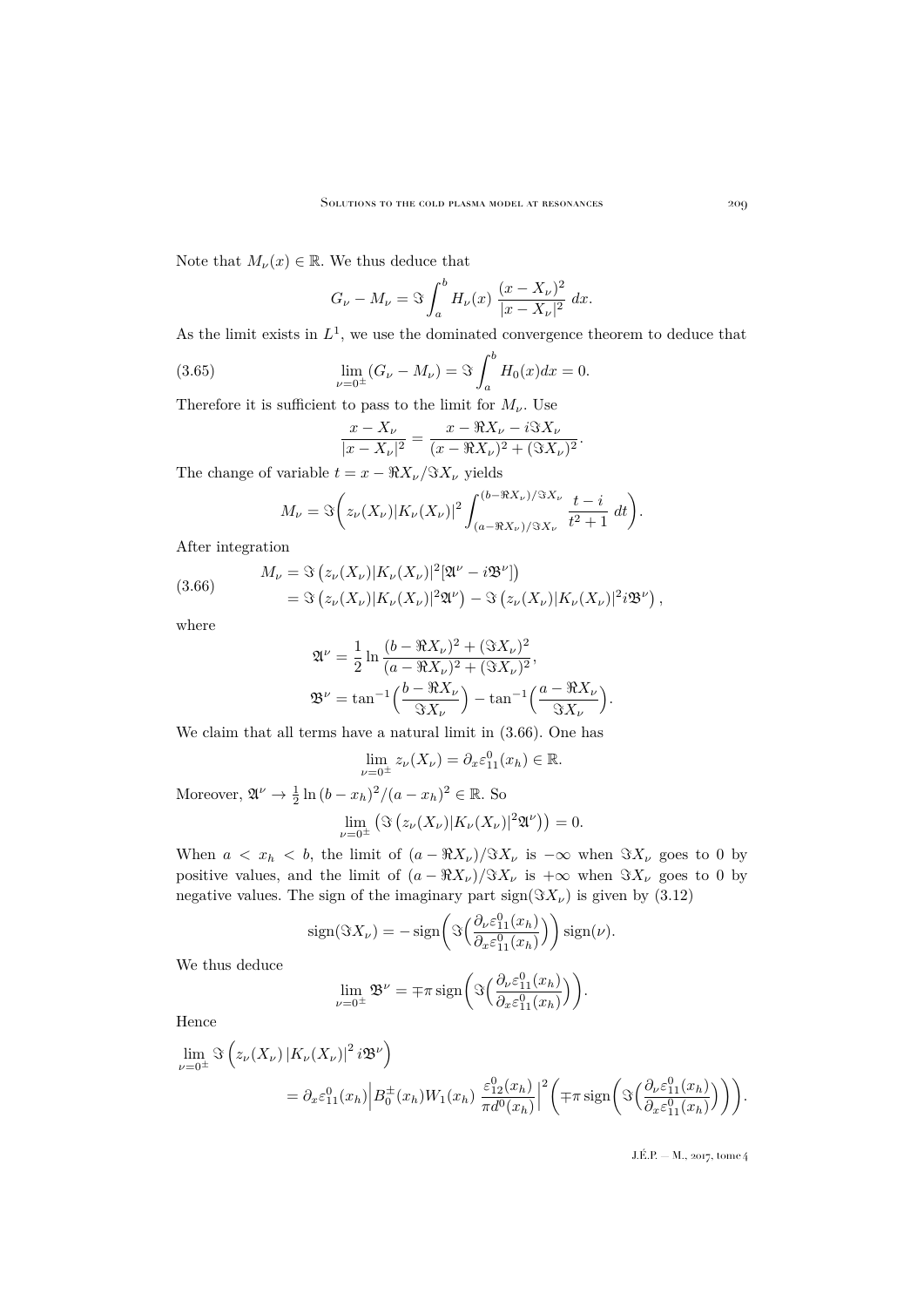Note that $M_\nu(x) \in \mathbb{R}$. We thus deduce that

$$G_\nu - M_\nu = \Im \int_a^b H_\nu(x)\, \frac{(x - X_\nu)^2}{|x - X_\nu|^2}\, dx.$$

As the limit exists in $L^1$, we use the dominated convergence theorem to deduce that

$$\lim_{\nu = 0^\pm} (G_\nu - M_\nu) = \Im \int_a^b H_0(x) dx = 0. \tag{3.65}$$

Therefore it is sufficient to pass to the limit for $M_\nu$. Use

$$\frac{x - X_\nu}{|x - X_\nu|^2} = \frac{x - \Re X_\nu - i \Im X_\nu}{(x - \Re X_\nu)^2 + (\Im X_\nu)^2}.$$

The change of variable $t = x - \Re X_\nu / \Im X_\nu$ yields

$$M_\nu = \Im \bigg( z_\nu(X_\nu) |K_\nu(X_\nu)|^2 \int_{(a - \Re X_\nu)/\Im X_\nu}^{(b - \Re X_\nu)/\Im X_\nu} \frac{t - i}{t^2 + 1}\, dt \bigg).$$

After integration

$$\begin{aligned} M_\nu &= \Im \left( z_\nu(X_\nu) |K_\nu(X_\nu)|^2 [\mathfrak{A}^\nu - i \mathfrak{B}^\nu] \right) \\ &= \Im \left( z_\nu(X_\nu) |K_\nu(X_\nu)|^2 \mathfrak{A}^\nu \right) - \Im \left( z_\nu(X_\nu) |K_\nu(X_\nu)|^2 i \mathfrak{B}^\nu \right), \end{aligned} \tag{3.66}$$

where

$$\begin{aligned} \mathfrak{A}^\nu &= \frac{1}{2} \ln \frac{(b - \Re X_\nu)^2 + (\Im X_\nu)^2}{(a - \Re X_\nu)^2 + (\Im X_\nu)^2}, \\ \mathfrak{B}^\nu &= \tan^{-1} \Big( \frac{b - \Re X_\nu}{\Im X_\nu} \Big) - \tan^{-1} \Big( \frac{a - \Re X_\nu}{\Im X_\nu} \Big). \end{aligned}$$

We claim that all terms have a natural limit in (3.66). One has

$$\lim_{\nu = 0^\pm} z_\nu(X_\nu) = \partial_x \varepsilon_{11}^0(x_h) \in \mathbb{R}.$$

Moreover, $\mathfrak{A}^\nu \to \frac{1}{2} \ln (b - x_h)^2 / (a - x_h)^2 \in \mathbb{R}$. So

$$\lim_{\nu = 0^\pm} \left( \Im \left( z_\nu(X_\nu) |K_\nu(X_\nu)|^2 \mathfrak{A}^\nu \right) \right) = 0.$$

When $a < x_h < b$, the limit of $(a - \Re X_\nu)/\Im X_\nu$ is $-\infty$ when $\Im X_\nu$ goes to 0 by positive values, and the limit of $(a - \Re X_\nu)/\Im X_\nu$ is $+\infty$ when $\Im X_\nu$ goes to 0 by negative values. The sign of the imaginary part $\operatorname{sign}(\Im X_\nu)$ is given by (3.12)

$$\operatorname{sign}(\Im X_\nu) = -\operatorname{sign}\bigg( \Im \Big( \frac{\partial_\nu \varepsilon_{11}^0(x_h)}{\partial_x \varepsilon_{11}^0(x_h)} \Big) \bigg) \operatorname{sign}(\nu).$$

We thus deduce

$$\lim_{\nu = 0^\pm} \mathfrak{B}^\nu = \mp \pi \operatorname{sign}\bigg( \Im \Big( \frac{\partial_\nu \varepsilon_{11}^0(x_h)}{\partial_x \varepsilon_{11}^0(x_h)} \Big) \bigg).$$

Hence

$$\begin{aligned} &\lim_{\nu = 0^\pm} \Im \left( z_\nu(X_\nu) \left| K_\nu(X_\nu) \right|^2 i \mathfrak{B}^\nu \right) \\ &\qquad = \partial_x \varepsilon_{11}^0(x_h) \Big| B_0^\pm(x_h) W_1(x_h)\, \frac{\varepsilon_{12}^0(x_h)}{\pi d^0(x_h)} \Big|^2 \bigg( \mp \pi \operatorname{sign}\bigg( \Im \Big( \frac{\partial_\nu \varepsilon_{11}^0(x_h)}{\partial_x \varepsilon_{11}^0(x_h)} \Big) \bigg) \bigg). \end{aligned}$$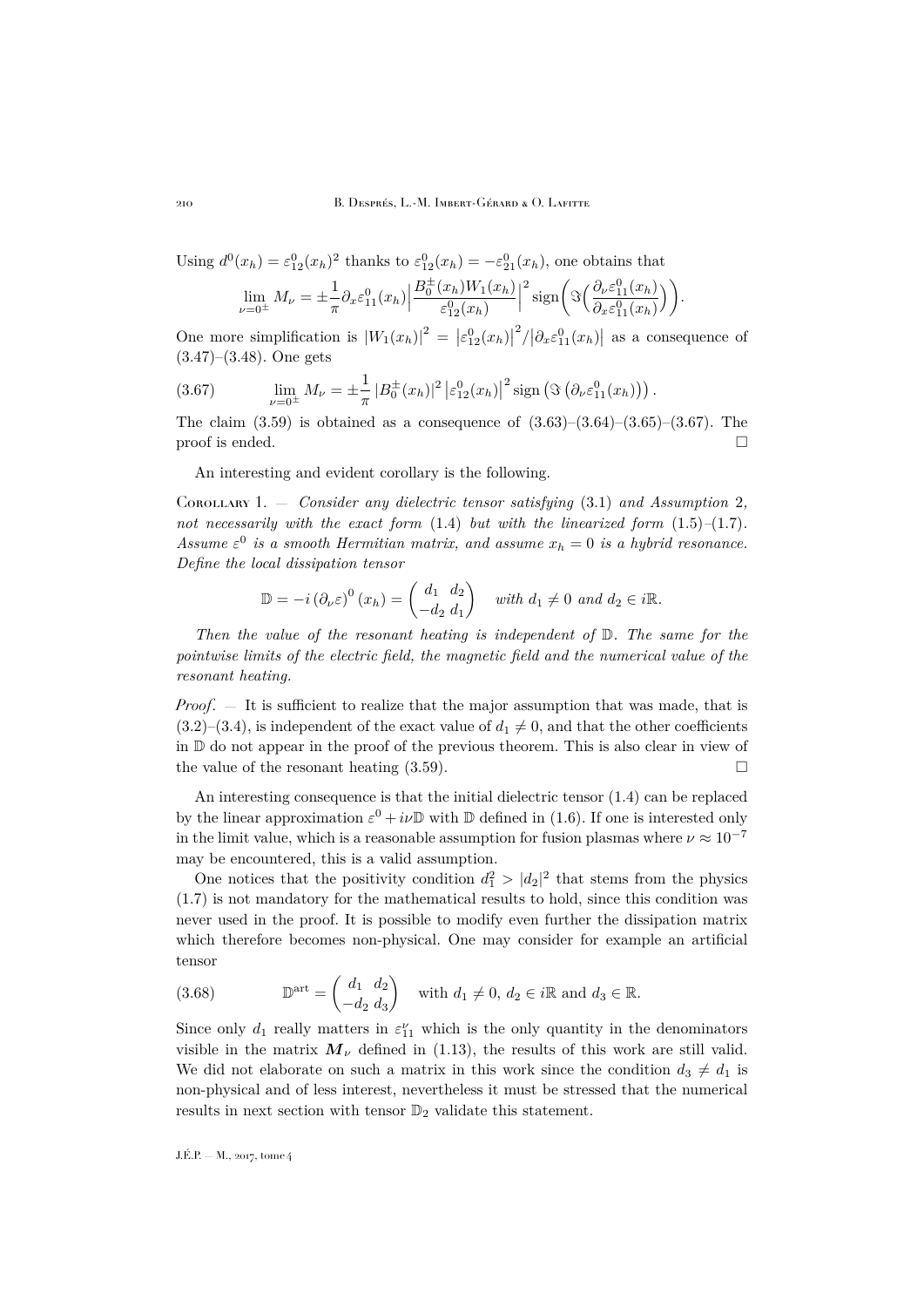Using $d^0(x_h) = \varepsilon_{12}^0(x_h)^2$ thanks to $\varepsilon_{12}^0(x_h) = -\varepsilon_{21}^0(x_h)$, one obtains that

$$\lim_{\nu=0^\pm} M_\nu = \pm\frac{1}{\pi}\partial_x\varepsilon_{11}^0(x_h)\Big|\frac{B_0^\pm(x_h)W_1(x_h)}{\varepsilon_{12}^0(x_h)}\Big|^2 \operatorname{sign}\Big(\Im\Big(\frac{\partial_\nu\varepsilon_{11}^0(x_h)}{\partial_x\varepsilon_{11}^0(x_h)}\Big)\Big).$$

One more simplification is $|W_1(x_h)|^2 = \left|\varepsilon_{12}^0(x_h)\right|^2/\left|\partial_x\varepsilon_{11}^0(x_h)\right|$ as a consequence of (3.47)–(3.48). One gets

$$\lim_{\nu=0^\pm} M_\nu = \pm\frac{1}{\pi}\left|B_0^\pm(x_h)\right|^2\left|\varepsilon_{12}^0(x_h)\right|^2 \operatorname{sign}\left(\Im\left(\partial_\nu\varepsilon_{11}^0(x_h)\right)\right). \tag{3.67}$$

The claim (3.59) is obtained as a consequence of (3.63)–(3.64)–(3.65)–(3.67). The proof is ended. □

An interesting and evident corollary is the following.

Corollary 1. — *Consider any dielectric tensor satisfying* (3.1) *and Assumption* 2, *not necessarily with the exact form* (1.4) *but with the linearized form* (1.5)–(1.7). *Assume* $\varepsilon^0$ *is a smooth Hermitian matrix, and assume* $x_h = 0$ *is a hybrid resonance. Define the local dissipation tensor*

$$\mathbb{D} = -i\left(\partial_\nu\varepsilon\right)^0(x_h) = \begin{pmatrix} d_1 & d_2 \\ -d_2 & d_1\end{pmatrix} \quad \textit{with } d_1 \neq 0 \textit{ and } d_2 \in i\mathbb{R}.$$

*Then the value of the resonant heating is independent of* $\mathbb{D}$. *The same for the pointwise limits of the electric field, the magnetic field and the numerical value of the resonant heating.*

*Proof*. — It is sufficient to realize that the major assumption that was made, that is (3.2)–(3.4), is independent of the exact value of $d_1 \neq 0$, and that the other coefficients in $\mathbb{D}$ do not appear in the proof of the previous theorem. This is also clear in view of the value of the resonant heating (3.59). □

An interesting consequence is that the initial dielectric tensor (1.4) can be replaced by the linear approximation $\varepsilon^0 + i\nu\mathbb{D}$ with $\mathbb{D}$ defined in (1.6). If one is interested only in the limit value, which is a reasonable assumption for fusion plasmas where $\nu \approx 10^{-7}$ may be encountered, this is a valid assumption.

One notices that the positivity condition $d_1^2 > |d_2|^2$ that stems from the physics (1.7) is not mandatory for the mathematical results to hold, since this condition was never used in the proof. It is possible to modify even further the dissipation matrix which therefore becomes non-physical. One may consider for example an artificial tensor

$$\mathbb{D}^{\mathrm{art}} = \begin{pmatrix} d_1 & d_2 \\ -d_2 & d_3\end{pmatrix} \quad \text{with } d_1 \neq 0,\ d_2 \in i\mathbb{R} \text{ and } d_3 \in \mathbb{R}. \tag{3.68}$$

Since only $d_1$ really matters in $\varepsilon_{11}^\nu$ which is the only quantity in the denominators visible in the matrix $\boldsymbol{M}_\nu$ defined in (1.13), the results of this work are still valid. We did not elaborate on such a matrix in this work since the condition $d_3 \neq d_1$ is non-physical and of less interest, nevertheless it must be stressed that the numerical results in next section with tensor $\mathbb{D}_2$ validate this statement.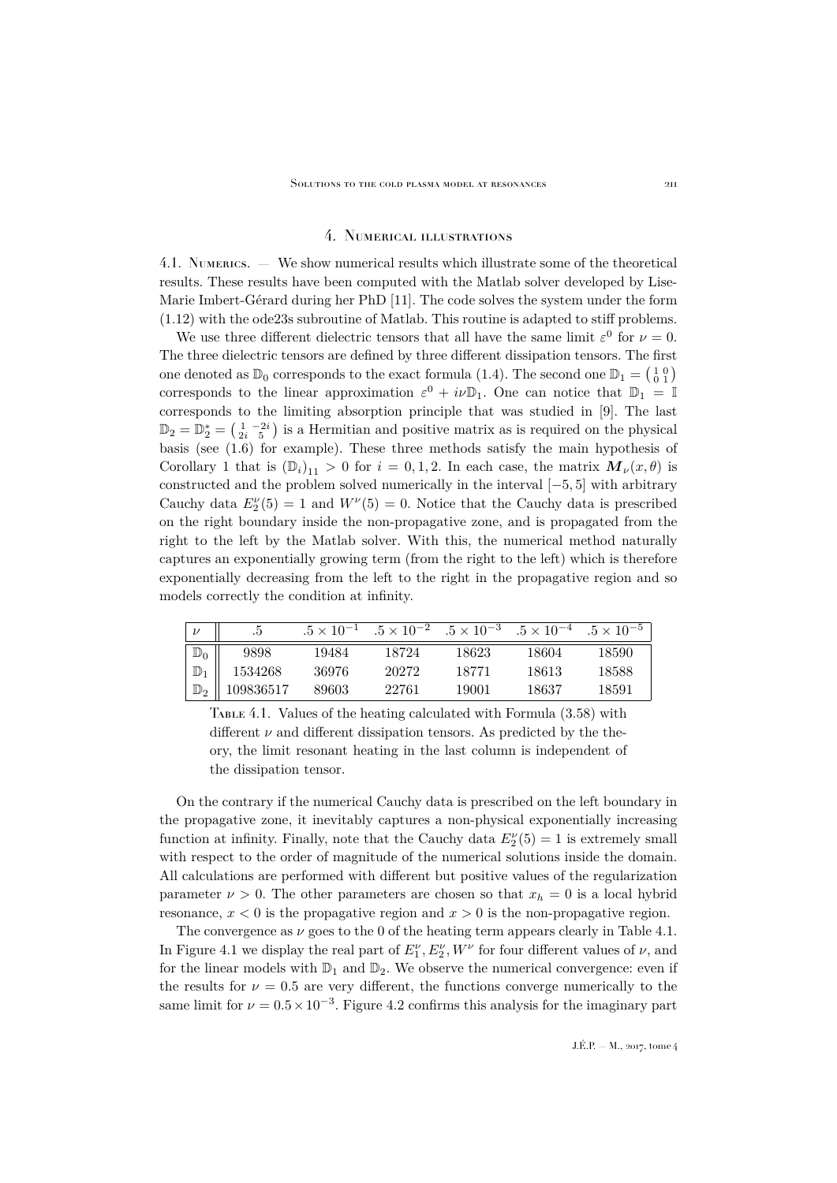## 4. Numerical illustrations

4.1. Numerics. — We show numerical results which illustrate some of the theoretical results. These results have been computed with the Matlab solver developed by Lise-Marie Imbert-Gérard during her PhD [11]. The code solves the system under the form (1.12) with the ode23s subroutine of Matlab. This routine is adapted to stiff problems.

We use three different dielectric tensors that all have the same limit $\varepsilon^0$ for $\nu = 0$. The three dielectric tensors are defined by three different dissipation tensors. The first one denoted as $\mathbb{D}_0$ corresponds to the exact formula (1.4). The second one $\mathbb{D}_1 = \left(\begin{smallmatrix} 1 & 0 \\ 0 & 1 \end{smallmatrix}\right)$ corresponds to the linear approximation $\varepsilon^0 + i\nu\mathbb{D}_1$. One can notice that $\mathbb{D}_1 = \mathbb{I}$ corresponds to the limiting absorption principle that was studied in [9]. The last $\mathbb{D}_2 = \mathbb{D}_2^* = \left(\begin{smallmatrix} 1 & -2i \\ 2i & 5 \end{smallmatrix}\right)$ is a Hermitian and positive matrix as is required on the physical basis (see (1.6) for example). These three methods satisfy the main hypothesis of Corollary 1 that is $(\mathbb{D}_i)_{11} > 0$ for $i = 0, 1, 2$. In each case, the matrix $\boldsymbol{M}_\nu(x, \theta)$ is constructed and the problem solved numerically in the interval $[-5, 5]$ with arbitrary Cauchy data $E_2^\nu(5) = 1$ and $W^\nu(5) = 0$. Notice that the Cauchy data is prescribed on the right boundary inside the non-propagative zone, and is propagated from the right to the left by the Matlab solver. With this, the numerical method naturally captures an exponentially growing term (from the right to the left) which is therefore exponentially decreasing from the left to the right in the propagative region and so models correctly the condition at infinity.

| $\nu$ | $.5$ | $.5 \times 10^{-1}$ | $.5 \times 10^{-2}$ | $.5 \times 10^{-3}$ | $.5 \times 10^{-4}$ | $.5 \times 10^{-5}$ |
|---|---|---|---|---|---|---|
| $\mathbb{D}_0$ | 9898 | 19484 | 18724 | 18623 | 18604 | 18590 |
| $\mathbb{D}_1$ | 1534268 | 36976 | 20272 | 18771 | 18613 | 18588 |
| $\mathbb{D}_2$ | 109836517 | 89603 | 22761 | 19001 | 18637 | 18591 |

Table 4.1. Values of the heating calculated with Formula (3.58) with different $\nu$ and different dissipation tensors. As predicted by the theory, the limit resonant heating in the last column is independent of the dissipation tensor.

On the contrary if the numerical Cauchy data is prescribed on the left boundary in the propagative zone, it inevitably captures a non-physical exponentially increasing function at infinity. Finally, note that the Cauchy data $E_2^\nu(5) = 1$ is extremely small with respect to the order of magnitude of the numerical solutions inside the domain. All calculations are performed with different but positive values of the regularization parameter $\nu > 0$. The other parameters are chosen so that $x_h = 0$ is a local hybrid resonance, $x < 0$ is the propagative region and $x > 0$ is the non-propagative region.

The convergence as $\nu$ goes to the 0 of the heating term appears clearly in Table 4.1. In Figure 4.1 we display the real part of $E_1^\nu, E_2^\nu, W^\nu$ for four different values of $\nu$, and for the linear models with $\mathbb{D}_1$ and $\mathbb{D}_2$. We observe the numerical convergence: even if the results for $\nu = 0.5$ are very different, the functions converge numerically to the same limit for $\nu = 0.5 \times 10^{-3}$. Figure 4.2 confirms this analysis for the imaginary part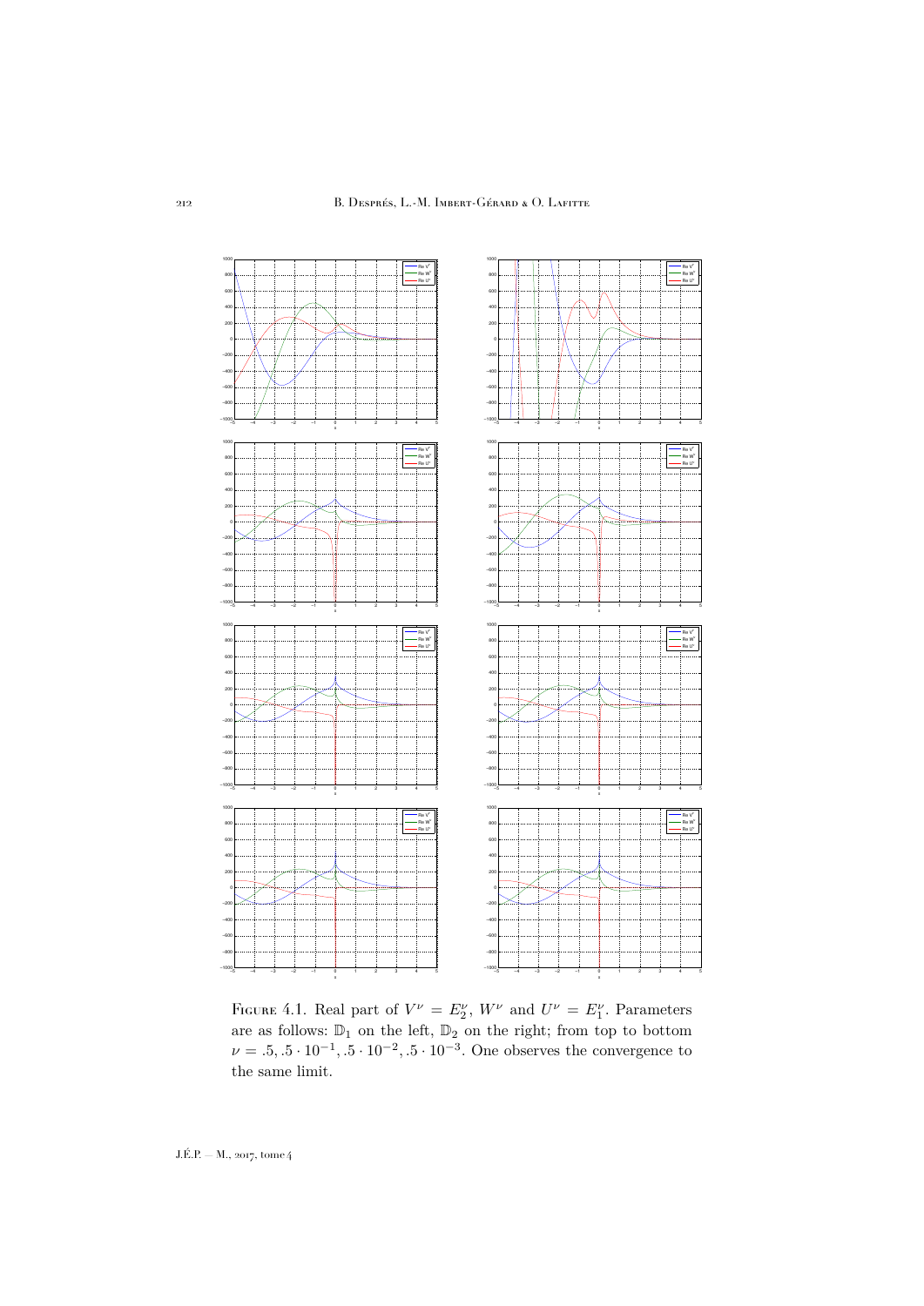Figure 4.1. Real part of $V^\nu = E_2^\nu$, $W^\nu$ and $U^\nu = E_1^\nu$. Parameters are as follows: $\mathbb{D}_1$ on the left, $\mathbb{D}_2$ on the right; from top to bottom $\nu = .5, .5 \cdot 10^{-1}, .5 \cdot 10^{-2}, .5 \cdot 10^{-3}$. One observes the convergence to the same limit.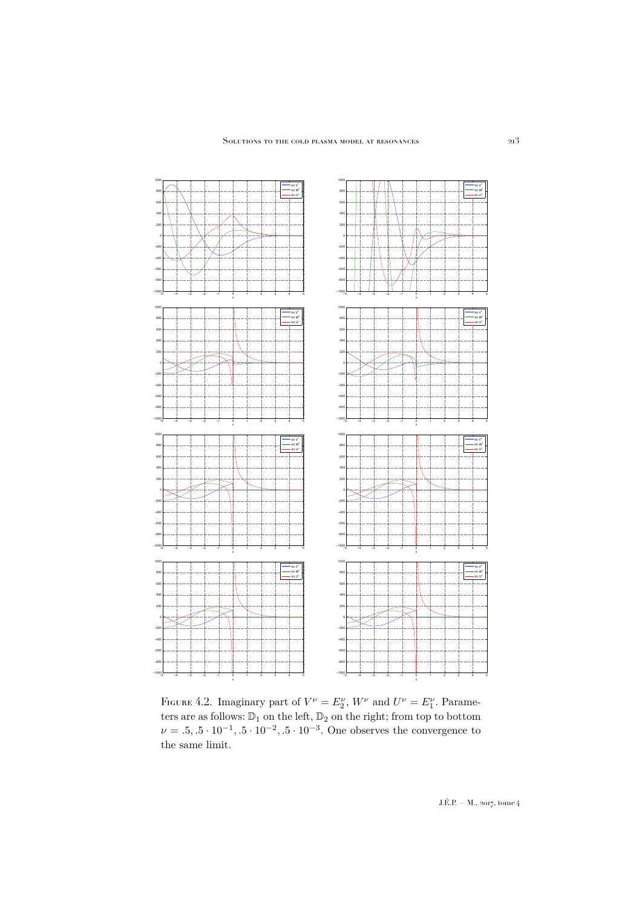Figure 4.2. Imaginary part of $V^\nu = E_2^\nu$, $W^\nu$ and $U^\nu = E_1^\nu$. Parameters are as follows: $\mathbb{D}_1$ on the left, $\mathbb{D}_2$ on the right; from top to bottom $\nu = .5, .5 \cdot 10^{-1}, .5 \cdot 10^{-2}, .5 \cdot 10^{-3}$. One observes the convergence to the same limit.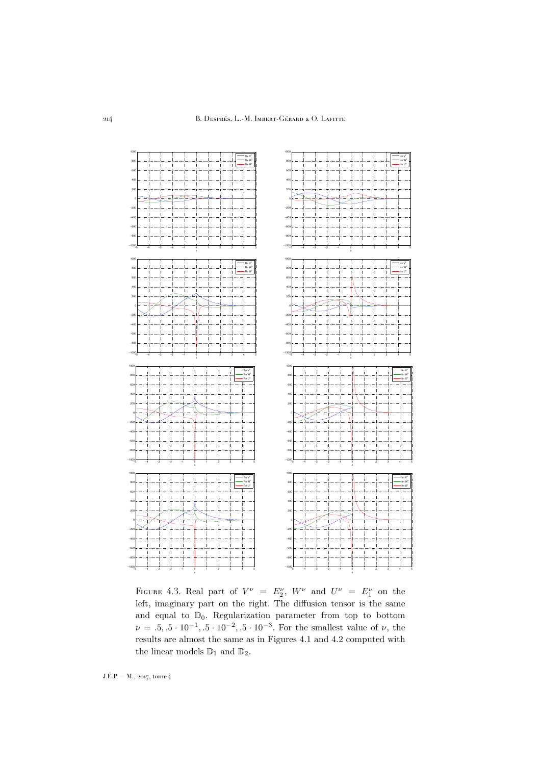Figure 4.3. Real part of $V^\nu = E_2^\nu$, $W^\nu$ and $U^\nu = E_1^\nu$ on the left, imaginary part on the right. The diffusion tensor is the same and equal to $\mathbb{D}_0$. Regularization parameter from top to bottom $\nu = .5, .5 \cdot 10^{-1}, .5 \cdot 10^{-2}, .5 \cdot 10^{-3}$. For the smallest value of $\nu$, the results are almost the same as in Figures 4.1 and 4.2 computed with the linear models $\mathbb{D}_1$ and $\mathbb{D}_2$.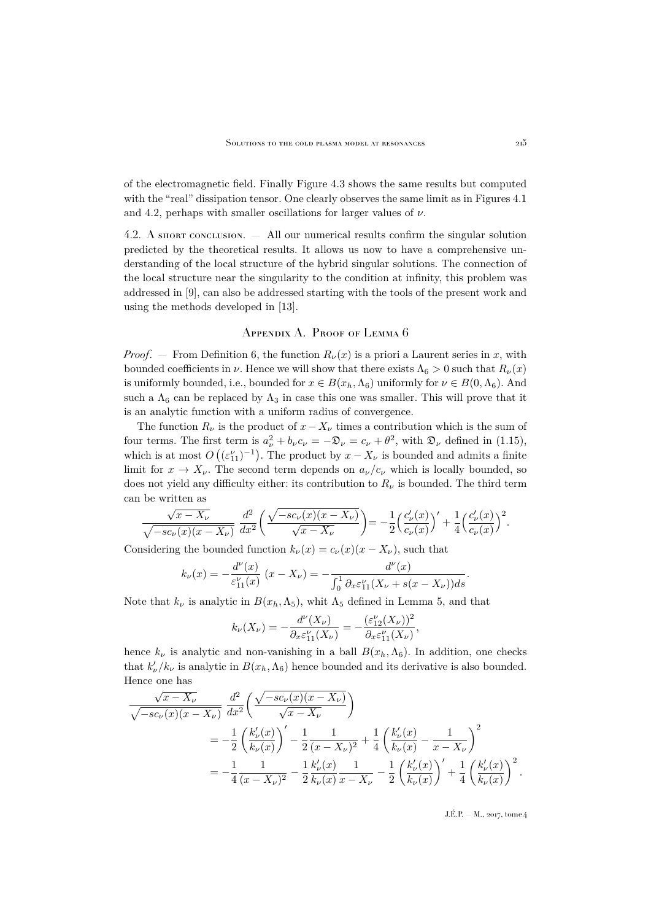of the electromagnetic field. Finally Figure 4.3 shows the same results but computed with the "real" dissipation tensor. One clearly observes the same limit as in Figures 4.1 and 4.2, perhaps with smaller oscillations for larger values of $\nu$.

4.2. A short conclusion. — All our numerical results confirm the singular solution predicted by the theoretical results. It allows us now to have a comprehensive understanding of the local structure of the hybrid singular solutions. The connection of the local structure near the singularity to the condition at infinity, this problem was addressed in [9], can also be addressed starting with the tools of the present work and using the methods developed in [13].

## Appendix A. Proof of Lemma 6

*Proof*. — From Definition 6, the function $R_\nu(x)$ is a priori a Laurent series in $x$, with bounded coefficients in $\nu$. Hence we will show that there exists $\Lambda_6 > 0$ such that $R_\nu(x)$ is uniformly bounded, i.e., bounded for $x \in B(x_h, \Lambda_6)$ uniformly for $\nu \in B(0, \Lambda_6)$. And such a $\Lambda_6$ can be replaced by $\Lambda_3$ in case this one was smaller. This will prove that it is an analytic function with a uniform radius of convergence.

The function $R_\nu$ is the product of $x - X_\nu$ times a contribution which is the sum of four terms. The first term is $a_\nu^2 + b_\nu c_\nu = -\mathfrak{D}_\nu = c_\nu + \theta^2$, with $\mathfrak{D}_\nu$ defined in (1.15), which is at most $O\left((\varepsilon_{11}^\nu)^{-1}\right)$. The product by $x - X_\nu$ is bounded and admits a finite limit for $x \to X_\nu$. The second term depends on $a_\nu / c_\nu$ which is locally bounded, so does not yield any difficulty either: its contribution to $R_\nu$ is bounded. The third term can be written as

$$\frac{\sqrt{x - X_\nu}}{\sqrt{-sc_\nu(x)(x - X_\nu)}} \, \frac{d^2}{dx^2}\left(\frac{\sqrt{-sc_\nu(x)(x - X_\nu)}}{\sqrt{x - X_\nu}}\right) = -\frac{1}{2}\left(\frac{c_\nu'(x)}{c_\nu(x)}\right)' + \frac{1}{4}\left(\frac{c_\nu'(x)}{c_\nu(x)}\right)^2.$$

Considering the bounded function $k_\nu(x) = c_\nu(x)(x - X_\nu)$, such that

$$k_\nu(x) = -\frac{d^\nu(x)}{\varepsilon_{11}^\nu(x)}\,(x - X_\nu) = -\frac{d^\nu(x)}{\int_0^1 \partial_x \varepsilon_{11}^\nu(X_\nu + s(x - X_\nu))ds}.$$

Note that $k_\nu$ is analytic in $B(x_h, \Lambda_5)$, whit $\Lambda_5$ defined in Lemma 5, and that

$$k_\nu(X_\nu) = -\frac{d^\nu(X_\nu)}{\partial_x \varepsilon_{11}^\nu(X_\nu)} = -\frac{(\varepsilon_{12}^\nu(X_\nu))^2}{\partial_x \varepsilon_{11}^\nu(X_\nu)},$$

hence $k_\nu$ is analytic and non-vanishing in a ball $B(x_h, \Lambda_6)$. In addition, one checks that $k_\nu'/k_\nu$ is analytic in $B(x_h, \Lambda_6)$ hence bounded and its derivative is also bounded. Hence one has

$$\begin{aligned}
\frac{\sqrt{x - X_\nu}}{\sqrt{-sc_\nu(x)(x - X_\nu)}} \, &\frac{d^2}{dx^2}\left(\frac{\sqrt{-sc_\nu(x)(x - X_\nu)}}{\sqrt{x - X_\nu}}\right) \\
&= -\frac{1}{2}\left(\frac{k_\nu'(x)}{k_\nu(x)}\right)' - \frac{1}{2}\frac{1}{(x - X_\nu)^2} + \frac{1}{4}\left(\frac{k_\nu'(x)}{k_\nu(x)} - \frac{1}{x - X_\nu}\right)^2 \\
&= -\frac{1}{4}\frac{1}{(x - X_\nu)^2} - \frac{1}{2}\frac{k_\nu'(x)}{k_\nu(x)}\frac{1}{x - X_\nu} - \frac{1}{2}\left(\frac{k_\nu'(x)}{k_\nu(x)}\right)' + \frac{1}{4}\left(\frac{k_\nu'(x)}{k_\nu(x)}\right)^2.
\end{aligned}$$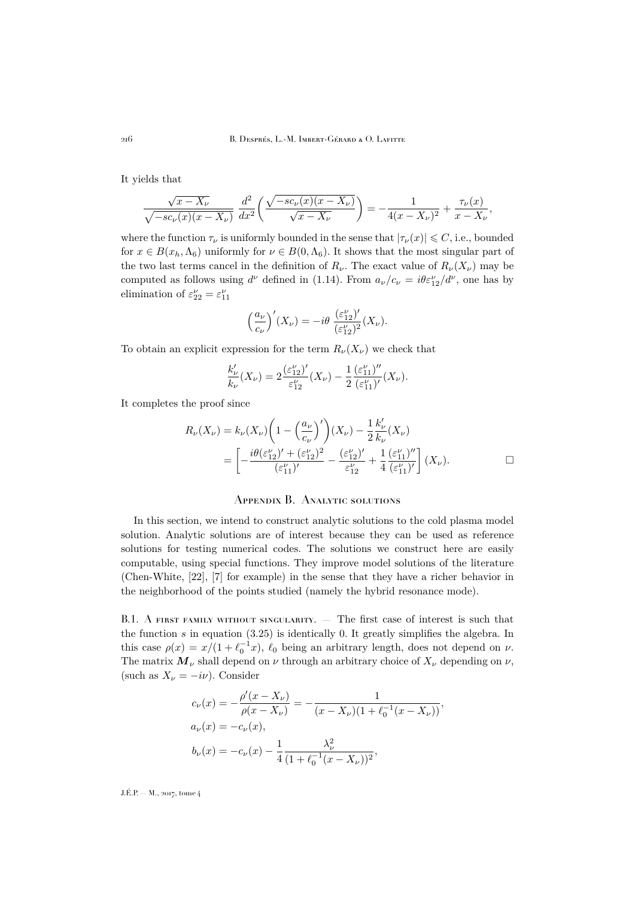It yields that

$$\frac{\sqrt{x-X_\nu}}{\sqrt{-sc_\nu(x)(x-X_\nu)}}\,\frac{d^2}{dx^2}\bigg(\frac{\sqrt{-sc_\nu(x)(x-X_\nu)}}{\sqrt{x-X_\nu}}\bigg)=-\frac{1}{4(x-X_\nu)^2}+\frac{\tau_\nu(x)}{x-X_\nu},$$

where the function $\tau_\nu$ is uniformly bounded in the sense that $|\tau_\nu(x)|\leqslant C$, i.e., bounded for $x\in B(x_h,\Lambda_6)$ uniformly for $\nu\in B(0,\Lambda_6)$. It shows that the most singular part of the two last terms cancel in the definition of $R_\nu$. The exact value of $R_\nu(X_\nu)$ may be computed as follows using $d^\nu$ defined in (1.14). From $a_\nu/c_\nu=i\theta\varepsilon_{12}^\nu/d^\nu$, one has by elimination of $\varepsilon_{22}^\nu=\varepsilon_{11}^\nu$

$$\Big(\frac{a_\nu}{c_\nu}\Big)'(X_\nu)=-i\theta\,\frac{(\varepsilon_{12}^\nu)'}{(\varepsilon_{12}^\nu)^2}(X_\nu).$$

To obtain an explicit expression for the term $R_\nu(X_\nu)$ we check that

$$\frac{k_\nu'}{k_\nu}(X_\nu)=2\frac{(\varepsilon_{12}^\nu)'}{\varepsilon_{12}^\nu}(X_\nu)-\frac{1}{2}\frac{(\varepsilon_{11}^\nu)''}{(\varepsilon_{11}^\nu)'}(X_\nu).$$

It completes the proof since

$$\begin{aligned}R_\nu(X_\nu)&=k_\nu(X_\nu)\bigg(1-\Big(\frac{a_\nu}{c_\nu}\Big)'\bigg)(X_\nu)-\frac{1}{2}\frac{k_\nu'}{k_\nu}(X_\nu)\\&=\bigg[-\frac{i\theta(\varepsilon_{12}^\nu)'+(\varepsilon_{12}^\nu)^2}{(\varepsilon_{11}^\nu)'}-\frac{(\varepsilon_{12}^\nu)'}{\varepsilon_{12}^\nu}+\frac{1}{4}\frac{(\varepsilon_{11}^\nu)''}{(\varepsilon_{11}^\nu)'}\bigg](X_\nu).\qquad\square\end{aligned}$$

## Appendix B. Analytic solutions

In this section, we intend to construct analytic solutions to the cold plasma model solution. Analytic solutions are of interest because they can be used as reference solutions for testing numerical codes. The solutions we construct here are easily computable, using special functions. They improve model solutions of the literature (Chen-White, [22], [7] for example) in the sense that they have a richer behavior in the neighborhood of the points studied (namely the hybrid resonance mode).

B.1. A first family without singularity. — The first case of interest is such that the function $s$ in equation (3.25) is identically 0. It greatly simplifies the algebra. In this case $\rho(x)=x/(1+\ell_0^{-1}x)$, $\ell_0$ being an arbitrary length, does not depend on $\nu$. The matrix $\boldsymbol{M}_\nu$ shall depend on $\nu$ through an arbitrary choice of $X_\nu$ depending on $\nu$, (such as $X_\nu=-i\nu$). Consider

$$\begin{aligned}c_\nu(x)&=-\frac{\rho'(x-X_\nu)}{\rho(x-X_\nu)}=-\frac{1}{(x-X_\nu)(1+\ell_0^{-1}(x-X_\nu))},\\a_\nu(x)&=-c_\nu(x),\\b_\nu(x)&=-c_\nu(x)-\frac{1}{4}\frac{\lambda_\nu^2}{(1+\ell_0^{-1}(x-X_\nu))^2},\end{aligned}$$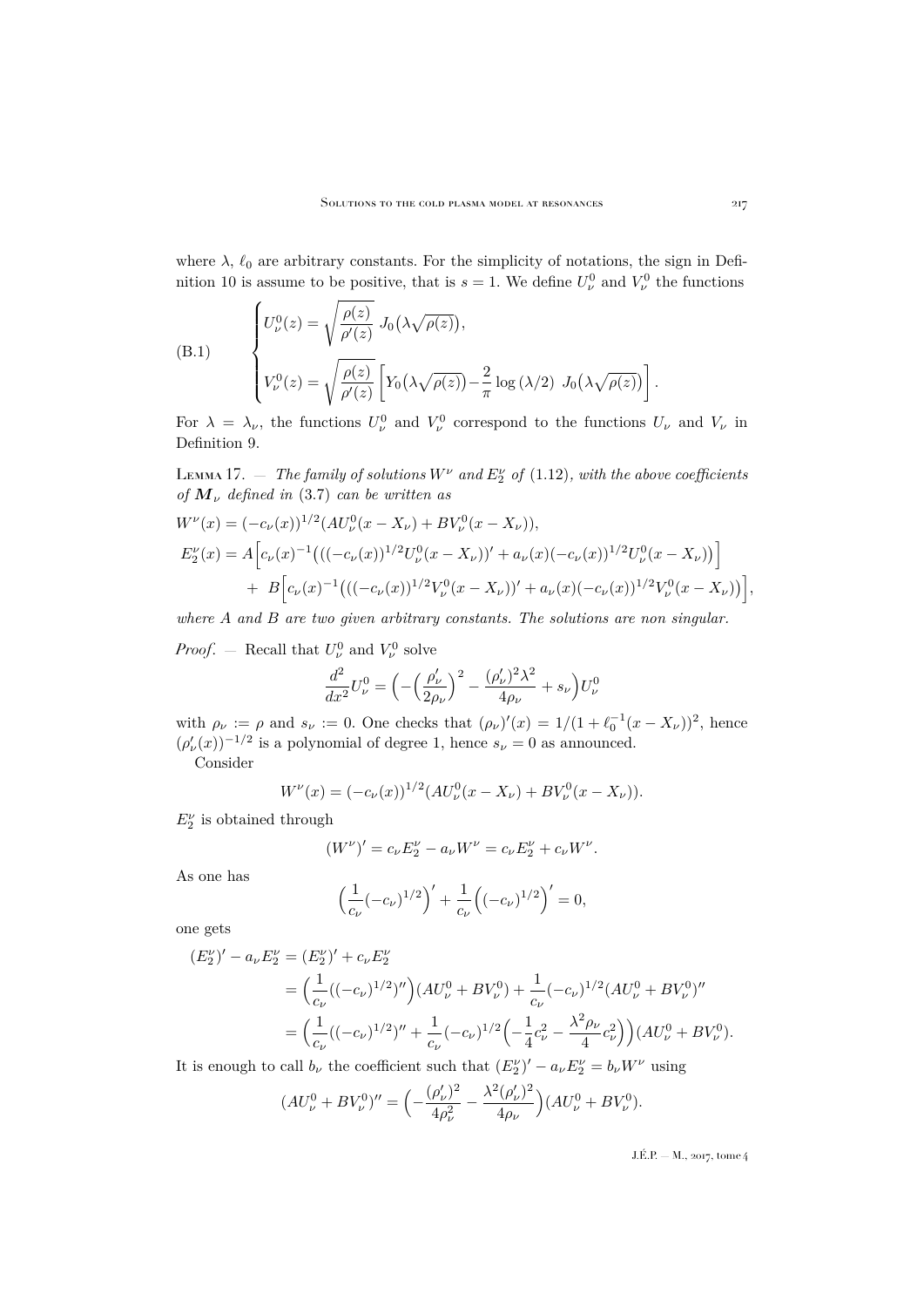where $\lambda$, $\ell_0$ are arbitrary constants. For the simplicity of notations, the sign in Definition 10 is assume to be positive, that is $s=1$. We define $U_\nu^0$ and $V_\nu^0$ the functions

$$
\text{(B.1)}\qquad
\begin{cases}
U_\nu^0(z) = \sqrt{\dfrac{\rho(z)}{\rho'(z)}}\ J_0\big(\lambda\sqrt{\rho(z)}\big),\\[2ex]
V_\nu^0(z) = \sqrt{\dfrac{\rho(z)}{\rho'(z)}}\left[Y_0\big(\lambda\sqrt{\rho(z)}\big) - \dfrac{2}{\pi}\log\left(\lambda/2\right)\ J_0\big(\lambda\sqrt{\rho(z)}\big)\right].
\end{cases}
$$

For $\lambda = \lambda_\nu$, the functions $U_\nu^0$ and $V_\nu^0$ correspond to the functions $U_\nu$ and $V_\nu$ in Definition 9.

Lemma 17. — *The family of solutions $W^\nu$ and $E_2^\nu$ of* (1.12)*, with the above coefficients of $\boldsymbol{M}_\nu$ defined in* (3.7) *can be written as*

$$
\begin{aligned}
W^\nu(x) &= (-c_\nu(x))^{1/2}(AU_\nu^0(x-X_\nu) + BV_\nu^0(x-X_\nu)),\\
E_2^\nu(x) &= A\Big[c_\nu(x)^{-1}\big(((-c_\nu(x))^{1/2}U_\nu^0(x-X_\nu))' + a_\nu(x)(-c_\nu(x))^{1/2}U_\nu^0(x-X_\nu)\big)\Big]\\
&\quad +\ B\Big[c_\nu(x)^{-1}\big(((-c_\nu(x))^{1/2}V_\nu^0(x-X_\nu))' + a_\nu(x)(-c_\nu(x))^{1/2}V_\nu^0(x-X_\nu)\big)\Big],
\end{aligned}
$$

*where $A$ and $B$ are two given arbitrary constants. The solutions are non singular.*

*Proof*. — Recall that $U_\nu^0$ and $V_\nu^0$ solve

$$
\frac{d^2}{dx^2}U_\nu^0 = \Big(-\Big(\frac{\rho_\nu'}{2\rho_\nu}\Big)^2 - \frac{(\rho_\nu')^2\lambda^2}{4\rho_\nu} + s_\nu\Big)U_\nu^0
$$

with $\rho_\nu := \rho$ and $s_\nu := 0$. One checks that $(\rho_\nu)'(x) = 1/(1+\ell_0^{-1}(x-X_\nu))^2$, hence $(\rho_\nu'(x))^{-1/2}$ is a polynomial of degree 1, hence $s_\nu = 0$ as announced.

Consider

$$
W^\nu(x) = (-c_\nu(x))^{1/2}(AU_\nu^0(x-X_\nu) + BV_\nu^0(x-X_\nu)).
$$

$E_2^\nu$ is obtained through

$$
(W^\nu)' = c_\nu E_2^\nu - a_\nu W^\nu = c_\nu E_2^\nu + c_\nu W^\nu.
$$

As one has

$$
\Big(\frac{1}{c_\nu}(-c_\nu)^{1/2}\Big)' + \frac{1}{c_\nu}\Big((-c_\nu)^{1/2}\Big)' = 0,
$$

one gets

$$
\begin{aligned}
(E_2^\nu)' - a_\nu E_2^\nu &= (E_2^\nu)' + c_\nu E_2^\nu\\
&= \Big(\frac{1}{c_\nu}((-c_\nu)^{1/2})''\Big)(AU_\nu^0 + BV_\nu^0) + \frac{1}{c_\nu}(-c_\nu)^{1/2}(AU_\nu^0 + BV_\nu^0)''\\
&= \Big(\frac{1}{c_\nu}((-c_\nu)^{1/2})'' + \frac{1}{c_\nu}(-c_\nu)^{1/2}\Big(-\frac{1}{4}c_\nu^2 - \frac{\lambda^2\rho_\nu}{4}c_\nu^2\Big)\Big)(AU_\nu^0 + BV_\nu^0).
\end{aligned}
$$

It is enough to call $b_\nu$ the coefficient such that $(E_2^\nu)' - a_\nu E_2^\nu = b_\nu W^\nu$ using

$$
(AU_\nu^0 + BV_\nu^0)'' = \Big(-\frac{(\rho_\nu')^2}{4\rho_\nu^2} - \frac{\lambda^2(\rho_\nu')^2}{4\rho_\nu}\Big)(AU_\nu^0 + BV_\nu^0).
$$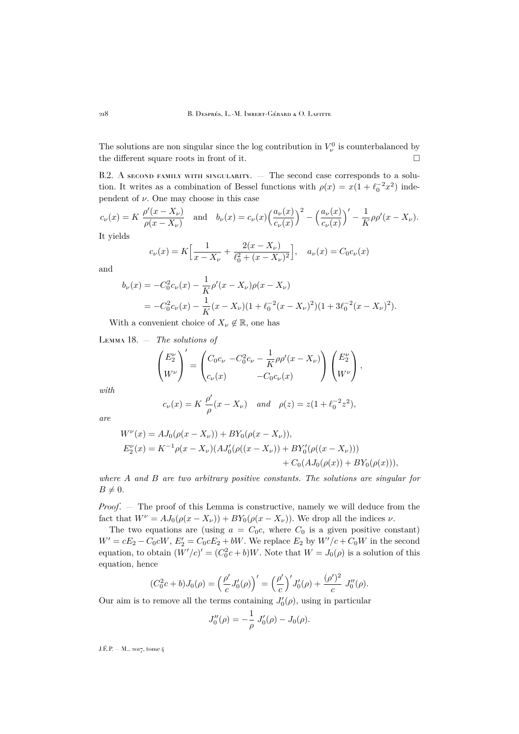The solutions are non singular since the log contribution in $V_\nu^0$ is counterbalanced by the different square roots in front of it. $\square$

B.2. A second family with singularity. — The second case corresponds to a solution. It writes as a combination of Bessel functions with $\rho(x) = x(1+\ell_0^{-2}x^2)$ independent of $\nu$. One may choose in this case

$$c_\nu(x) = K\,\frac{\rho'(x-X_\nu)}{\rho(x-X_\nu)} \quad \text{and} \quad b_\nu(x) = c_\nu(x)\Big(\frac{a_\nu(x)}{c_\nu(x)}\Big)^2 - \Big(\frac{a_\nu(x)}{c_\nu(x)}\Big)' - \frac{1}{K}\rho\rho'(x-X_\nu).$$

It yields

$$c_\nu(x) = K\Big[\frac{1}{x-X_\nu} + \frac{2(x-X_\nu)}{\ell_0^2+(x-X_\nu)^2}\Big], \quad a_\nu(x) = C_0 c_\nu(x)$$

and

$$\begin{aligned}
b_\nu(x) &= -C_0^2 c_\nu(x) - \frac{1}{K}\rho'(x-X_\nu)\rho(x-X_\nu)\\
&= -C_0^2 c_\nu(x) - \frac{1}{K}(x-X_\nu)(1+\ell_0^{-2}(x-X_\nu)^2)(1+3\ell_0^{-2}(x-X_\nu)^2).
\end{aligned}$$

With a convenient choice of $X_\nu \notin \mathbb{R}$, one has

Lemma 18. — *The solutions of*

$$\begin{pmatrix} E_2^\nu \\ W^\nu \end{pmatrix}' = \begin{pmatrix} C_0 c_\nu & -C_0^2 c_\nu - \dfrac{1}{K}\rho\rho'(x-X_\nu) \\ c_\nu(x) & -C_0 c_\nu(x) \end{pmatrix} \begin{pmatrix} E_2^\nu \\ W^\nu \end{pmatrix},$$

*with*

$$c_\nu(x) = K\,\frac{\rho'}{\rho}(x-X_\nu) \quad \text{and} \quad \rho(z) = z(1+\ell_0^{-2}z^2),$$

*are*

$$\begin{aligned}
W^\nu(x) &= AJ_0(\rho(x-X_\nu)) + BY_0(\rho(x-X_\nu)),\\
E_2^\nu(x) &= K^{-1}\rho(x-X_\nu)(AJ_0'(\rho((x-X_\nu)) + BY_0'(\rho((x-X_\nu)))\\
&\qquad\qquad + C_0(AJ_0(\rho(x)) + BY_0(\rho(x))),
\end{aligned}$$

*where $A$ and $B$ are two arbitrary positive constants. The solutions are singular for $B \neq 0$.*

*Proof*. — The proof of this Lemma is constructive, namely we will deduce from the fact that $W^\nu = AJ_0(\rho(x-X_\nu)) + BY_0(\rho(x-X_\nu))$. We drop all the indices $\nu$.

The two equations are (using $a = C_0 c$, where $C_0$ is a given positive constant) $W' = cE_2 - C_0 cW$, $E_2' = C_0 cE_2 + bW$. We replace $E_2$ by $W'/c + C_0 W$ in the second equation, to obtain $(W'/c)' = (C_0^2 c + b)W$. Note that $W = J_0(\rho)$ is a solution of this equation, hence

$$(C_0^2 c + b)J_0(\rho) = \Big(\frac{\rho'}{c}J_0'(\rho)\Big)' = \Big(\frac{\rho'}{c}\Big)' J_0'(\rho) + \frac{(\rho')^2}{c}\;J_0''(\rho).$$

Our aim is to remove all the terms containing $J_0'(\rho)$, using in particular

$$J_0''(\rho) = -\frac{1}{\rho}\;J_0'(\rho) - J_0(\rho).$$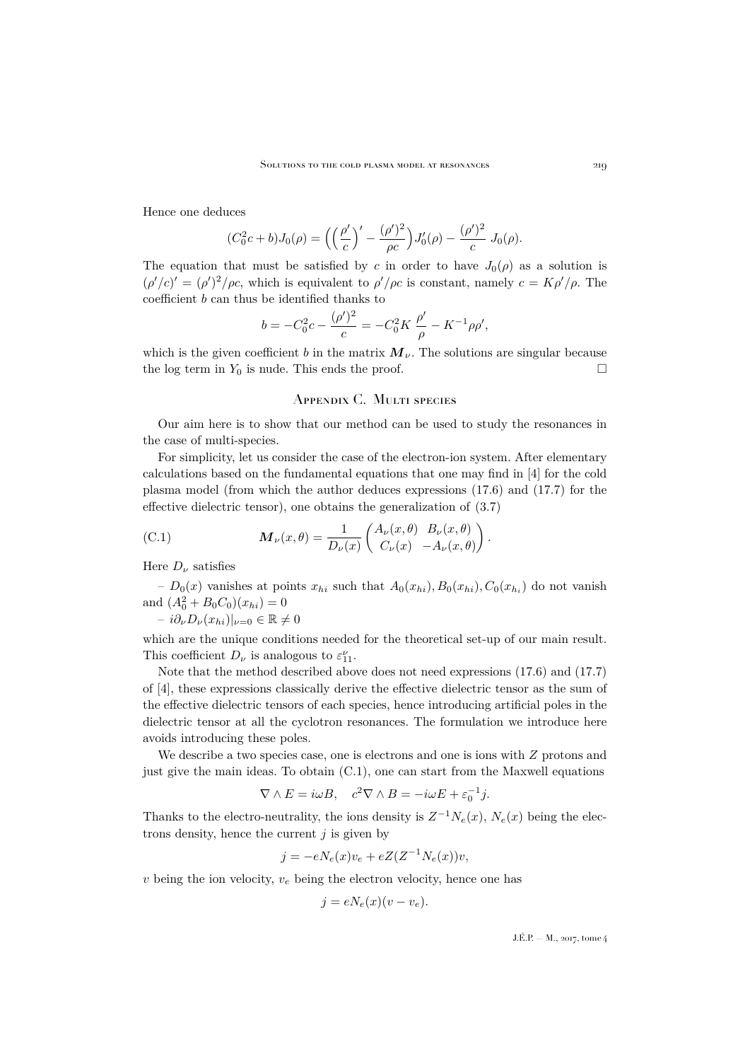Hence one deduces

$$(C_0^2 c + b)J_0(\rho) = \Big(\Big(\frac{\rho'}{c}\Big)' - \frac{(\rho')^2}{\rho c}\Big)J_0'(\rho) - \frac{(\rho')^2}{c}\, J_0(\rho).$$

The equation that must be satisfied by $c$ in order to have $J_0(\rho)$ as a solution is $(\rho'/c)' = (\rho')^2/\rho c$, which is equivalent to $\rho'/\rho c$ is constant, namely $c = K\rho'/\rho$. The coefficient $b$ can thus be identified thanks to

$$b = -C_0^2 c - \frac{(\rho')^2}{c} = -C_0^2 K\, \frac{\rho'}{\rho} - K^{-1}\rho\rho',$$

which is the given coefficient $b$ in the matrix $\boldsymbol{M}_\nu$. The solutions are singular because the log term in $Y_0$ is nude. This ends the proof. $\square$

## Appendix C. Multi species

Our aim here is to show that our method can be used to study the resonances in the case of multi-species.

For simplicity, let us consider the case of the electron-ion system. After elementary calculations based on the fundamental equations that one may find in [4] for the cold plasma model (from which the author deduces expressions (17.6) and (17.7) for the effective dielectric tensor), one obtains the generalization of (3.7)

$$\boldsymbol{M}_\nu(x,\theta) = \frac{1}{D_\nu(x)}\begin{pmatrix} A_\nu(x,\theta) & B_\nu(x,\theta) \\ C_\nu(x) & -A_\nu(x,\theta)\end{pmatrix}. \tag{C.1}$$

Here $D_\nu$ satisfies

– $D_0(x)$ vanishes at points $x_{hi}$ such that $A_0(x_{hi}), B_0(x_{hi}), C_0(x_{h_i})$ do not vanish and $(A_0^2 + B_0C_0)(x_{hi}) = 0$

– $i\partial_\nu D_\nu(x_{hi})|_{\nu=0} \in \mathbb{R} \neq 0$

which are the unique conditions needed for the theoretical set-up of our main result. This coefficient $D_\nu$ is analogous to $\varepsilon_{11}^\nu$.

Note that the method described above does not need expressions (17.6) and (17.7) of [4], these expressions classically derive the effective dielectric tensor as the sum of the effective dielectric tensors of each species, hence introducing artificial poles in the dielectric tensor at all the cyclotron resonances. The formulation we introduce here avoids introducing these poles.

We describe a two species case, one is electrons and one is ions with $Z$ protons and just give the main ideas. To obtain (C.1), one can start from the Maxwell equations

$$\nabla \wedge E = i\omega B, \quad c^2\nabla \wedge B = -i\omega E + \varepsilon_0^{-1} j.$$

Thanks to the electro-neutrality, the ions density is $Z^{-1}N_e(x)$, $N_e(x)$ being the electrons density, hence the current $j$ is given by

$$j = -eN_e(x)v_e + eZ(Z^{-1}N_e(x))v,$$

$v$ being the ion velocity, $v_e$ being the electron velocity, hence one has

$$j = eN_e(x)(v - v_e).$$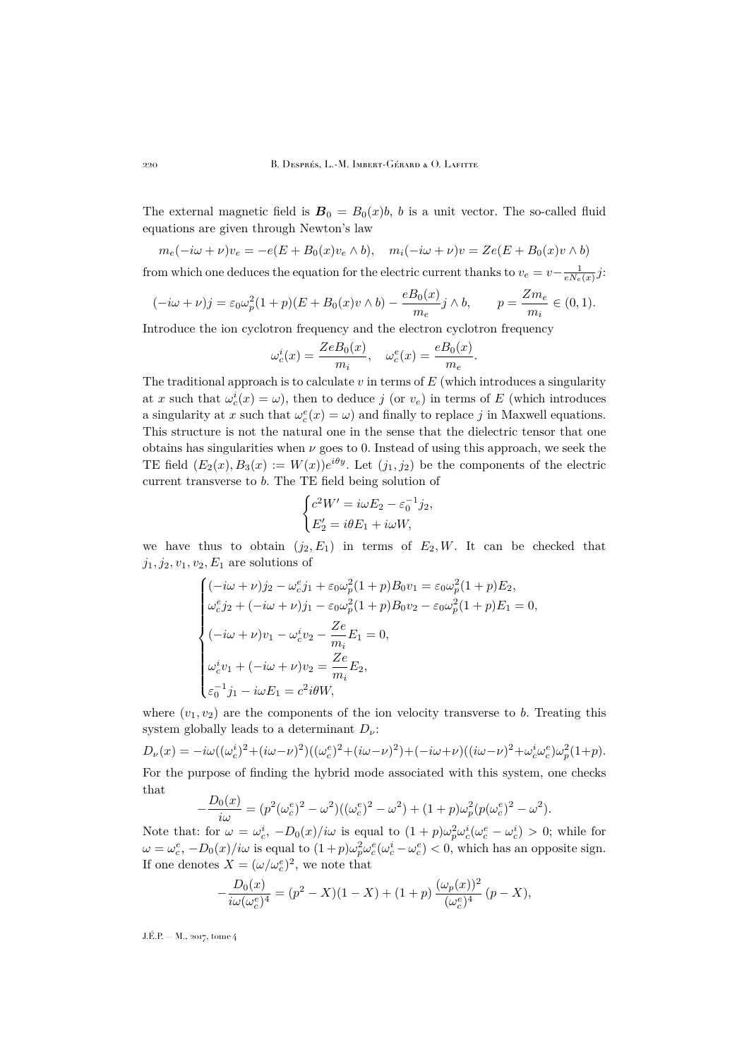The external magnetic field is $\boldsymbol{B}_0 = B_0(x)b$, $b$ is a unit vector. The so-called fluid equations are given through Newton's law

$$m_e(-i\omega + \nu)v_e = -e(E + B_0(x)v_e \wedge b), \quad m_i(-i\omega + \nu)v = Ze(E + B_0(x)v \wedge b)$$

from which one deduces the equation for the electric current thanks to $v_e = v - \frac{1}{eN_e(x)}j$:

$$(-i\omega + \nu)j = \varepsilon_0\omega_p^2(1+p)(E + B_0(x)v \wedge b) - \frac{eB_0(x)}{m_e}j \wedge b, \qquad p = \frac{Zm_e}{m_i} \in (0,1).$$

Introduce the ion cyclotron frequency and the electron cyclotron frequency

$$\omega_c^i(x) = \frac{ZeB_0(x)}{m_i}, \quad \omega_c^e(x) = \frac{eB_0(x)}{m_e}.$$

The traditional approach is to calculate $v$ in terms of $E$ (which introduces a singularity at $x$ such that $\omega_c^i(x) = \omega$), then to deduce $j$ (or $v_e$) in terms of $E$ (which introduces a singularity at $x$ such that $\omega_c^e(x) = \omega$) and finally to replace $j$ in Maxwell equations. This structure is not the natural one in the sense that the dielectric tensor that one obtains has singularities when $\nu$ goes to 0. Instead of using this approach, we seek the TE field $(E_2(x), B_3(x) := W(x))e^{i\theta y}$. Let $(j_1, j_2)$ be the components of the electric current transverse to $b$. The TE field being solution of

$$\begin{cases} c^2W' = i\omega E_2 - \varepsilon_0^{-1}j_2, \\ E_2' = i\theta E_1 + i\omega W, \end{cases}$$

we have thus to obtain $(j_2, E_1)$ in terms of $E_2, W$. It can be checked that $j_1, j_2, v_1, v_2, E_1$ are solutions of

$$\begin{cases} (-i\omega + \nu)j_2 - \omega_c^e j_1 + \varepsilon_0\omega_p^2(1+p)B_0v_1 = \varepsilon_0\omega_p^2(1+p)E_2, \\ \omega_c^e j_2 + (-i\omega + \nu)j_1 - \varepsilon_0\omega_p^2(1+p)B_0v_2 - \varepsilon_0\omega_p^2(1+p)E_1 = 0, \\ (-i\omega + \nu)v_1 - \omega_c^i v_2 - \dfrac{Ze}{m_i}E_1 = 0, \\ \omega_c^i v_1 + (-i\omega + \nu)v_2 = \dfrac{Ze}{m_i}E_2, \\ \varepsilon_0^{-1}j_1 - i\omega E_1 = c^2 i\theta W, \end{cases}$$

where $(v_1, v_2)$ are the components of the ion velocity transverse to $b$. Treating this system globally leads to a determinant $D_\nu$:

$$D_\nu(x) = -i\omega((\omega_c^i)^2 + (i\omega - \nu)^2)((\omega_c^e)^2 + (i\omega - \nu)^2) + (-i\omega + \nu)((i\omega - \nu)^2 + \omega_c^i\omega_c^e)\omega_p^2(1+p).$$

For the purpose of finding the hybrid mode associated with this system, one checks that

$$-\frac{D_0(x)}{i\omega} = (p^2(\omega_c^e)^2 - \omega^2)((\omega_c^e)^2 - \omega^2) + (1+p)\omega_p^2(p(\omega_c^e)^2 - \omega^2).$$

Note that: for $\omega = \omega_c^i$, $-D_0(x)/i\omega$ is equal to $(1+p)\omega_p^2\omega_c^i(\omega_c^e - \omega_c^i) > 0$; while for $\omega = \omega_c^e$, $-D_0(x)/i\omega$ is equal to $(1+p)\omega_p^2\omega_c^e(\omega_c^i - \omega_c^e) < 0$, which has an opposite sign. If one denotes $X = (\omega/\omega_c^e)^2$, we note that

$$-\frac{D_0(x)}{i\omega(\omega_c^e)^4} = (p^2 - X)(1 - X) + (1+p)\,\frac{(\omega_p(x))^2}{(\omega_c^e)^4}\,(p - X),$$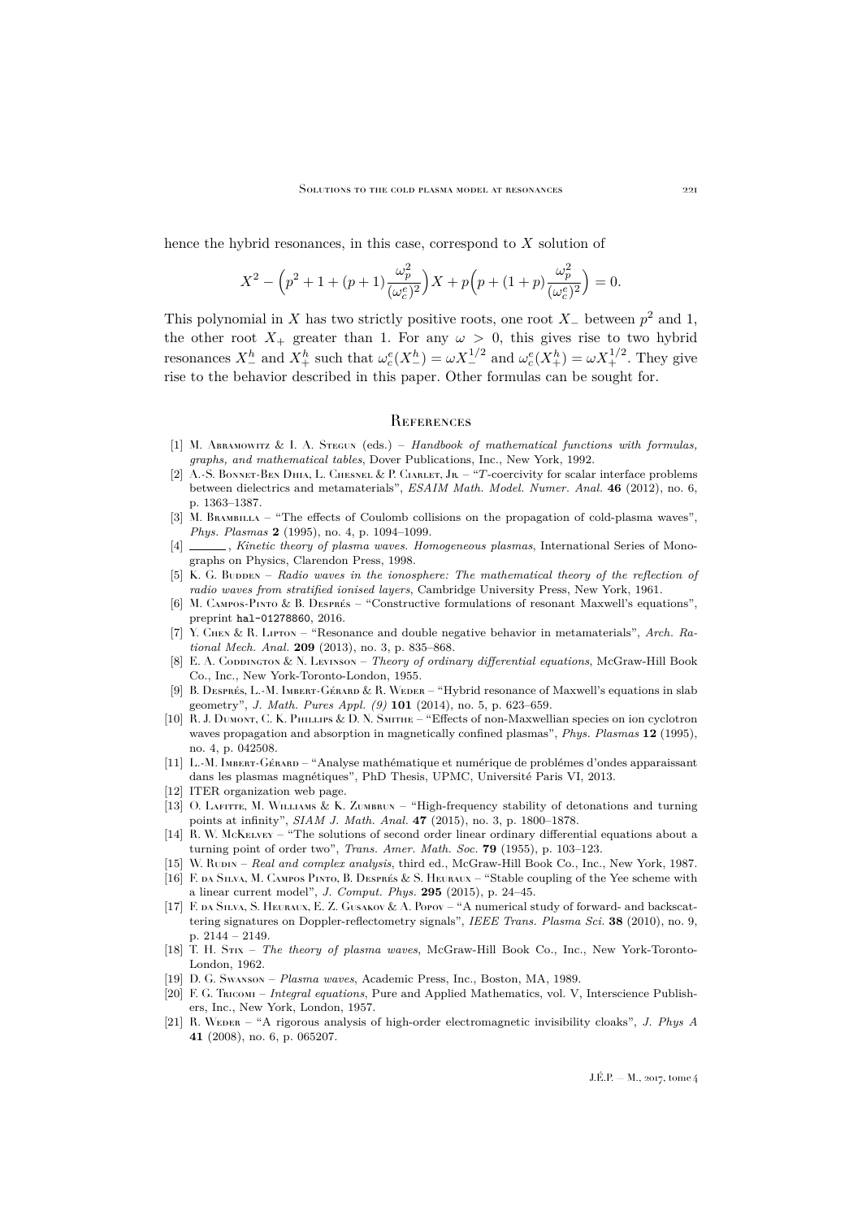hence the hybrid resonances, in this case, correspond to $X$ solution of

$$X^2 - \Big(p^2 + 1 + (p+1)\frac{\omega_p^2}{(\omega_c^e)^2}\Big)X + p\Big(p + (1+p)\frac{\omega_p^2}{(\omega_c^e)^2}\Big) = 0.$$

This polynomial in $X$ has two strictly positive roots, one root $X_-$ between $p^2$ and 1, the other root $X_+$ greater than 1. For any $\omega > 0$, this gives rise to two hybrid resonances $X_-^h$ and $X_+^h$ such that $\omega_c^e(X_-^h) = \omega X_-^{1/2}$ and $\omega_c^e(X_+^h) = \omega X_+^{1/2}$. They give rise to the behavior described in this paper. Other formulas can be sought for.

## References

[1] M. Abramowitz & I. A. Stegun (eds.) – *Handbook of mathematical functions with formulas, graphs, and mathematical tables*, Dover Publications, Inc., New York, 1992.

[2] A.-S. Bonnet-Ben Dhia, L. Chesnel & P. Ciarlet, Jr. – "$T$-coercivity for scalar interface problems between dielectrics and metamaterials", *ESAIM Math. Model. Numer. Anal.* **46** (2012), no. 6, p. 1363–1387.

[3] M. Brambilla – "The effects of Coulomb collisions on the propagation of cold-plasma waves", *Phys. Plasmas* **2** (1995), no. 4, p. 1094–1099.

[4] ______, *Kinetic theory of plasma waves. Homogeneous plasmas*, International Series of Monographs on Physics, Clarendon Press, 1998.

[5] K. G. Budden – *Radio waves in the ionosphere: The mathematical theory of the reflection of radio waves from stratified ionised layers*, Cambridge University Press, New York, 1961.

[6] M. Campos-Pinto & B. Després – "Constructive formulations of resonant Maxwell's equations", preprint hal-01278860, 2016.

[7] Y. Chen & R. Lipton – "Resonance and double negative behavior in metamaterials", *Arch. Rational Mech. Anal.* **209** (2013), no. 3, p. 835–868.

[8] E. A. Coddington & N. Levinson – *Theory of ordinary differential equations*, McGraw-Hill Book Co., Inc., New York-Toronto-London, 1955.

[9] B. Després, L.-M. Imbert-Gérard & R. Weder – "Hybrid resonance of Maxwell's equations in slab geometry", *J. Math. Pures Appl. (9)* **101** (2014), no. 5, p. 623–659.

[10] R. J. Dumont, C. K. Phillips & D. N. Smithe – "Effects of non-Maxwellian species on ion cyclotron waves propagation and absorption in magnetically confined plasmas", *Phys. Plasmas* **12** (1995), no. 4, p. 042508.

[11] L.-M. Imbert-Gérard – "Analyse mathématique et numérique de problémes d'ondes apparaissant dans les plasmas magnétiques", PhD Thesis, UPMC, Université Paris VI, 2013.

[12] ITER organization web page.

[13] O. Lafitte, M. Williams & K. Zumbrun – "High-frequency stability of detonations and turning points at infinity", *SIAM J. Math. Anal.* **47** (2015), no. 3, p. 1800–1878.

[14] R. W. McKelvey – "The solutions of second order linear ordinary differential equations about a turning point of order two", *Trans. Amer. Math. Soc.* **79** (1955), p. 103–123.

[15] W. Rudin – *Real and complex analysis*, third ed., McGraw-Hill Book Co., Inc., New York, 1987.

[16] F. da Silva, M. Campos Pinto, B. Després & S. Heuraux – "Stable coupling of the Yee scheme with a linear current model", *J. Comput. Phys.* **295** (2015), p. 24–45.

[17] F. da Silva, S. Heuraux, E. Z. Gusakov & A. Popov – "A numerical study of forward- and backscattering signatures on Doppler-reflectometry signals", *IEEE Trans. Plasma Sci.* **38** (2010), no. 9, p. 2144 – 2149.

[18] T. H. Stix – *The theory of plasma waves*, McGraw-Hill Book Co., Inc., New York-Toronto-London, 1962.

[19] D. G. Swanson – *Plasma waves*, Academic Press, Inc., Boston, MA, 1989.

[20] F. G. Tricomi – *Integral equations*, Pure and Applied Mathematics, vol. V, Interscience Publishers, Inc., New York, London, 1957.

[21] R. Weder – "A rigorous analysis of high-order electromagnetic invisibility cloaks", *J. Phys A* **41** (2008), no. 6, p. 065207.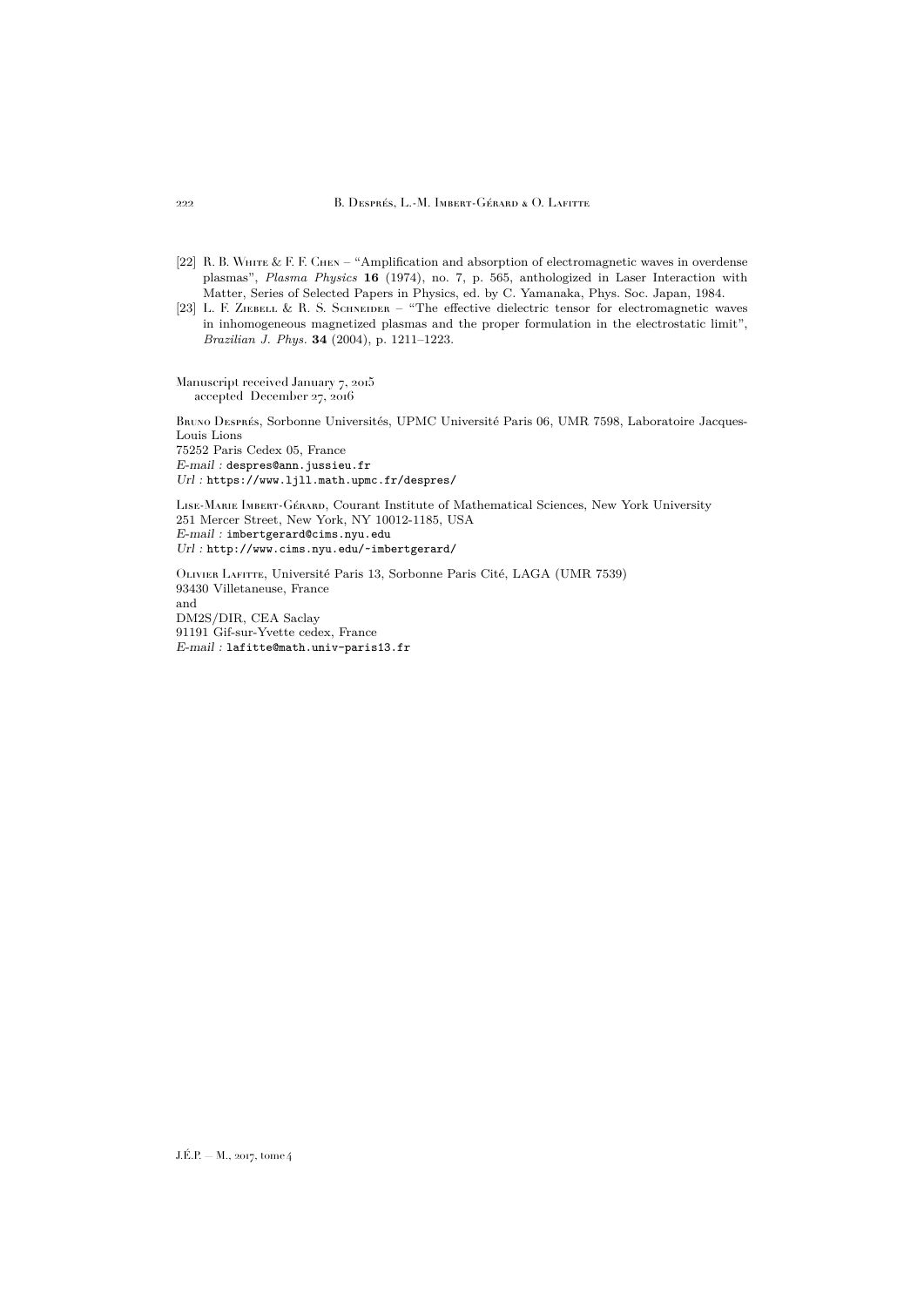[22] R. B. White & F. F. Chen – "Amplification and absorption of electromagnetic waves in overdense plasmas", *Plasma Physics* **16** (1974), no. 7, p. 565, anthologized in Laser Interaction with Matter, Series of Selected Papers in Physics, ed. by C. Yamanaka, Phys. Soc. Japan, 1984.

[23] L. F. Ziebell & R. S. Schneider – "The effective dielectric tensor for electromagnetic waves in inhomogeneous magnetized plasmas and the proper formulation in the electrostatic limit", *Brazilian J. Phys.* **34** (2004), p. 1211–1223.

Manuscript received January 7, 2015
accepted December 27, 2016

Bruno Després, Sorbonne Universités, UPMC Université Paris 06, UMR 7598, Laboratoire Jacques-Louis Lions
75252 Paris Cedex 05, France
*E-mail :* despres@ann.jussieu.fr
*Url :* https://www.ljll.math.upmc.fr/despres/

Lise-Marie Imbert-Gérard, Courant Institute of Mathematical Sciences, New York University
251 Mercer Street, New York, NY 10012-1185, USA
*E-mail :* imbertgerard@cims.nyu.edu
*Url :* http://www.cims.nyu.edu/~imbertgerard/

Olivier Lafitte, Université Paris 13, Sorbonne Paris Cité, LAGA (UMR 7539)
93430 Villetaneuse, France
and
DM2S/DIR, CEA Saclay
91191 Gif-sur-Yvette cedex, France
*E-mail :* lafitte@math.univ-paris13.fr